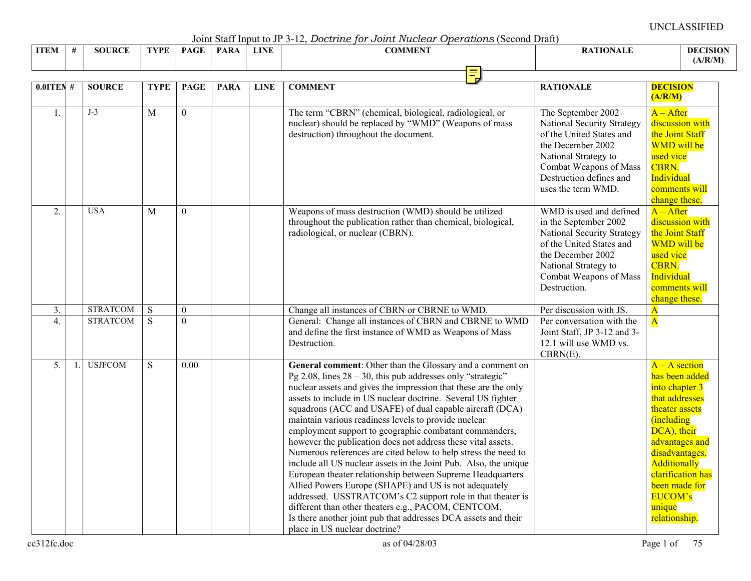UNCLASSIFIED

Joint Staff Input to JP 3-12, *Doctrine for Joint Nuclear Operations* (Second Draft)

| ITEM | # | SOURCE | TYPE | PAGE | PARA | LINE | COMMENT | RATIONALE | DECISION (A/R/M) |
|---|---|---|---|---|---|---|---|---|---|
| 1. | | J-3 | M | 0 | | | The term "CBRN" (chemical, biological, radiological, or nuclear) should be replaced by "WMD" (Weapons of mass destruction) throughout the document. | The September 2002 National Security Strategy of the United States and the December 2002 National Strategy to Combat Weapons of Mass Destruction defines and uses the term WMD. | A – After discussion with the Joint Staff WMD will be used vice CBRN. Individual comments will change these. |
| 2. | | USA | M | 0 | | | Weapons of mass destruction (WMD) should be utilized throughout the publication rather than chemical, biological, radiological, or nuclear (CBRN). | WMD is used and defined in the September 2002 National Security Strategy of the United States and the December 2002 National Strategy to Combat Weapons of Mass Destruction. | A – After discussion with the Joint Staff WMD will be used vice CBRN. Individual comments will change these. |
| 3. | | STRATCOM | S | 0 | | | Change all instances of CBRN or CBRNE to WMD. | Per discussion with JS. | A |
| 4. | | STRATCOM | S | 0 | | | General: Change all instances of CBRN and CBRNE to WMD and define the first instance of WMD as Weapons of Mass Destruction. | Per conversation with the Joint Staff, JP 3-12 and 3-12.1 will use WMD vs. CBRN(E). | A |
| 5. | 1. | USJFCOM | S | 0.00 | | | **General comment**: Other than the Glossary and a comment on Pg 2.08, lines 28 – 30, this pub addresses only "strategic" nuclear assets and gives the impression that these are the only assets to include in US nuclear doctrine. Several US fighter squadrons (ACC and USAFE) of dual capable aircraft (DCA) maintain various readiness levels to provide nuclear employment support to geographic combatant commanders, however the publication does not address these vital assets. Numerous references are cited below to help stress the need to include all US nuclear assets in the Joint Pub. Also, the unique European theater relationship between Supreme Headquarters Allied Powers Europe (SHAPE) and US is not adequately addressed. USSTRATCOM's C2 support role in that theater is different than other theaters e.g., PACOM, CENTCOM. Is there another joint pub that addresses DCA assets and their place in US nuclear doctrine? | | A – A section has been added into chapter 3 that addresses theater assets (including DCA), their advantages and disadvantages. Additionally clarification has been made for EUCOM's unique relationship. |

cc312fc.doc as of 04/28/03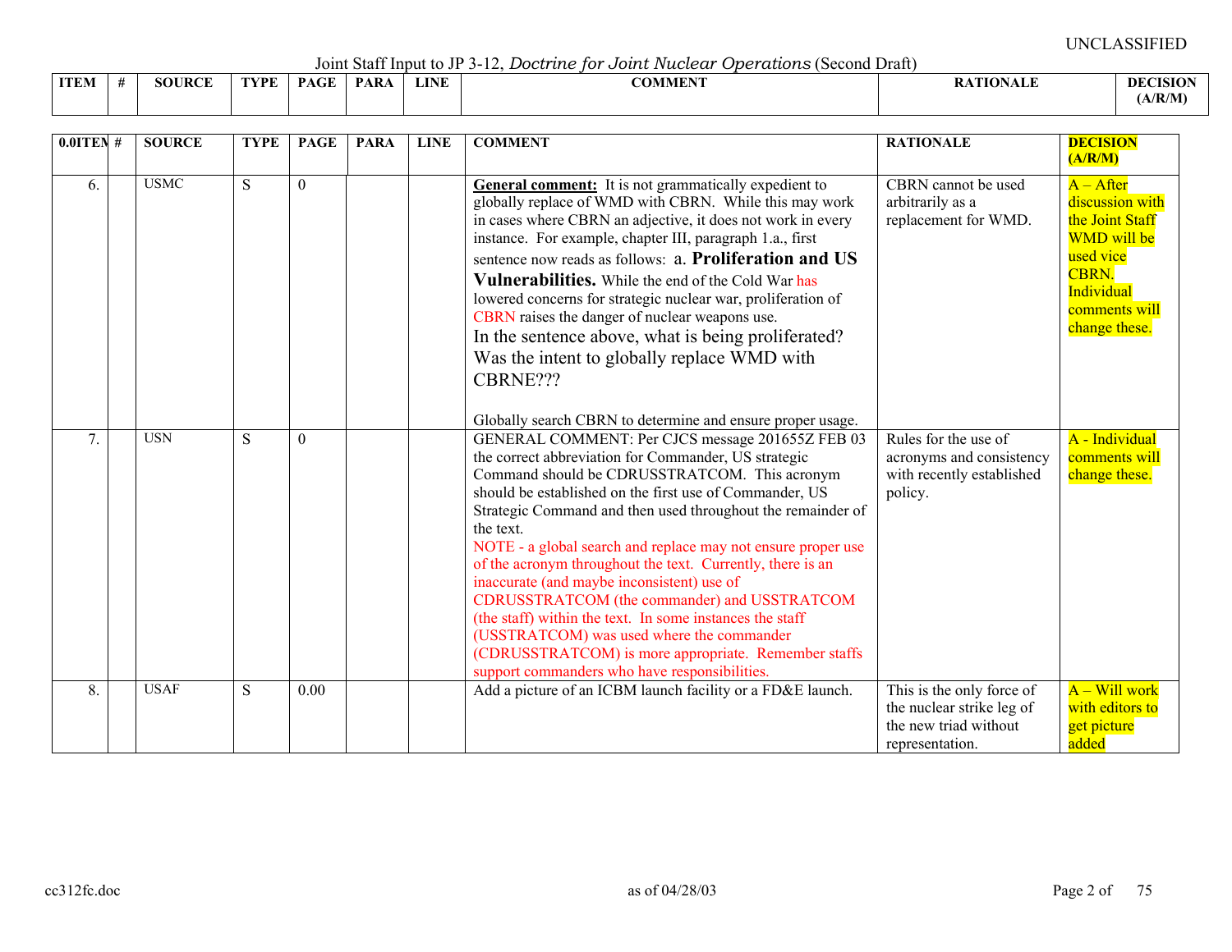UNCLASSIFIED

Joint Staff Input to JP 3-12, *Doctrine for Joint Nuclear Operations* (Second Draft)

| 0.0ITEM | # | SOURCE | TYPE | PAGE | PARA | LINE | COMMENT | RATIONALE | DECISION (A/R/M) |
|---|---|---|---|---|---|---|---|---|---|
| 6. | | USMC | S | 0 | | | **General comment:** It is not grammatically expedient to globally replace of WMD with CBRN. While this may work in cases where CBRN an adjective, it does not work in every instance. For example, chapter III, paragraph 1.a., first sentence now reads as follows: a. **Proliferation and US Vulnerabilities.** While the end of the Cold War has lowered concerns for strategic nuclear war, proliferation of CBRN raises the danger of nuclear weapons use. In the sentence above, what is being proliferated? Was the intent to globally replace WMD with CBRNE??? Globally search CBRN to determine and ensure proper usage. | CBRN cannot be used arbitrarily as a replacement for WMD. | A – After discussion with the Joint Staff WMD will be used vice CBRN. Individual comments will change these. |
| 7. | | USN | S | 0 | | | GENERAL COMMENT: Per CJCS message 201655Z FEB 03 the correct abbreviation for Commander, US strategic Command should be CDRUSSTRATCOM. This acronym should be established on the first use of Commander, US Strategic Command and then used throughout the remainder of the text. NOTE - a global search and replace may not ensure proper use of the acronym throughout the text. Currently, there is an inaccurate (and maybe inconsistent) use of CDRUSSTRATCOM (the commander) and USSTRATCOM (the staff) within the text. In some instances the staff (USSTRATCOM) was used where the commander (CDRUSSTRATCOM) is more appropriate. Remember staffs support commanders who have responsibilities. | Rules for the use of acronyms and consistency with recently established policy. | A - Individual comments will change these. |
| 8. | | USAF | S | 0.00 | | | Add a picture of an ICBM launch facility or a FD&E launch. | This is the only force of the nuclear strike leg of the new triad without representation. | A – Will work with editors to get picture added |

cc312fc.doc as of 04/28/03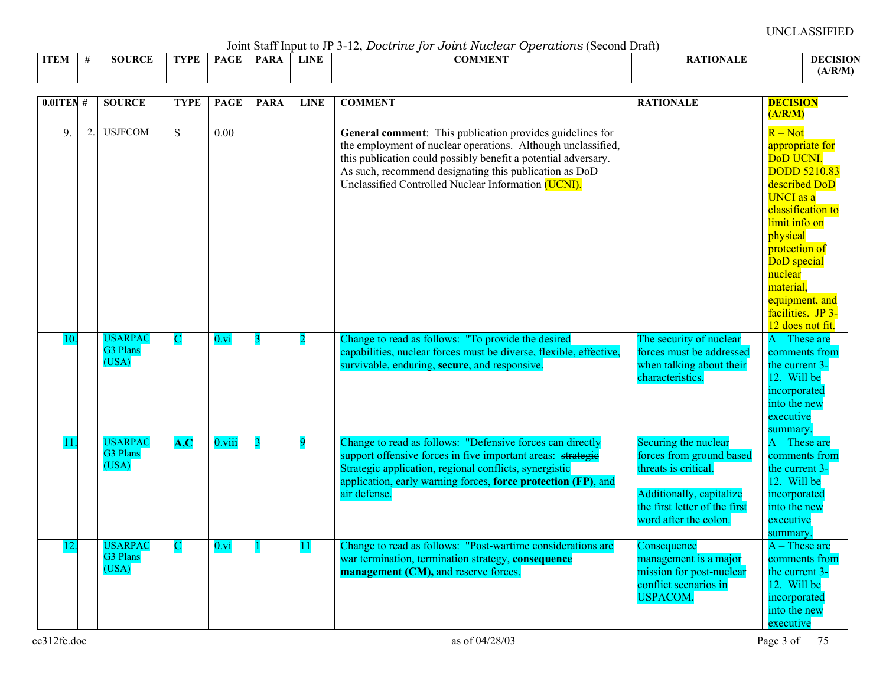UNCLASSIFIED

Joint Staff Input to JP 3-12, *Doctrine for Joint Nuclear Operations* (Second Draft)

| ITEM | # | SOURCE | TYPE | PAGE | PARA | LINE | COMMENT | RATIONALE | DECISION (A/R/M) |
|---|---|---|---|---|---|---|---|---|---|
| 9. | 2. | USJFCOM | S | 0.00 | | | **General comment**: This publication provides guidelines for the employment of nuclear operations. Although unclassified, this publication could possibly benefit a potential adversary. As such, recommend designating this publication as DoD Unclassified Controlled Nuclear Information (UCNI). | | R – Not appropriate for DoD UCNI. DODD 5210.83 described DoD UNCI as a classification to limit info on physical protection of DoD special nuclear material, equipment, and facilities. JP 3-12 does not fit. |
| 10. | | USARPAC G3 Plans (USA) | C | 0.vi | 3 | 2 | Change to read as follows: "To provide the desired capabilities, nuclear forces must be diverse, flexible, effective, survivable, enduring, **secure**, and responsive. | The security of nuclear forces must be addressed when talking about their characteristics. | A – These are comments from the current 3-12. Will be incorporated into the new executive summary. |
| 11. | | USARPAC G3 Plans (USA) | **A,C** | 0.viii | 3 | 9 | Change to read as follows: "Defensive forces can directly support offensive forces in five important areas: ~~strategic~~ Strategic application, regional conflicts, synergistic application, early warning forces, **force protection (FP)**, and air defense. | Securing the nuclear forces from ground based threats is critical.<br><br>Additionally, capitalize the first letter of the first word after the colon. | A – These are comments from the current 3-12. Will be incorporated into the new executive summary. |
| 12. | | USARPAC G3 Plans (USA) | C | 0.vi | 1 | 11 | Change to read as follows: "Post-wartime considerations are war termination, termination strategy, **consequence management (CM),** and reserve forces. | Consequence management is a major mission for post-nuclear conflict scenarios in USPACOM. | A – These are comments from the current 3-12. Will be incorporated into the new executive |

cc312fc.doc as of 04/28/03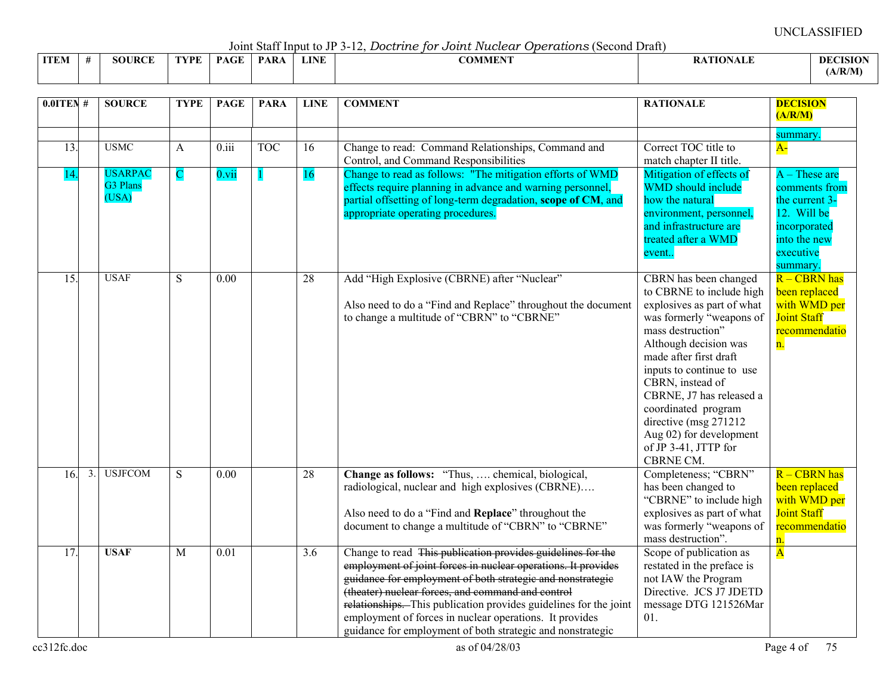UNCLASSIFIED

Joint Staff Input to JP 3-12, *Doctrine for Joint Nuclear Operations* (Second Draft)

| 0.0ITEM | # | SOURCE | TYPE | PAGE | PARA | LINE | COMMENT | RATIONALE | DECISION (A/R/M) |
|---|---|---|---|---|---|---|---|---|---|
| | | | | | | | | | summary. |
| 13. | | USMC | A | 0.iii | TOC | 16 | Change to read: Command Relationships, Command and Control, and Command Responsibilities | Correct TOC title to match chapter II title. | A- |
| 14. | | USARPAC G3 Plans (USA) | C | 0.vii | 1 | 16 | Change to read as follows: "The mitigation efforts of WMD effects require planning in advance and warning personnel, partial offsetting of long-term degradation, **scope of CM**, and appropriate operating procedures. | Mitigation of effects of WMD should include how the natural environment, personnel, and infrastructure are treated after a WMD event.. | A – These are comments from the current 3-12. Will be incorporated into the new executive summary. |
| 15. | | USAF | S | 0.00 | | 28 | Add "High Explosive (CBRNE) after "Nuclear"<br><br>Also need to do a "Find and Replace" throughout the document to change a multitude of "CBRN" to "CBRNE" | CBRN has been changed to CBRNE to include high explosives as part of what was formerly "weapons of mass destruction" Although decision was made after first draft inputs to continue to use CBRN, instead of CBRNE, J7 has released a coordinated program directive (msg 271212 Aug 02) for development of JP 3-41, JTTP for CBRNE CM. | R – CBRN has been replaced with WMD per Joint Staff recommendation. |
| 16. | 3. | USJFCOM | S | 0.00 | | 28 | **Change as follows:** "Thus, …. chemical, biological, radiological, nuclear and high explosives (CBRNE)….<br><br>Also need to do a "Find and **Replace**" throughout the document to change a multitude of "CBRN" to "CBRNE" | Completeness; "CBRN" has been changed to "CBRNE" to include high explosives as part of what was formerly "weapons of mass destruction". | R – CBRN has been replaced with WMD per Joint Staff recommendation. |
| 17. | | **USAF** | M | 0.01 | | 3.6 | Change to read ~~This publication provides guidelines for the employment of joint forces in nuclear operations. It provides guidance for employment of both strategic and nonstrategic (theater) nuclear forces, and command and control relationships.~~ This publication provides guidelines for the joint employment of forces in nuclear operations. It provides guidance for employment of both strategic and nonstrategic | Scope of publication as restated in the preface is not IAW the Program Directive. JCS J7 JDETD message DTG 121526Mar 01. | A |

cc312fc.doc as of 04/28/03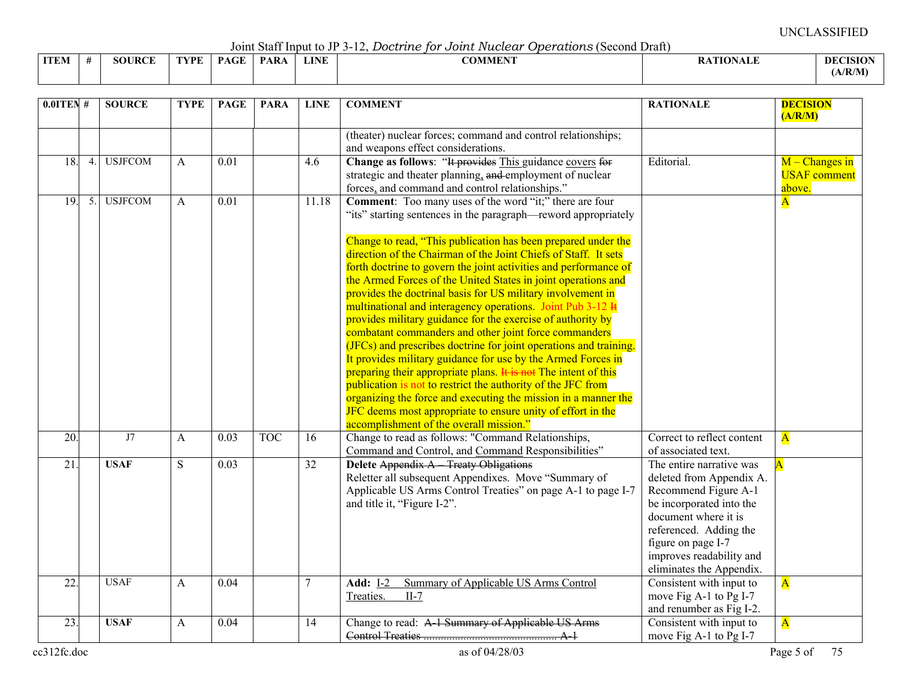UNCLASSIFIED

Joint Staff Input to JP 3-12, *Doctrine for Joint Nuclear Operations* (Second Draft)

| ITEM | # | SOURCE | TYPE | PAGE | PARA | LINE | COMMENT | RATIONALE | DECISION (A/R/M) |
|---|---|---|---|---|---|---|---|---|---|
| | | | | | | | (theater) nuclear forces; command and control relationships; and weapons effect considerations. | | |
| 18. | 4. | USJFCOM | A | 0.01 | | 4.6 | **Change as follows**: "~~It provides~~ This guidance covers ~~for~~ strategic and theater planning, ~~and~~ employment of nuclear forces, and command and control relationships." | Editorial. | M – Changes in USAF comment above. |
| 19. | 5. | USJFCOM | A | 0.01 | | 11.18 | **Comment**: Too many uses of the word "it;" there are four "its" starting sentences in the paragraph—reword appropriately<br><br>Change to read, "This publication has been prepared under the direction of the Chairman of the Joint Chiefs of Staff. It sets forth doctrine to govern the joint activities and performance of the Armed Forces of the United States in joint operations and provides the doctrinal basis for US military involvement in multinational and interagency operations. Joint Pub 3-12 ~~It~~ provides military guidance for the exercise of authority by combatant commanders and other joint force commanders (JFCs) and prescribes doctrine for joint operations and training. It provides military guidance for use by the Armed Forces in preparing their appropriate plans. ~~It is not~~ The intent of this publication is not to restrict the authority of the JFC from organizing the force and executing the mission in a manner the JFC deems most appropriate to ensure unity of effort in the accomplishment of the overall mission." | | A |
| 20. | | J7 | A | 0.03 | TOC | 16 | Change to read as follows: "Command Relationships, Command and Control, and Command Responsibilities" | Correct to reflect content of associated text. | A |
| 21. | | **USAF** | S | 0.03 | | 32 | **Delete** ~~Appendix A – Treaty Obligations~~<br>Reletter all subsequent Appendixes. Move "Summary of Applicable US Arms Control Treaties" on page A-1 to page I-7 and title it, "Figure I-2". | The entire narrative was deleted from Appendix A. Recommend Figure A-1 be incorporated into the document where it is referenced. Adding the figure on page I-7 improves readability and eliminates the Appendix. | A |
| 22. | | USAF | A | 0.04 | | 7 | **Add:** I-2 Summary of Applicable US Arms Control Treaties. II-7 | Consistent with input to move Fig A-1 to Pg I-7 and renumber as Fig I-2. | A |
| 23. | | **USAF** | A | 0.04 | | 14 | Change to read: ~~A-1 Summary of Applicable US Arms Control Treaties ............................................... A-1~~ | Consistent with input to move Fig A-1 to Pg I-7 | A |

cc312fc.doc as of 04/28/03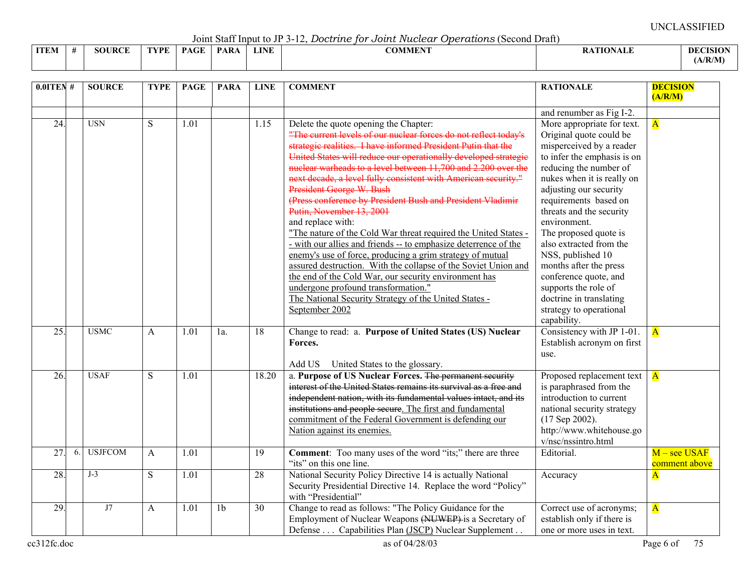UNCLASSIFIED

Joint Staff Input to JP 3-12, *Doctrine for Joint Nuclear Operations* (Second Draft)

| 0.0ITEM | # | SOURCE | TYPE | PAGE | PARA | LINE | COMMENT | RATIONALE | DECISION (A/R/M) |
|---|---|---|---|---|---|---|---|---|---|
| | | | | | | | | and renumber as Fig I-2. | |
| 24. | | USN | S | 1.01 | | 1.15 | Delete the quote opening the Chapter: ~~"The current levels of our nuclear forces do not reflect today's strategic realities. I have informed President Putin that the United States will reduce our operationally developed strategic nuclear warheads to a level between 11,700 and 2,200 over the next decade, a level fully consistent with American security." President George W. Bush (Press conference by President Bush and President Vladimir Putin, November 13, 2001~~ and replace with: "The nature of the Cold War threat required the United States -- with our allies and friends -- to emphasize deterrence of the enemy's use of force, producing a grim strategy of mutual assured destruction. With the collapse of the Soviet Union and the end of the Cold War, our security environment has undergone profound transformation." The National Security Strategy of the United States - September 2002 | More appropriate for text. Original quote could be misperceived by a reader to infer the emphasis is on reducing the number of nukes when it is really on adjusting our security requirements based on threats and the security environment. The proposed quote is also extracted from the NSS, published 10 months after the press conference quote, and supports the role of doctrine in translating strategy to operational capability. | A |
| 25. | | USMC | A | 1.01 | 1a. | 18 | Change to read: a. **Purpose of United States (US) Nuclear Forces.** Add US United States to the glossary. | Consistency with JP 1-01. Establish acronym on first use. | A |
| 26. | | USAF | S | 1.01 | | 18.20 | a. **Purpose of US Nuclear Forces.** ~~The permanent security interest of the United States remains its survival as a free and independent nation, with its fundamental values intact, and its institutions and people secure~~. The first and fundamental commitment of the Federal Government is defending our Nation against its enemies. | Proposed replacement text is paraphrased from the introduction to current national security strategy (17 Sep 2002). http://www.whitehouse.gov/nsc/nssintro.html | A |
| 27. | 6. | USJFCOM | A | 1.01 | | 19 | **Comment**: Too many uses of the word "its;" there are three "its" on this one line. | Editorial. | M – see USAF comment above |
| 28. | | J-3 | S | 1.01 | | 28 | National Security Policy Directive 14 is actually National Security Presidential Directive 14. Replace the word "Policy" with "Presidential" | Accuracy | A |
| 29. | | J7 | A | 1.01 | 1b | 30 | Change to read as follows: "The Policy Guidance for the Employment of Nuclear Weapons ~~(NUWEP)~~ is a Secretary of Defense . . . Capabilities Plan (JSCP) Nuclear Supplement . . | Correct use of acronyms; establish only if there is one or more uses in text. | A |

cc312fc.doc as of 04/28/03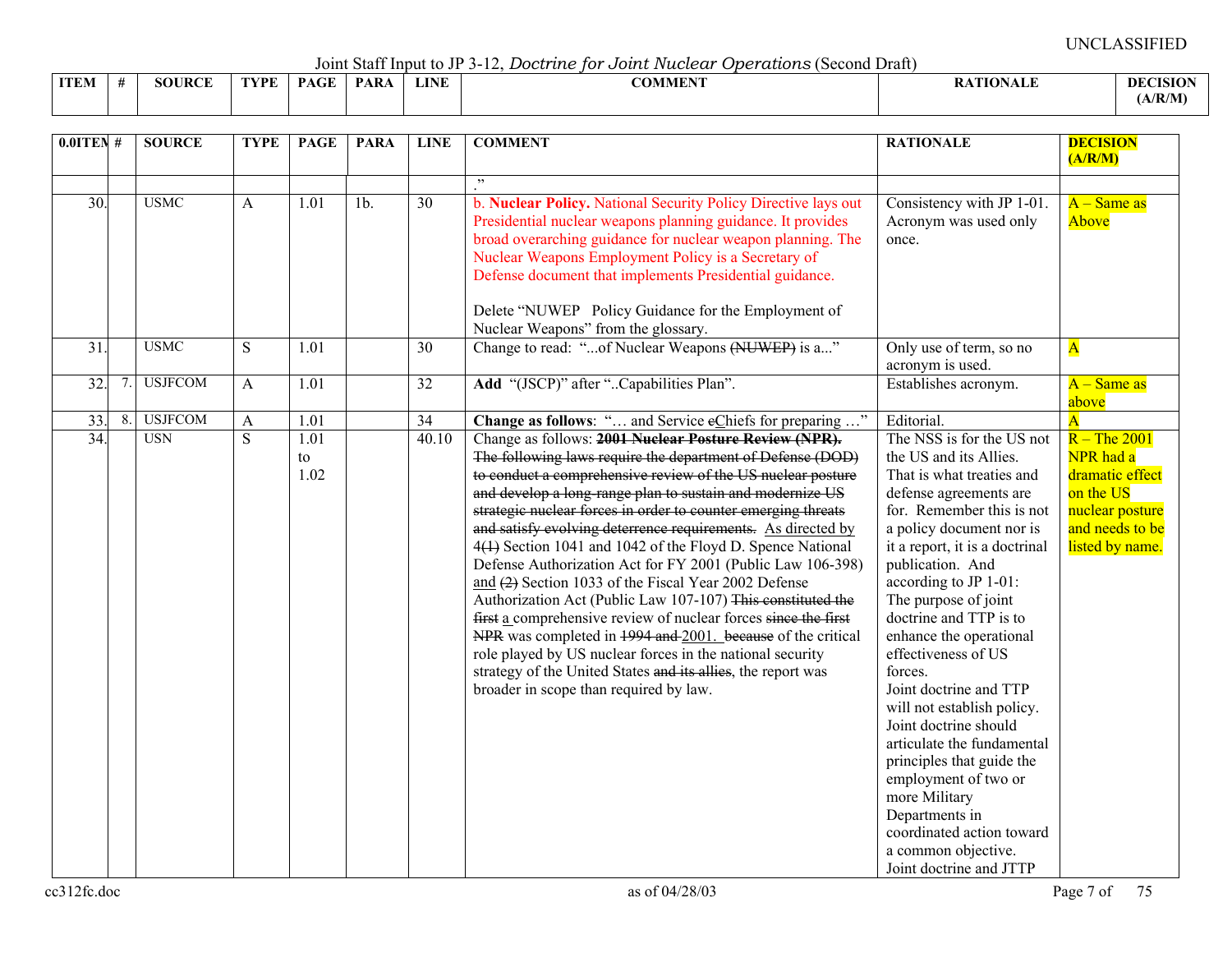UNCLASSIFIED

Joint Staff Input to JP 3-12, *Doctrine for Joint Nuclear Operations* (Second Draft)

| ITEM | # | SOURCE | TYPE | PAGE | PARA | LINE | COMMENT | RATIONALE | DECISION (A/R/M) |
|---|---|---|---|---|---|---|---|---|---|
| | | | | | | | ." | | |
| 30. | | USMC | A | 1.01 | 1b. | 30 | b. **Nuclear Policy.** National Security Policy Directive lays out Presidential nuclear weapons planning guidance. It provides broad overarching guidance for nuclear weapon planning. The Nuclear Weapons Employment Policy is a Secretary of Defense document that implements Presidential guidance.<br><br>Delete "NUWEP Policy Guidance for the Employment of Nuclear Weapons" from the glossary. | Consistency with JP 1-01. Acronym was used only once. | A – Same as Above |
| 31. | | USMC | S | 1.01 | | 30 | Change to read: "...of Nuclear Weapons ~~(NUWEP)~~ is a..." | Only use of term, so no acronym is used. | A |
| 32. | 7. | USJFCOM | A | 1.01 | | 32 | **Add** "(JSCP)" after "..Capabilities Plan". | Establishes acronym. | A – Same as above |
| 33. | 8. | USJFCOM | A | 1.01 | | 34 | **Change as follows**: "… and Service ~~c~~Chiefs for preparing …" | Editorial. | A |
| 34. | | USN | S | 1.01 to 1.02 | | 40.10 | Change as follows: ~~**2001 Nuclear Posture Review (NPR).** The following laws require the department of Defense (DOD) to conduct a comprehensive review of the US nuclear posture and develop a long-range plan to sustain and modernize US strategic nuclear forces in order to counter emerging threats and satisfy evolving deterrence requirements.~~ As directed by 4~~(1)~~ Section 1041 and 1042 of the Floyd D. Spence National Defense Authorization Act for FY 2001 (Public Law 106-398) and ~~(2)~~ Section 1033 of the Fiscal Year 2002 Defense Authorization Act (Public Law 107-107) ~~This constituted the first~~ a comprehensive review of nuclear forces ~~since the first NPR~~ was completed in ~~1994 and~~ 2001. ~~because~~ of the critical role played by US nuclear forces in the national security strategy of the United States ~~and its allies~~, the report was broader in scope than required by law. | The NSS is for the US not the US and its Allies. That is what treaties and defense agreements are for. Remember this is not a policy document nor is it a report, it is a doctrinal publication. And according to JP 1-01: The purpose of joint doctrine and TTP is to enhance the operational effectiveness of US forces. Joint doctrine and TTP will not establish policy. Joint doctrine should articulate the fundamental principles that guide the employment of two or more Military Departments in coordinated action toward a common objective. Joint doctrine and JTTP | R – The 2001 NPR had a dramatic effect on the US nuclear posture and needs to be listed by name. |

cc312fc.doc as of 04/28/03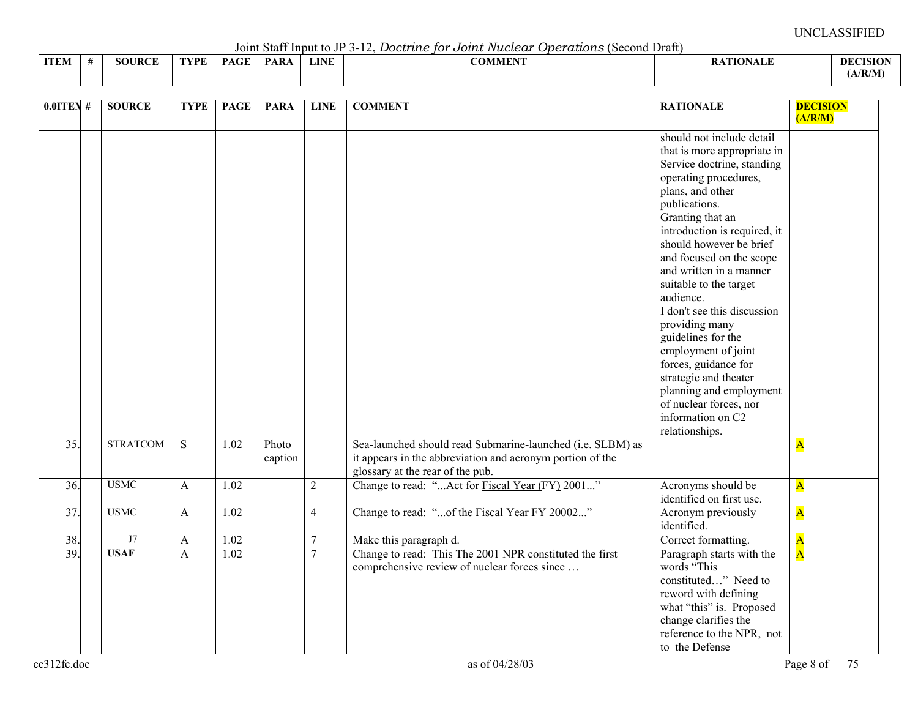UNCLASSIFIED

Joint Staff Input to JP 3-12, *Doctrine for Joint Nuclear Operations* (Second Draft)

| ITEM | # | SOURCE | TYPE | PAGE | PARA | LINE | COMMENT | RATIONALE | DECISION (A/R/M) |
|---|---|---|---|---|---|---|---|---|---|
| | | | | | | | | should not include detail that is more appropriate in Service doctrine, standing operating procedures, plans, and other publications. Granting that an introduction is required, it should however be brief and focused on the scope and written in a manner suitable to the target audience. I don't see this discussion providing many guidelines for the employment of joint forces, guidance for strategic and theater planning and employment of nuclear forces, nor information on C2 relationships. | |
| 35. | | STRATCOM | S | 1.02 | Photo caption | | Sea-launched should read Submarine-launched (i.e. SLBM) as it appears in the abbreviation and acronym portion of the glossary at the rear of the pub. | | A |
| 36. | | USMC | A | 1.02 | | 2 | Change to read: "...Act for <u>Fiscal Year (FY)</u> 2001..." | Acronyms should be identified on first use. | A |
| 37. | | USMC | A | 1.02 | | 4 | Change to read: "...of the ~~Fiscal Year~~ <u>FY</u> 20002..." | Acronym previously identified. | A |
| 38. | | J7 | A | 1.02 | | 7 | Make this paragraph d. | Correct formatting. | A |
| 39. | | **USAF** | A | 1.02 | | 7 | Change to read: ~~This~~ <u>The 2001 NPR</u> constituted the first comprehensive review of nuclear forces since … | Paragraph starts with the words "This constituted…" Need to reword with defining what "this" is. Proposed change clarifies the reference to the NPR, not to the Defense | A |

cc312fc.doc as of 04/28/03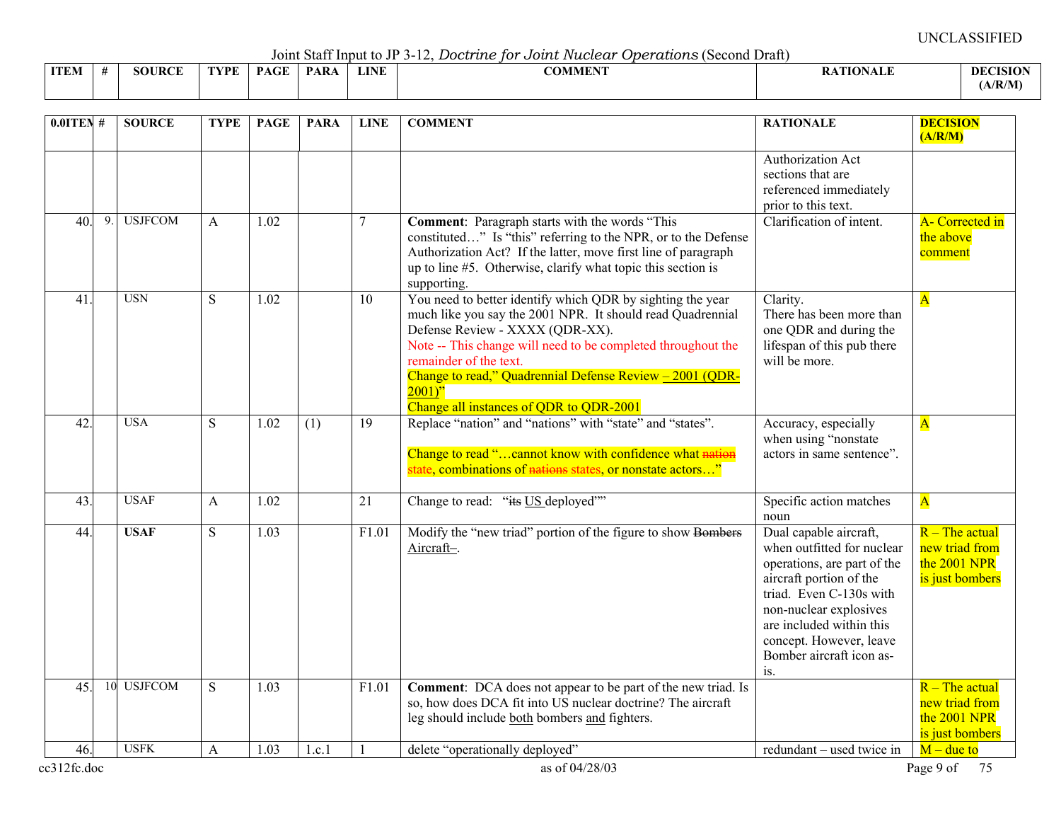UNCLASSIFIED

Joint Staff Input to JP 3-12, *Doctrine for Joint Nuclear Operations* (Second Draft)

| ITEM | # | SOURCE | TYPE | PAGE | PARA | LINE | COMMENT | RATIONALE | DECISION (A/R/M) |
|---|---|---|---|---|---|---|---|---|---|
| | | | | | | | | Authorization Act sections that are referenced immediately prior to this text. | |
| 40. | 9. | USJFCOM | A | 1.02 | | 7 | **Comment**: Paragraph starts with the words "This constituted…" Is "this" referring to the NPR, or to the Defense Authorization Act? If the latter, move first line of paragraph up to line #5. Otherwise, clarify what topic this section is supporting. | Clarification of intent. | A- Corrected in the above comment |
| 41. | | USN | S | 1.02 | | 10 | You need to better identify which QDR by sighting the year much like you say the 2001 NPR. It should read Quadrennial Defense Review - XXXX (QDR-XX). Note -- This change will need to be completed throughout the remainder of the text. Change to read," Quadrennial Defense Review – 2001 (QDR-2001)" Change all instances of QDR to QDR-2001 | Clarity. There has been more than one QDR and during the lifespan of this pub there will be more. | A |
| 42. | | USA | S | 1.02 | (1) | 19 | Replace "nation" and "nations" with "state" and "states". Change to read "…cannot know with confidence what ~~nation~~ state, combinations of ~~nations~~ states, or nonstate actors…" | Accuracy, especially when using "nonstate actors in same sentence". | A |
| 43. | | USAF | A | 1.02 | | 21 | Change to read: "~~its~~ US deployed"" | Specific action matches noun | A |
| 44. | | **USAF** | S | 1.03 | | F1.01 | Modify the "new triad" portion of the figure to show ~~Bombers~~ Aircraft–. | Dual capable aircraft, when outfitted for nuclear operations, are part of the aircraft portion of the triad. Even C-130s with non-nuclear explosives are included within this concept. However, leave Bomber aircraft icon as-is. | R – The actual new triad from the 2001 NPR is just bombers |
| 45. | 10 | USJFCOM | S | 1.03 | | F1.01 | **Comment**: DCA does not appear to be part of the new triad. Is so, how does DCA fit into US nuclear doctrine? The aircraft leg should include both bombers and fighters. | | R – The actual new triad from the 2001 NPR is just bombers |
| 46. | | USFK | A | 1.03 | 1.c.1 | 1 | delete "operationally deployed" | redundant – used twice in | M – due to |

cc312fc.doc as of 04/28/03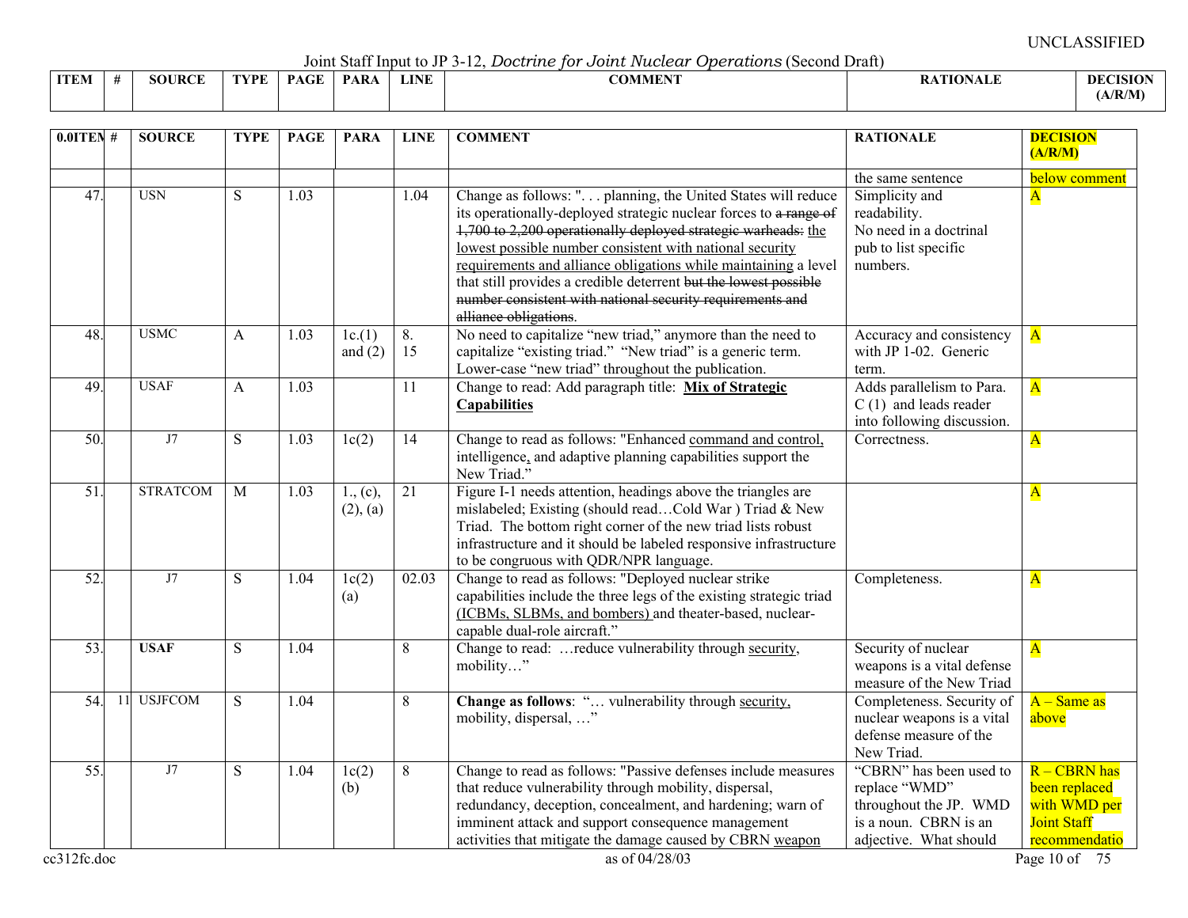UNCLASSIFIED

Joint Staff Input to JP 3-12, *Doctrine for Joint Nuclear Operations* (Second Draft)

| ITEM | # | SOURCE | TYPE | PAGE | PARA | LINE | COMMENT | RATIONALE | DECISION (A/R/M) |
|---|---|---|---|---|---|---|---|---|---|
| | | | | | | | | the same sentence | below comment |
| 47. | | USN | S | 1.03 | | 1.04 | Change as follows: ". . . planning, the United States will reduce its operationally-deployed strategic nuclear forces to ~~a range of 1,700 to 2,200 operationally deployed strategic warheads:~~ the lowest possible number consistent with national security requirements and alliance obligations while maintaining a level that still provides a credible deterrent ~~but the lowest possible number consistent with national security requirements and alliance obligations~~. | Simplicity and readability. No need in a doctrinal pub to list specific numbers. | A |
| 48. | | USMC | A | 1.03 | 1c.(1) and (2) | 8. 15 | No need to capitalize "new triad," anymore than the need to capitalize "existing triad." "New triad" is a generic term. Lower-case "new triad" throughout the publication. | Accuracy and consistency with JP 1-02. Generic term. | A |
| 49. | | USAF | A | 1.03 | | 11 | Change to read: Add paragraph title: **Mix of Strategic Capabilities** | Adds parallelism to Para. C (1) and leads reader into following discussion. | A |
| 50. | | J7 | S | 1.03 | 1c(2) | 14 | Change to read as follows: "Enhanced command and control, intelligence, and adaptive planning capabilities support the New Triad." | Correctness. | A |
| 51. | | STRATCOM | M | 1.03 | 1., (c), (2), (a) | 21 | Figure I-1 needs attention, headings above the triangles are mislabeled; Existing (should read…Cold War ) Triad & New Triad. The bottom right corner of the new triad lists robust infrastructure and it should be labeled responsive infrastructure to be congruous with QDR/NPR language. | | A |
| 52. | | J7 | S | 1.04 | 1c(2) (a) | 02.03 | Change to read as follows: "Deployed nuclear strike capabilities include the three legs of the existing strategic triad (ICBMs, SLBMs, and bombers) and theater-based, nuclear-capable dual-role aircraft." | Completeness. | A |
| 53. | | **USAF** | S | 1.04 | | 8 | Change to read: …reduce vulnerability through security, mobility…" | Security of nuclear weapons is a vital defense measure of the New Triad | A |
| 54. | 11 | USJFCOM | S | 1.04 | | 8 | **Change as follows**: "… vulnerability through security, mobility, dispersal, …" | Completeness. Security of nuclear weapons is a vital defense measure of the New Triad. | A – Same as above |
| 55. | | J7 | S | 1.04 | 1c(2) (b) | 8 | Change to read as follows: "Passive defenses include measures that reduce vulnerability through mobility, dispersal, redundancy, deception, concealment, and hardening; warn of imminent attack and support consequence management activities that mitigate the damage caused by CBRN weapon | "CBRN" has been used to replace "WMD" throughout the JP. WMD is a noun. CBRN is an adjective. What should | R – CBRN has been replaced with WMD per Joint Staff recommendatio |

cc312fc.doc as of 04/28/03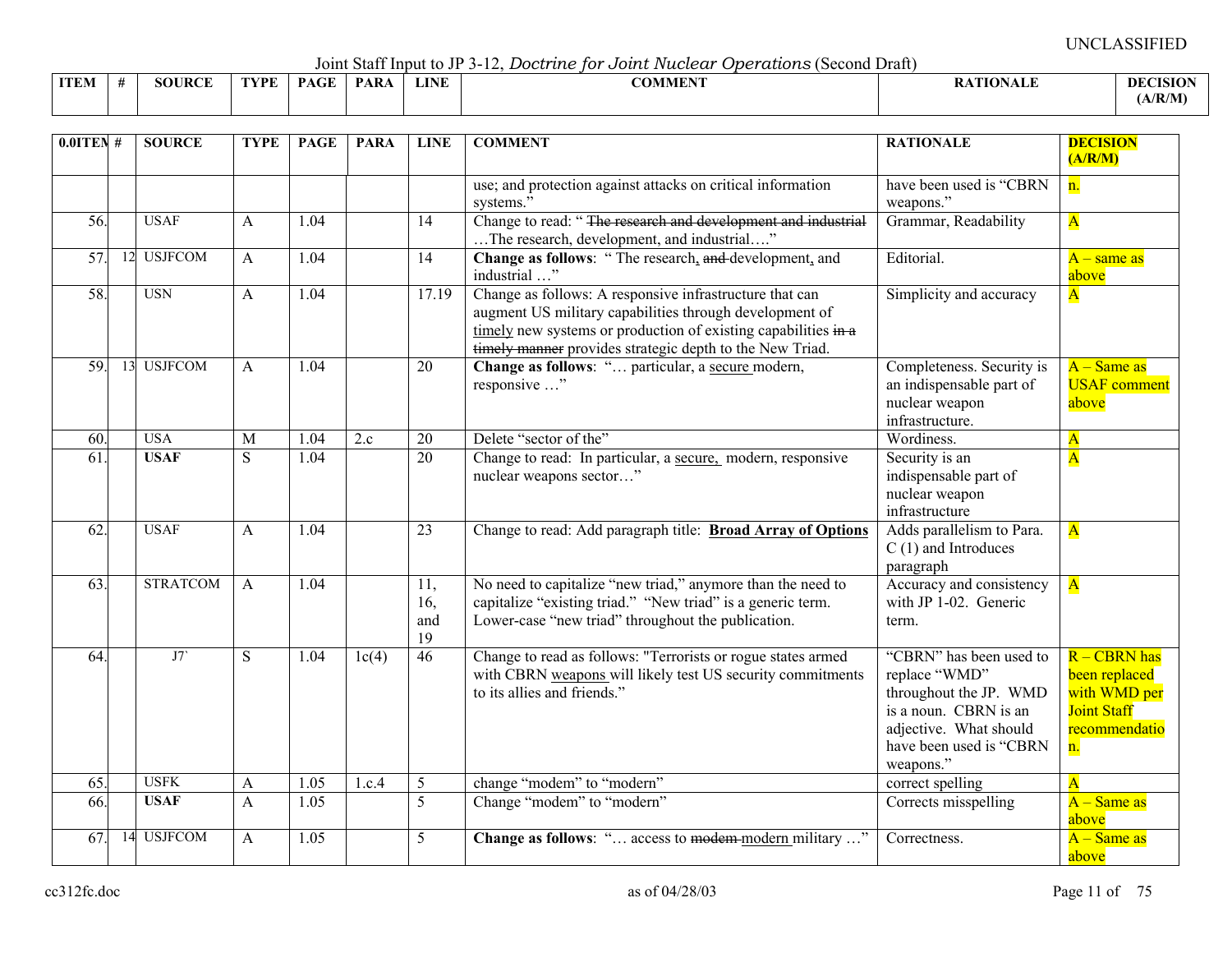UNCLASSIFIED

Joint Staff Input to JP 3-12, *Doctrine for Joint Nuclear Operations* (Second Draft)

| ITEM | # | SOURCE | TYPE | PAGE | PARA | LINE | COMMENT | RATIONALE | DECISION (A/R/M) |
|---|---|---|---|---|---|---|---|---|---|
| | | | | | | | use; and protection against attacks on critical information systems." | have been used is "CBRN weapons." | n. |
| 56. | | USAF | A | 1.04 | | 14 | Change to read: " ~~The research and development and industrial~~ …The research, development, and industrial…." | Grammar, Readability | A |
| 57. | 12 | USJFCOM | A | 1.04 | | 14 | **Change as follows**: " The research, ~~and~~ development, and industrial …" | Editorial. | A – same as above |
| 58. | | USN | A | 1.04 | | 17.19 | Change as follows: A responsive infrastructure that can augment US military capabilities through development of timely new systems or production of existing capabilities ~~in a timely manner~~ provides strategic depth to the New Triad. | Simplicity and accuracy | A |
| 59. | 13 | USJFCOM | A | 1.04 | | 20 | **Change as follows**: "… particular, a secure modern, responsive …" | Completeness. Security is an indispensable part of nuclear weapon infrastructure. | A – Same as USAF comment above |
| 60. | | USA | M | 1.04 | 2.c | 20 | Delete "sector of the" | Wordiness. | A |
| 61. | | **USAF** | S | 1.04 | | 20 | Change to read: In particular, a secure, modern, responsive nuclear weapons sector…" | Security is an indispensable part of nuclear weapon infrastructure | A |
| 62. | | USAF | A | 1.04 | | 23 | Change to read: Add paragraph title: **Broad Array of Options** | Adds parallelism to Para. C (1) and Introduces paragraph | A |
| 63. | | STRATCOM | A | 1.04 | | 11, 16, and 19 | No need to capitalize "new triad," anymore than the need to capitalize "existing triad." "New triad" is a generic term. Lower-case "new triad" throughout the publication. | Accuracy and consistency with JP 1-02. Generic term. | A |
| 64. | | J7` | S | 1.04 | 1c(4) | 46 | Change to read as follows: "Terrorists or rogue states armed with CBRN weapons will likely test US security commitments to its allies and friends." | "CBRN" has been used to replace "WMD" throughout the JP. WMD is a noun. CBRN is an adjective. What should have been used is "CBRN weapons." | R – CBRN has been replaced with WMD per Joint Staff recommendation. |
| 65. | | USFK | A | 1.05 | 1.c.4 | 5 | change "modem" to "modern" | correct spelling | A |
| 66. | | **USAF** | A | 1.05 | | 5 | Change "modem" to "modern" | Corrects misspelling | A – Same as above |
| 67. | 14 | USJFCOM | A | 1.05 | | 5 | **Change as follows**: "… access to ~~modem~~ modern military …" | Correctness. | A – Same as above |

cc312fc.doc as of 04/28/03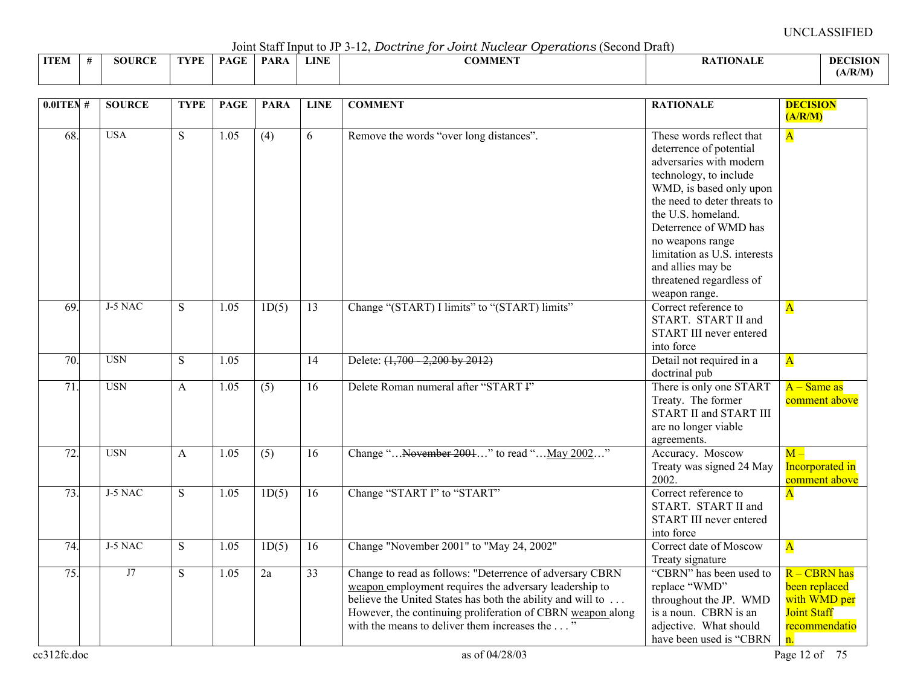UNCLASSIFIED

Joint Staff Input to JP 3-12, *Doctrine for Joint Nuclear Operations* (Second Draft)

| ITEM | # | SOURCE | TYPE | PAGE | PARA | LINE | COMMENT | RATIONALE | DECISION (A/R/M) |
|---|---|---|---|---|---|---|---|---|---|
| 68. | | USA | S | 1.05 | (4) | 6 | Remove the words "over long distances". | These words reflect that deterrence of potential adversaries with modern technology, to include WMD, is based only upon the need to deter threats to the U.S. homeland. Deterrence of WMD has no weapons range limitation as U.S. interests and allies may be threatened regardless of weapon range. | A |
| 69. | | J-5 NAC | S | 1.05 | 1D(5) | 13 | Change "(START) I limits" to "(START) limits" | Correct reference to START. START II and START III never entered into force | A |
| 70. | | USN | S | 1.05 | | 14 | Delete: ~~(1,700 - 2,200 by 2012)~~ | Detail not required in a doctrinal pub | A |
| 71. | | USN | A | 1.05 | (5) | 16 | Delete Roman numeral after "START ~~I~~" | There is only one START Treaty. The former START II and START III are no longer viable agreements. | A – Same as comment above |
| 72. | | USN | A | 1.05 | (5) | 16 | Change "…~~November 2001~~…" to read "…May 2002…" | Accuracy. Moscow Treaty was signed 24 May 2002. | M – Incorporated in comment above |
| 73. | | J-5 NAC | S | 1.05 | 1D(5) | 16 | Change "START I" to "START" | Correct reference to START. START II and START III never entered into force | A |
| 74. | | J-5 NAC | S | 1.05 | 1D(5) | 16 | Change "November 2001" to "May 24, 2002" | Correct date of Moscow Treaty signature | A |
| 75. | | J7 | S | 1.05 | 2a | 33 | Change to read as follows: "Deterrence of adversary CBRN weapon employment requires the adversary leadership to believe the United States has both the ability and will to . . . However, the continuing proliferation of CBRN weapon along with the means to deliver them increases the . . . " | "CBRN" has been used to replace "WMD" throughout the JP. WMD is a noun. CBRN is an adjective. What should have been used is "CBRN | R – CBRN has been replaced with WMD per Joint Staff recommendation. |

cc312fc.doc as of 04/28/03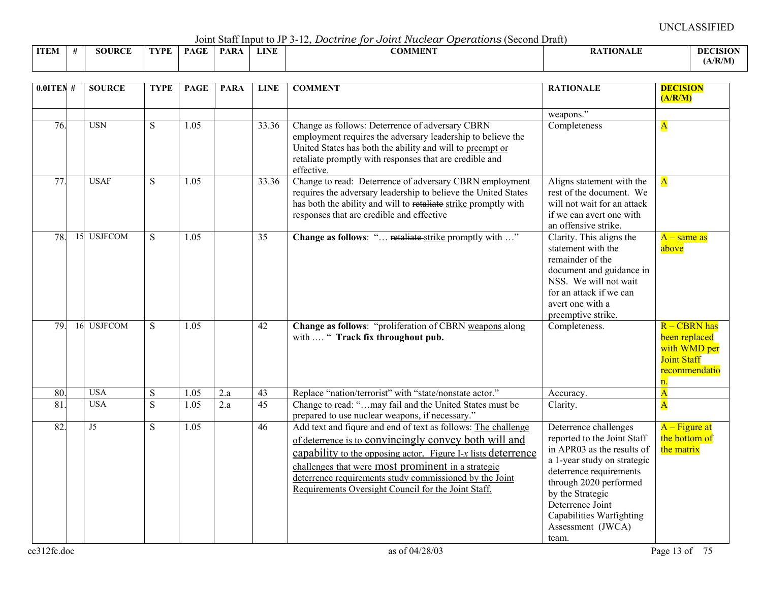UNCLASSIFIED

Joint Staff Input to JP 3-12, *Doctrine for Joint Nuclear Operations* (Second Draft)

| ITEM | # | SOURCE | TYPE | PAGE | PARA | LINE | COMMENT | RATIONALE | DECISION (A/R/M) |
|---|---|---|---|---|---|---|---|---|---|
| | | | | | | | | weapons." | |
| 76. | | USN | S | 1.05 | | 33.36 | Change as follows: Deterrence of adversary CBRN employment requires the adversary leadership to believe the United States has both the ability and will to <u>preempt or</u> retaliate promptly with responses that are credible and effective. | Completeness | A |
| 77. | | USAF | S | 1.05 | | 33.36 | Change to read: Deterrence of adversary CBRN employment requires the adversary leadership to believe the United States has both the ability and will to ~~retaliate~~ <u>strike</u> promptly with responses that are credible and effective | Aligns statement with the rest of the document. We will not wait for an attack if we can avert one with an offensive strike. | A |
| 78. | 15 | USJFCOM | S | 1.05 | | 35 | **Change as follows**: "… ~~retaliate~~ <u>strike</u> promptly with …" | Clarity. This aligns the statement with the remainder of the document and guidance in NSS. We will not wait for an attack if we can avert one with a preemptive strike. | A – same as above |
| 79. | 16 | USJFCOM | S | 1.05 | | 42 | **Change as follows**: "proliferation of CBRN <u>weapons</u> along with …. " **Track fix throughout pub.** | Completeness. | R – CBRN has been replaced with WMD per Joint Staff recommendation. |
| 80. | | USA | S | 1.05 | 2.a | 43 | Replace "nation/terrorist" with "state/nonstate actor." | Accuracy. | A |
| 81. | | USA | S | 1.05 | 2.a | 45 | Change to read: "…may fail and the United States must be prepared to use nuclear weapons, if necessary." | Clarity. | A |
| 82. | | J5 | S | 1.05 | | 46 | Add text and fiqure and end of text as follows: <u>The challenge of deterrence is to convincingly convey both will and capability to the opposing actor. Figure I-*x* lists deterrence challenges that were most prominent in a strategic deterrence requirements study commissioned by the Joint Requirements Oversight Council for the Joint Staff.</u> | Deterrence challenges reported to the Joint Staff in APR03 as the results of a 1-year study on strategic deterrence requirements through 2020 performed by the Strategic Deterrence Joint Capabilities Warfighting Assessment (JWCA) team. | A – Figure at the bottom of the matrix |

cc312fc.doc — as of 04/28/03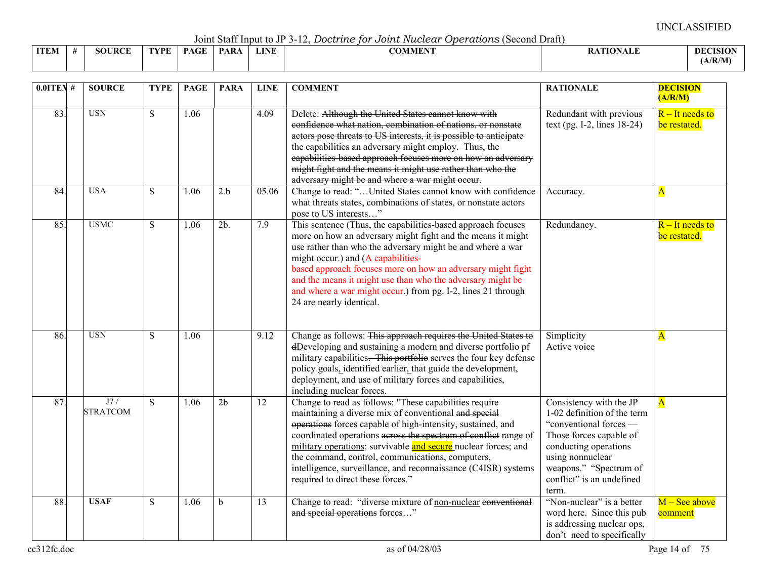UNCLASSIFIED

Joint Staff Input to JP 3-12, *Doctrine for Joint Nuclear Operations* (Second Draft)

| 0.0ITEM | # | SOURCE | TYPE | PAGE | PARA | LINE | COMMENT | RATIONALE | DECISION (A/R/M) |
|---|---|---|---|---|---|---|---|---|---|
| 83. | | USN | S | 1.06 | | 4.09 | Delete: ~~Although the United States cannot know with confidence what nation, combination of nations, or nonstate actors pose threats to US interests, it is possible to anticipate the capabilities an adversary might employ. Thus, the capabilities-based approach focuses more on how an adversary might fight and the means it might use rather than who the adversary might be and where a war might occur.~~ | Redundant with previous text (pg. I-2, lines 18-24) | R – It needs to be restated. |
| 84. | | USA | S | 1.06 | 2.b | 05.06 | Change to read: "…United States cannot know with confidence what threats states, combinations of states, or nonstate actors pose to US interests…" | Accuracy. | A |
| 85. | | USMC | S | 1.06 | 2b. | 7.9 | This sentence (Thus, the capabilities-based approach focuses more on how an adversary might fight and the means it might use rather than who the adversary might be and where a war might occur.) and (A capabilities-based approach focuses more on how an adversary might fight and the means it might use than who the adversary might be and where a war might occur.) from pg. I-2, lines 21 through 24 are nearly identical. | Redundancy. | R – It needs to be restated. |
| 86. | | USN | S | 1.06 | | 9.12 | Change as follows: ~~This approach requires the United States to d~~Developing and sustaining a modern and diverse portfolio pf military capabilities. ~~This portfolio~~ serves the four key defense policy goals, identified earlier, that guide the development, deployment, and use of military forces and capabilities, including nuclear forces. | Simplicity<br>Active voice | A |
| 87. | | J7 / STRATCOM | S | 1.06 | 2b | 12 | Change to read as follows: "These capabilities require maintaining a diverse mix of conventional ~~and special operations~~ forces capable of high-intensity, sustained, and coordinated operations ~~across the spectrum of conflict~~ range of military operations; survivable and secure nuclear forces; and the command, control, communications, computers, intelligence, surveillance, and reconnaissance (C4ISR) systems required to direct these forces." | Consistency with the JP 1-02 definition of the term "conventional forces — Those forces capable of conducting operations using nonnuclear weapons." "Spectrum of conflict" is an undefined term. | A |
| 88. | | **USAF** | S | 1.06 | b | 13 | Change to read: "diverse mixture of non-nuclear ~~conventional and special operations~~ forces…" | "Non-nuclear" is a better word here. Since this pub is addressing nuclear ops, don't need to specifically | M – See above comment |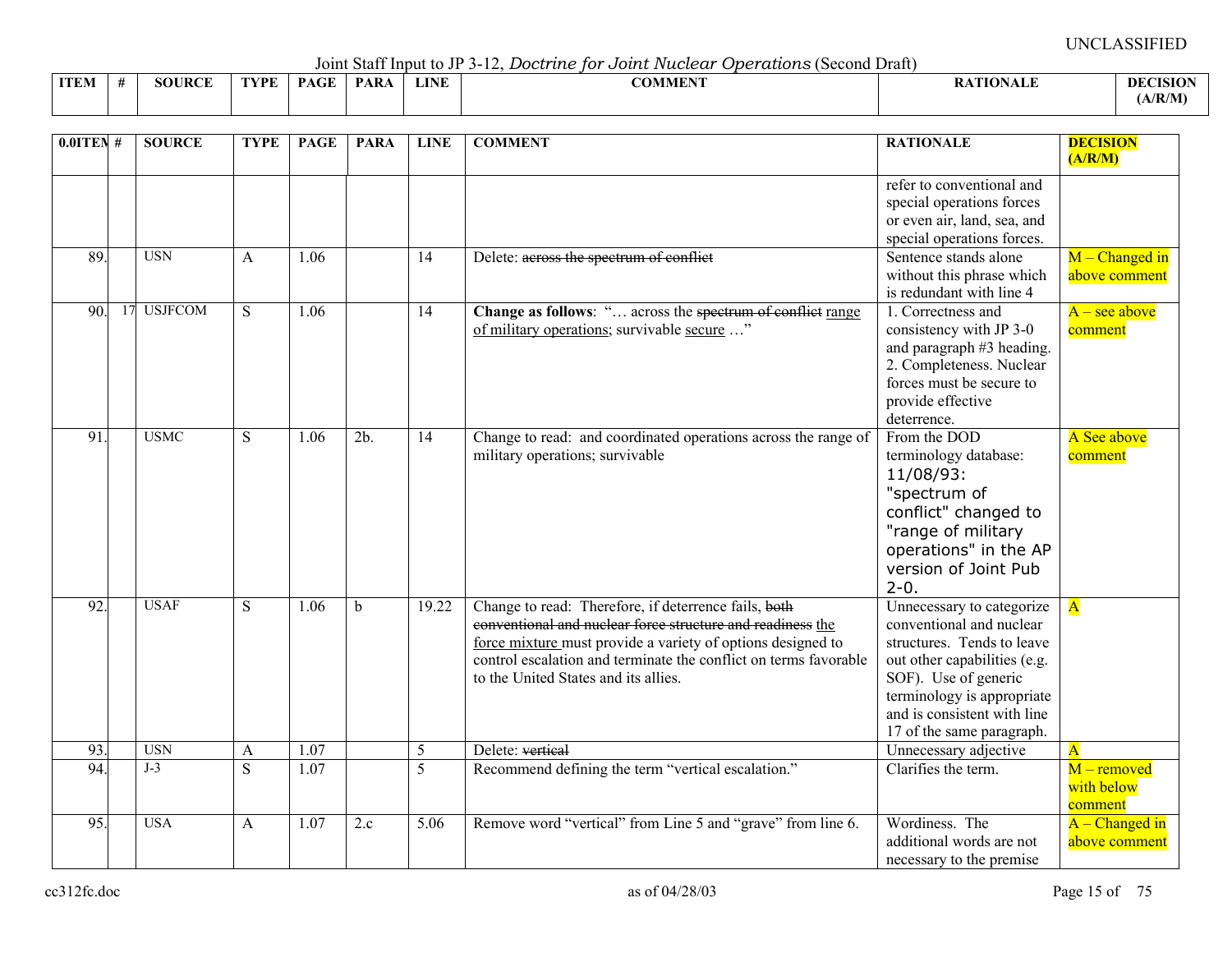UNCLASSIFIED

Joint Staff Input to JP 3-12, *Doctrine for Joint Nuclear Operations* (Second Draft)

| ITEM | # | SOURCE | TYPE | PAGE | PARA | LINE | COMMENT | RATIONALE | DECISION (A/R/M) |
|---|---|---|---|---|---|---|---|---|---|
| | | | | | | | | refer to conventional and special operations forces or even air, land, sea, and special operations forces. | |
| 89. | | USN | A | 1.06 | | 14 | Delete: ~~across the spectrum of conflict~~ | Sentence stands alone without this phrase which is redundant with line 4 | M – Changed in above comment |
| 90. | 17 | USJFCOM | S | 1.06 | | 14 | **Change as follows**: "… across the ~~spectrum of conflict~~ range of military operations; survivable secure …" | 1. Correctness and consistency with JP 3-0 and paragraph #3 heading. 2. Completeness. Nuclear forces must be secure to provide effective deterrence. | A – see above comment |
| 91. | | USMC | S | 1.06 | 2b. | 14 | Change to read: and coordinated operations across the range of military operations; survivable | From the DOD terminology database: 11/08/93: "spectrum of conflict" changed to "range of military operations" in the AP version of Joint Pub 2-0. | A See above comment |
| 92. | | USAF | S | 1.06 | b | 19.22 | Change to read: Therefore, if deterrence fails, ~~both conventional and nuclear force structure and readiness~~ the force mixture must provide a variety of options designed to control escalation and terminate the conflict on terms favorable to the United States and its allies. | Unnecessary to categorize conventional and nuclear structures. Tends to leave out other capabilities (e.g. SOF). Use of generic terminology is appropriate and is consistent with line 17 of the same paragraph. | A |
| 93. | | USN | A | 1.07 | | 5 | Delete: ~~vertical~~ | Unnecessary adjective | A |
| 94. | | J-3 | S | 1.07 | | 5 | Recommend defining the term "vertical escalation." | Clarifies the term. | M – removed with below comment |
| 95. | | USA | A | 1.07 | 2.c | 5.06 | Remove word "vertical" from Line 5 and "grave" from line 6. | Wordiness. The additional words are not necessary to the premise | A – Changed in above comment |

cc312fc.doc as of 04/28/03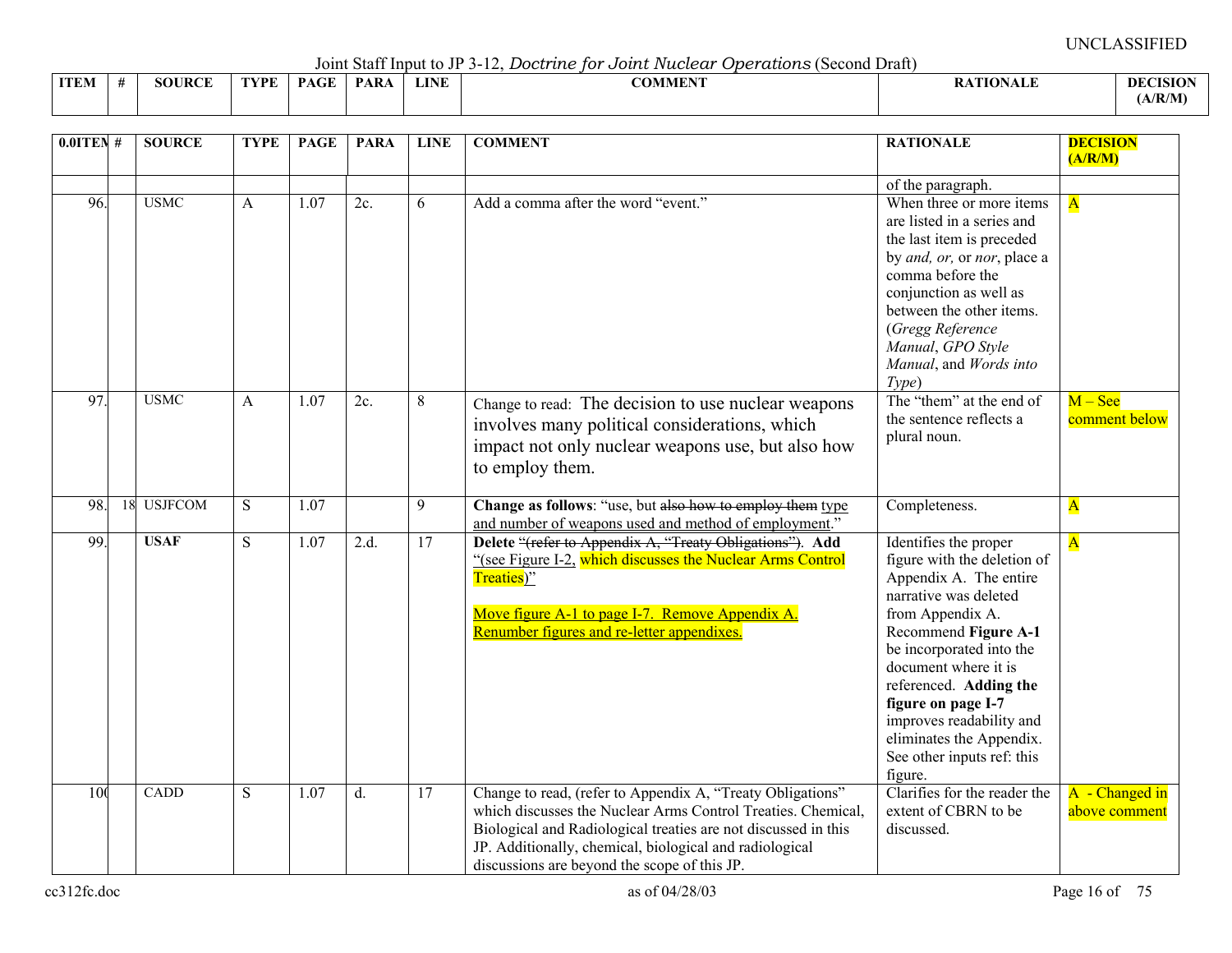UNCLASSIFIED

Joint Staff Input to JP 3-12, *Doctrine for Joint Nuclear Operations* (Second Draft)

| ITEM | # | SOURCE | TYPE | PAGE | PARA | LINE | COMMENT | RATIONALE | DECISION (A/R/M) |
|---|---|---|---|---|---|---|---|---|---|
| | | | | | | | | of the paragraph. | |
| 96. | | USMC | A | 1.07 | 2c. | 6 | Add a comma after the word "event." | When three or more items are listed in a series and the last item is preceded by *and, or,* or *nor*, place a comma before the conjunction as well as between the other items. (*Gregg Reference Manual*, *GPO Style Manual*, and *Words into Type*) | A |
| 97. | | USMC | A | 1.07 | 2c. | 8 | Change to read: The decision to use nuclear weapons involves many political considerations, which impact not only nuclear weapons use, but also how to employ them. | The "them" at the end of the sentence reflects a plural noun. | M – See comment below |
| 98. | 18 | USJFCOM | S | 1.07 | | 9 | **Change as follows**: "use, but ~~also how to employ them~~ type and number of weapons used and method of employment." | Completeness. | A |
| 99. | | **USAF** | S | 1.07 | 2.d. | 17 | **Delete** ~~"(refer to Appendix A, "Treaty Obligations")~~. **Add** "(see Figure I-2, which discusses the Nuclear Arms Control Treaties)"<br><br>Move figure A-1 to page I-7. Remove Appendix A. Renumber figures and re-letter appendixes. | Identifies the proper figure with the deletion of Appendix A. The entire narrative was deleted from Appendix A. Recommend **Figure A-1** be incorporated into the document where it is referenced. **Adding the figure on page I-7** improves readability and eliminates the Appendix. See other inputs ref: this figure. | A |
| 100 | | CADD | S | 1.07 | d. | 17 | Change to read, (refer to Appendix A, "Treaty Obligations" which discusses the Nuclear Arms Control Treaties. Chemical, Biological and Radiological treaties are not discussed in this JP. Additionally, chemical, biological and radiological discussions are beyond the scope of this JP. | Clarifies for the reader the extent of CBRN to be discussed. | A - Changed in above comment |

cc312fc.doc as of 04/28/03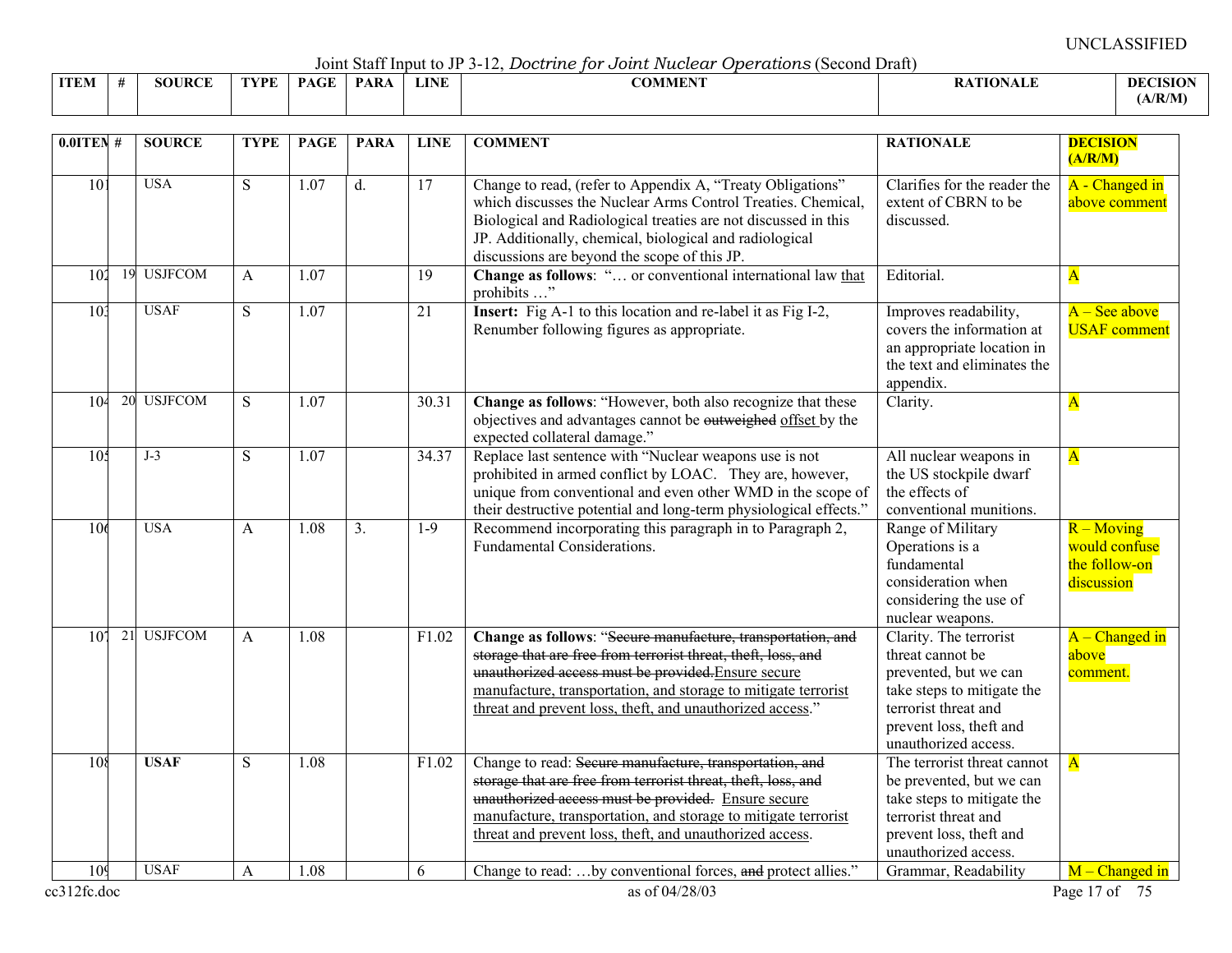UNCLASSIFIED

Joint Staff Input to JP 3-12, *Doctrine for Joint Nuclear Operations* (Second Draft)

| ITEM | # | SOURCE | TYPE | PAGE | PARA | LINE | COMMENT | RATIONALE | DECISION (A/R/M) |
|---|---|---|---|---|---|---|---|---|---|
| 101 | | USA | S | 1.07 | d. | 17 | Change to read, (refer to Appendix A, "Treaty Obligations" which discusses the Nuclear Arms Control Treaties. Chemical, Biological and Radiological treaties are not discussed in this JP. Additionally, chemical, biological and radiological discussions are beyond the scope of this JP. | Clarifies for the reader the extent of CBRN to be discussed. | A - Changed in above comment |
| 102 | 19 | USJFCOM | A | 1.07 | | 19 | **Change as follows**: "… or conventional international law that prohibits …" | Editorial. | A |
| 103 | | USAF | S | 1.07 | | 21 | **Insert:** Fig A-1 to this location and re-label it as Fig I-2, Renumber following figures as appropriate. | Improves readability, covers the information at an appropriate location in the text and eliminates the appendix. | A – See above USAF comment |
| 104 | 20 | USJFCOM | S | 1.07 | | 30.31 | **Change as follows**: "However, both also recognize that these objectives and advantages cannot be ~~outweighed~~ offset by the expected collateral damage." | Clarity. | A |
| 105 | | J-3 | S | 1.07 | | 34.37 | Replace last sentence with "Nuclear weapons use is not prohibited in armed conflict by LOAC. They are, however, unique from conventional and even other WMD in the scope of their destructive potential and long-term physiological effects." | All nuclear weapons in the US stockpile dwarf the effects of conventional munitions. | A |
| 106 | | USA | A | 1.08 | 3. | 1-9 | Recommend incorporating this paragraph in to Paragraph 2, Fundamental Considerations. | Range of Military Operations is a fundamental consideration when considering the use of nuclear weapons. | R – Moving would confuse the follow-on discussion |
| 107 | 21 | USJFCOM | A | 1.08 | | F1.02 | **Change as follows**: "~~Secure manufacture, transportation, and storage that are free from terrorist threat, theft, loss, and unauthorized access must be provided.~~Ensure secure manufacture, transportation, and storage to mitigate terrorist threat and prevent loss, theft, and unauthorized access." | Clarity. The terrorist threat cannot be prevented, but we can take steps to mitigate the terrorist threat and prevent loss, theft and unauthorized access. | A – Changed in above comment. |
| 108 | | **USAF** | S | 1.08 | | F1.02 | Change to read: ~~Secure manufacture, transportation, and storage that are free from terrorist threat, theft, loss, and unauthorized access must be provided.~~ Ensure secure manufacture, transportation, and storage to mitigate terrorist threat and prevent loss, theft, and unauthorized access. | The terrorist threat cannot be prevented, but we can take steps to mitigate the terrorist threat and prevent loss, theft and unauthorized access. | A |
| 109 | | USAF | A | 1.08 | | 6 | Change to read: …by conventional forces, ~~and~~ protect allies." | Grammar, Readability | M – Changed in |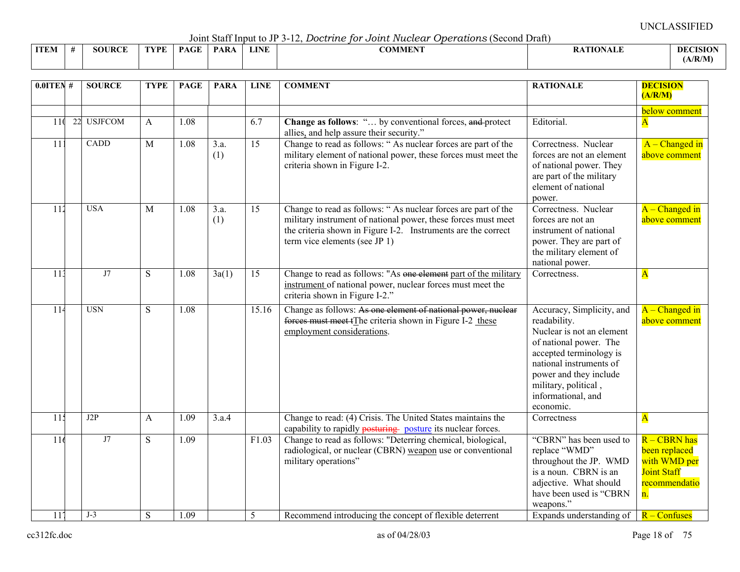UNCLASSIFIED

Joint Staff Input to JP 3-12, *Doctrine for Joint Nuclear Operations* (Second Draft)

| 0.0ITEM | # | SOURCE | TYPE | PAGE | PARA | LINE | COMMENT | RATIONALE | DECISION (A/R/M) |
|---|---|---|---|---|---|---|---|---|---|
| | | | | | | | | | below comment |
| 110 | 22 | USJFCOM | A | 1.08 | | 6.7 | **Change as follows**: "… by conventional forces, ~~and~~ protect allies, and help assure their security." | Editorial. | A |
| 111 | | CADD | M | 1.08 | 3.a. (1) | 15 | Change to read as follows: " As nuclear forces are part of the military element of national power, these forces must meet the criteria shown in Figure I-2. | Correctness. Nuclear forces are not an element of national power. They are part of the military element of national power. | A – Changed in above comment |
| 112 | | USA | M | 1.08 | 3.a. (1) | 15 | Change to read as follows: " As nuclear forces are part of the military instrument of national power, these forces must meet the criteria shown in Figure I-2. Instruments are the correct term vice elements (see JP 1) | Correctness. Nuclear forces are not an instrument of national power. They are part of the military element of national power. | A – Changed in above comment |
| 113 | | J7 | S | 1.08 | 3a(1) | 15 | Change to read as follows: "As ~~one element~~ part of the military instrument of national power, nuclear forces must meet the criteria shown in Figure I-2." | Correctness. | A |
| 114 | | USN | S | 1.08 | | 15.16 | Change as follows: ~~As one element of national power, nuclear forces must meet t~~The criteria shown in Figure I-2 these employment considerations. | Accuracy, Simplicity, and readability. Nuclear is not an element of national power. The accepted terminology is national instruments of power and they include military, political , informational, and economic. | A – Changed in above comment |
| 115 | | J2P | A | 1.09 | 3.a.4 | | Change to read: (4) Crisis. The United States maintains the capability to rapidly ~~posturing~~ posture its nuclear forces. | Correctness | A |
| 116 | | J7 | S | 1.09 | | F1.03 | Change to read as follows: "Deterring chemical, biological, radiological, or nuclear (CBRN) weapon use or conventional military operations" | "CBRN" has been used to replace "WMD" throughout the JP. WMD is a noun. CBRN is an adjective. What should have been used is "CBRN weapons." | R – CBRN has been replaced with WMD per Joint Staff recommendation. |
| 117 | | J-3 | S | 1.09 | | 5 | Recommend introducing the concept of flexible deterrent | Expands understanding of | R – Confuses |

cc312fc.doc as of 04/28/03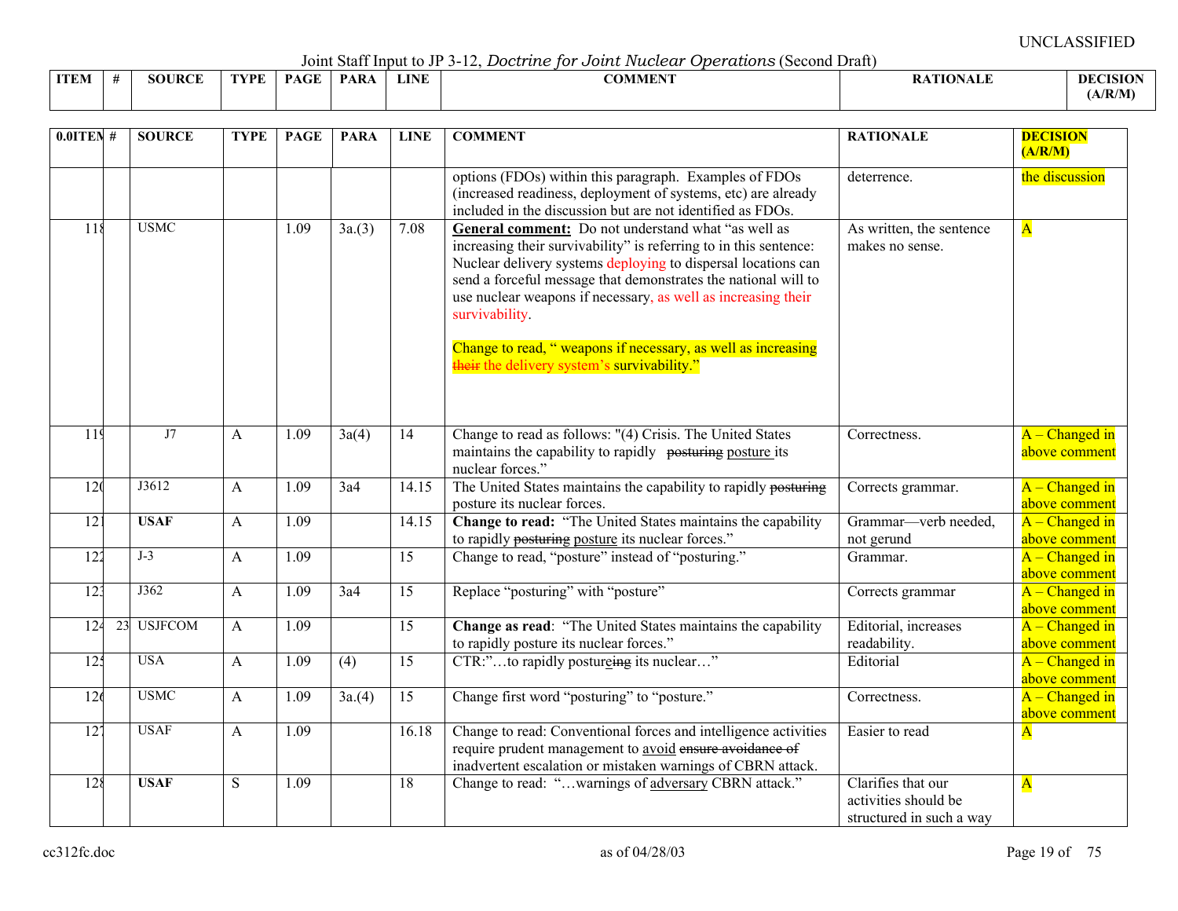UNCLASSIFIED

Joint Staff Input to JP 3-12, *Doctrine for Joint Nuclear Operations* (Second Draft)

| ITEM | # | SOURCE | TYPE | PAGE | PARA | LINE | COMMENT | RATIONALE | DECISION (A/R/M) |
|---|---|---|---|---|---|---|---|---|---|
| | | | | | | | options (FDOs) within this paragraph. Examples of FDOs (increased readiness, deployment of systems, etc) are already included in the discussion but are not identified as FDOs. | deterrence. | the discussion |
| 118 | | USMC | | 1.09 | 3a.(3) | 7.08 | **General comment:** Do not understand what "as well as increasing their survivability" is referring to in this sentence: Nuclear delivery systems deploying to dispersal locations can send a forceful message that demonstrates the national will to use nuclear weapons if necessary, as well as increasing their survivability.<br><br>Change to read, " weapons if necessary, as well as increasing ~~their~~ the delivery system's survivability." | As written, the sentence makes no sense. | A |
| 119 | | J7 | A | 1.09 | 3a(4) | 14 | Change to read as follows: "(4) Crisis. The United States maintains the capability to rapidly ~~posturing~~ posture its nuclear forces." | Correctness. | A – Changed in above comment |
| 120 | | J3612 | A | 1.09 | 3a4 | 14.15 | The United States maintains the capability to rapidly ~~posturing~~ posture its nuclear forces. | Corrects grammar. | A – Changed in above comment |
| 121 | | **USAF** | A | 1.09 | | 14.15 | **Change to read:** "The United States maintains the capability to rapidly ~~posturing~~ posture its nuclear forces." | Grammar—verb needed, not gerund | A – Changed in above comment |
| 122 | | J-3 | A | 1.09 | | 15 | Change to read, "posture" instead of "posturing." | Grammar. | A – Changed in above comment |
| 123 | | J362 | A | 1.09 | 3a4 | 15 | Replace "posturing" with "posture" | Corrects grammar | A – Changed in above comment |
| 124 | 23 | USJFCOM | A | 1.09 | | 15 | **Change as read**: "The United States maintains the capability to rapidly posture its nuclear forces." | Editorial, increases readability. | A – Changed in above comment |
| 125 | | USA | A | 1.09 | (4) | 15 | CTR:"…to rapidly posture~~ing~~ its nuclear…" | Editorial | A – Changed in above comment |
| 126 | | USMC | A | 1.09 | 3a.(4) | 15 | Change first word "posturing" to "posture." | Correctness. | A – Changed in above comment |
| 127 | | USAF | A | 1.09 | | 16.18 | Change to read: Conventional forces and intelligence activities require prudent management to avoid ~~ensure avoidance of~~ inadvertent escalation or mistaken warnings of CBRN attack. | Easier to read | A |
| 128 | | **USAF** | S | 1.09 | | 18 | Change to read: "…warnings of adversary CBRN attack." | Clarifies that our activities should be structured in such a way | A |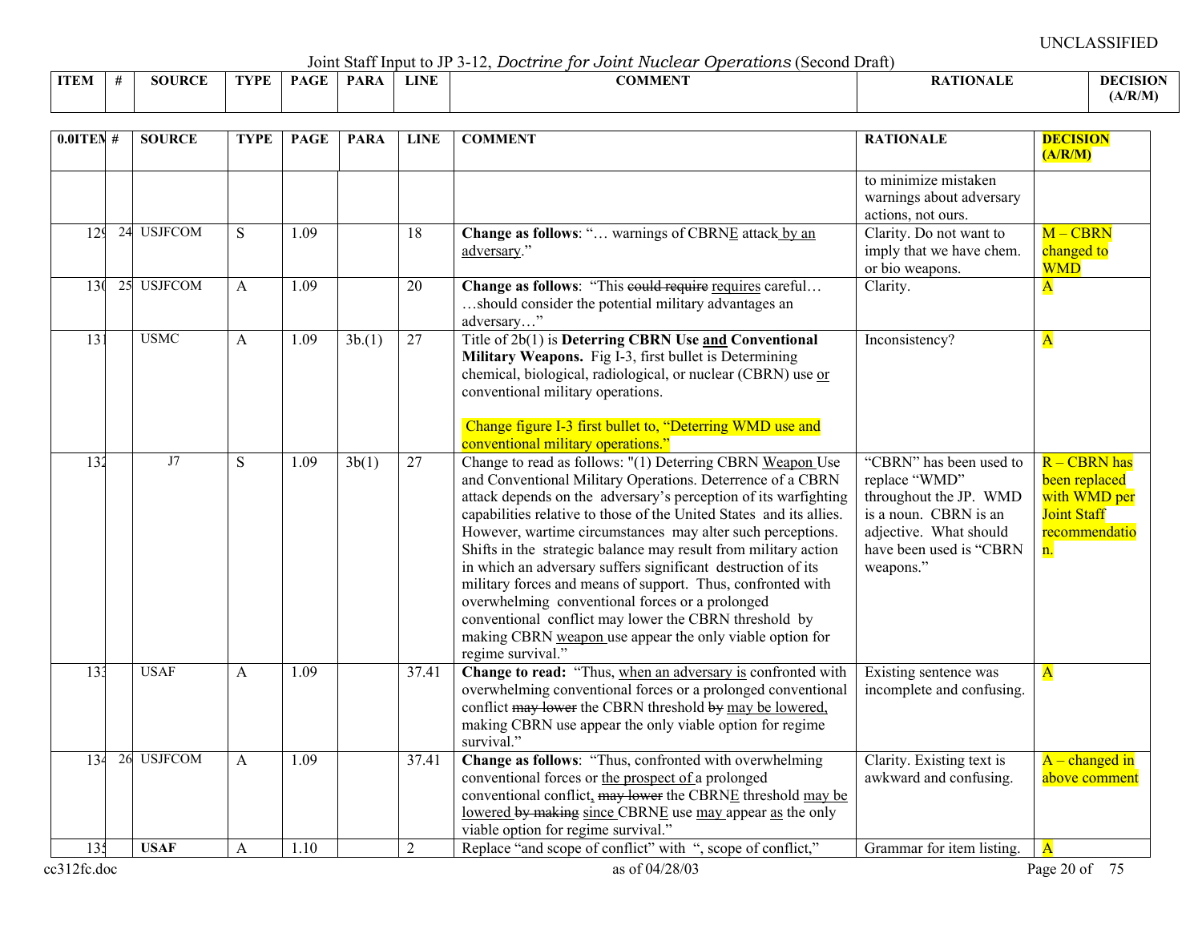Joint Staff Input to JP 3-12, *Doctrine for Joint Nuclear Operations* (Second Draft)

| ITEM | # | SOURCE | TYPE | PAGE | PARA | LINE | COMMENT | RATIONALE | DECISION (A/R/M) |
|---|---|---|---|---|---|---|---|---|---|
| | | | | | | | | to minimize mistaken warnings about adversary actions, not ours. | |
| 129 | 24 | USJFCOM | S | 1.09 | | 18 | **Change as follows**: "… warnings of CBRNE attack by an adversary." | Clarity. Do not want to imply that we have chem. or bio weapons. | M – CBRN changed to WMD |
| 130 | 25 | USJFCOM | A | 1.09 | | 20 | **Change as follows**: "This ~~could require~~ requires careful… …should consider the potential military advantages an adversary…" | Clarity. | A |
| 131 | | USMC | A | 1.09 | 3b.(1) | 27 | Title of 2b(1) is **Deterring CBRN Use and Conventional Military Weapons.** Fig I-3, first bullet is Determining chemical, biological, radiological, or nuclear (CBRN) use or conventional military operations. Change figure I-3 first bullet to, "Deterring WMD use and conventional military operations." | Inconsistency? | A |
| 132 | | J7 | S | 1.09 | 3b(1) | 27 | Change to read as follows: "(1) Deterring CBRN Weapon Use and Conventional Military Operations. Deterrence of a CBRN attack depends on the adversary's perception of its warfighting capabilities relative to those of the United States and its allies. However, wartime circumstances may alter such perceptions. Shifts in the strategic balance may result from military action in which an adversary suffers significant destruction of its military forces and means of support. Thus, confronted with overwhelming conventional forces or a prolonged conventional conflict may lower the CBRN threshold by making CBRN weapon use appear the only viable option for regime survival." | "CBRN" has been used to replace "WMD" throughout the JP. WMD is a noun. CBRN is an adjective. What should have been used is "CBRN weapons." | R – CBRN has been replaced with WMD per Joint Staff recommendation. |
| 133 | | USAF | A | 1.09 | | 37.41 | **Change to read:** "Thus, when an adversary is confronted with overwhelming conventional forces or a prolonged conventional conflict ~~may lower~~ the CBRN threshold ~~by~~ may be lowered, making CBRN use appear the only viable option for regime survival." | Existing sentence was incomplete and confusing. | A |
| 134 | 26 | USJFCOM | A | 1.09 | | 37.41 | **Change as follows**: "Thus, confronted with overwhelming conventional forces or the prospect of a prolonged conventional conflict, ~~may lower~~ the CBRNE threshold may be lowered ~~by making~~ since CBRNE use may appear as the only viable option for regime survival." | Clarity. Existing text is awkward and confusing. | A – changed in above comment |
| 135 | | **USAF** | A | 1.10 | | 2 | Replace "and scope of conflict" with ", scope of conflict," | Grammar for item listing. | A |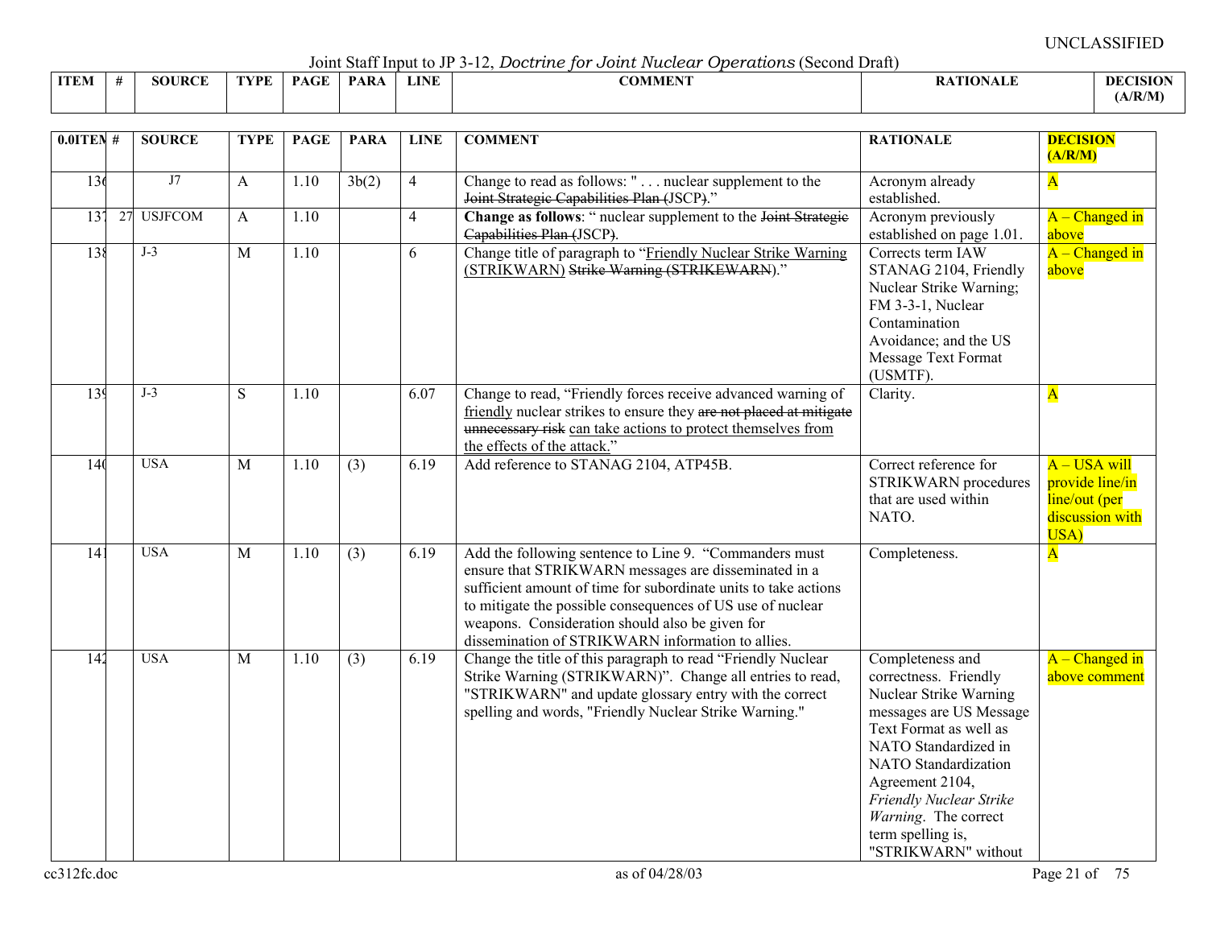UNCLASSIFIED

Joint Staff Input to JP 3-12, *Doctrine for Joint Nuclear Operations* (Second Draft)

| 0.0ITEM | # | SOURCE | TYPE | PAGE | PARA | LINE | COMMENT | RATIONALE | DECISION (A/R/M) |
|---|---|---|---|---|---|---|---|---|---|
| 136 | | J7 | A | 1.10 | 3b(2) | 4 | Change to read as follows: " . . . nuclear supplement to the ~~Joint Strategic Capabilities Plan (~~JSCP~~)~~." | Acronym already established. | A |
| 137 | 27 | USJFCOM | A | 1.10 | | 4 | **Change as follows**: " nuclear supplement to the ~~Joint Strategic Capabilities Plan (~~JSCP~~)~~. | Acronym previously established on page 1.01. | A – Changed in above |
| 138 | | J-3 | M | 1.10 | | 6 | Change title of paragraph to "Friendly Nuclear Strike Warning (STRIKWARN) ~~Strike Warning (STRIKEWARN~~)." | Corrects term IAW STANAG 2104, Friendly Nuclear Strike Warning; FM 3-3-1, Nuclear Contamination Avoidance; and the US Message Text Format (USMTF). | A – Changed in above |
| 139 | | J-3 | S | 1.10 | | 6.07 | Change to read, "Friendly forces receive advanced warning of friendly nuclear strikes to ensure they ~~are not placed at mitigate unnecessary risk~~ can take actions to protect themselves from the effects of the attack." | Clarity. | A |
| 140 | | USA | M | 1.10 | (3) | 6.19 | Add reference to STANAG 2104, ATP45B. | Correct reference for STRIKWARN procedures that are used within NATO. | A – USA will provide line/in line/out (per discussion with USA) |
| 141 | | USA | M | 1.10 | (3) | 6.19 | Add the following sentence to Line 9. "Commanders must ensure that STRIKWARN messages are disseminated in a sufficient amount of time for subordinate units to take actions to mitigate the possible consequences of US use of nuclear weapons. Consideration should also be given for dissemination of STRIKWARN information to allies. | Completeness. | A |
| 142 | | USA | M | 1.10 | (3) | 6.19 | Change the title of this paragraph to read "Friendly Nuclear Strike Warning (STRIKWARN)". Change all entries to read, "STRIKWARN" and update glossary entry with the correct spelling and words, "Friendly Nuclear Strike Warning." | Completeness and correctness. Friendly Nuclear Strike Warning messages are US Message Text Format as well as NATO Standardized in NATO Standardization Agreement 2104, *Friendly Nuclear Strike Warning*. The correct term spelling is, "STRIKWARN" without | A – Changed in above comment |

cc312fc.doc as of 04/28/03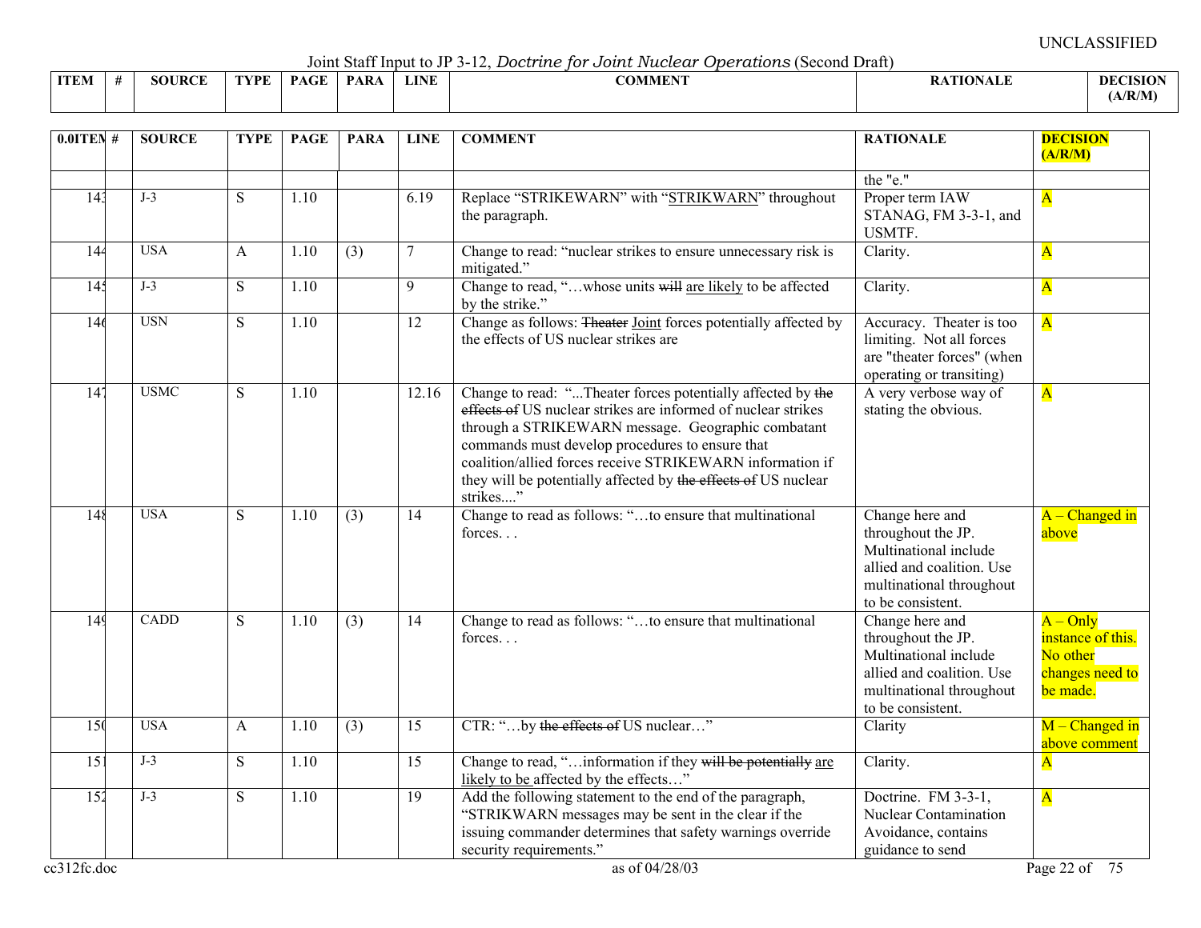Joint Staff Input to JP 3-12, *Doctrine for Joint Nuclear Operations* (Second Draft)

| 0.0ITEM | # | SOURCE | TYPE | PAGE | PARA | LINE | COMMENT | RATIONALE | DECISION (A/R/M) |
|---|---|---|---|---|---|---|---|---|---|
| | | | | | | | | the "e." | |
| 143 | | J-3 | S | 1.10 | | 6.19 | Replace "STRIKEWARN" with "<u>STRIKWARN</u>" throughout the paragraph. | Proper term IAW STANAG, FM 3-3-1, and USMTF. | A |
| 144 | | USA | A | 1.10 | (3) | 7 | Change to read: "nuclear strikes to ensure unnecessary risk is mitigated." | Clarity. | A |
| 145 | | J-3 | S | 1.10 | | 9 | Change to read, "…whose units ~~will~~ <u>are likely</u> to be affected by the strike." | Clarity. | A |
| 146 | | USN | S | 1.10 | | 12 | Change as follows: ~~Theater~~ <u>Joint</u> forces potentially affected by the effects of US nuclear strikes are | Accuracy. Theater is too limiting. Not all forces are "theater forces" (when operating or transiting) | A |
| 147 | | USMC | S | 1.10 | | 12.16 | Change to read: "...Theater forces potentially affected by ~~the effects of~~ US nuclear strikes are informed of nuclear strikes through a STRIKEWARN message. Geographic combatant commands must develop procedures to ensure that coalition/allied forces receive STRIKEWARN information if they will be potentially affected by ~~the effects of~~ US nuclear strikes...." | A very verbose way of stating the obvious. | A |
| 148 | | USA | S | 1.10 | (3) | 14 | Change to read as follows: "…to ensure that multinational forces. . . | Change here and throughout the JP. Multinational include allied and coalition. Use multinational throughout to be consistent. | A – Changed in above |
| 149 | | CADD | S | 1.10 | (3) | 14 | Change to read as follows: "…to ensure that multinational forces. . . | Change here and throughout the JP. Multinational include allied and coalition. Use multinational throughout to be consistent. | A – Only instance of this. No other changes need to be made. |
| 150 | | USA | A | 1.10 | (3) | 15 | CTR: "…by ~~the effects of~~ US nuclear…" | Clarity | M – Changed in above comment |
| 151 | | J-3 | S | 1.10 | | 15 | Change to read, "…information if they ~~will be potentially~~ <u>are likely to be</u> affected by the effects…" | Clarity. | A |
| 152 | | J-3 | S | 1.10 | | 19 | Add the following statement to the end of the paragraph, "STRIKWARN messages may be sent in the clear if the issuing commander determines that safety warnings override security requirements." | Doctrine. FM 3-3-1, Nuclear Contamination Avoidance, contains guidance to send | A |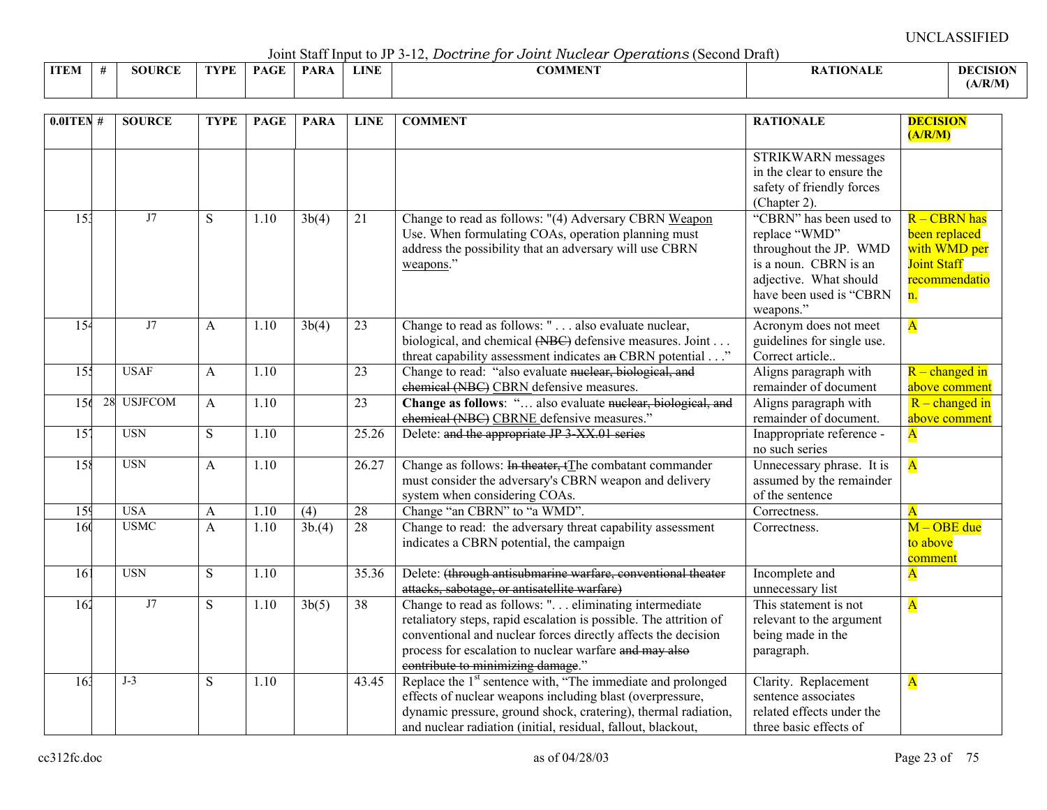Joint Staff Input to JP 3-12, *Doctrine for Joint Nuclear Operations* (Second Draft)

| ITEM | # | SOURCE | TYPE | PAGE | PARA | LINE | COMMENT | RATIONALE | DECISION (A/R/M) |
|---|---|---|---|---|---|---|---|---|---|
| | | | | | | | | STRIKWARN messages in the clear to ensure the safety of friendly forces (Chapter 2). | |
| 153 | | J7 | S | 1.10 | 3b(4) | 21 | Change to read as follows: "(4) Adversary CBRN Weapon Use. When formulating COAs, operation planning must address the possibility that an adversary will use CBRN weapons." | "CBRN" has been used to replace "WMD" throughout the JP. WMD is a noun. CBRN is an adjective. What should have been used is "CBRN weapons." | R – CBRN has been replaced with WMD per Joint Staff recommendation. |
| 154 | | J7 | A | 1.10 | 3b(4) | 23 | Change to read as follows: " . . . also evaluate nuclear, biological, and chemical ~~(NBC)~~ defensive measures. Joint . . . threat capability assessment indicates a~~n~~ CBRN potential . . ." | Acronym does not meet guidelines for single use. Correct article.. | A |
| 155 | | USAF | A | 1.10 | | 23 | Change to read: "also evaluate ~~nuclear, biological, and chemical (NBC)~~ CBRN defensive measures. | Aligns paragraph with remainder of document | R – changed in above comment |
| 156 | 28 | USJFCOM | A | 1.10 | | 23 | **Change as follows**: "… also evaluate ~~nuclear, biological, and chemical (NBC)~~ CBRNE defensive measures." | Aligns paragraph with remainder of document. | R – changed in above comment |
| 157 | | USN | S | 1.10 | | 25.26 | Delete: ~~and the appropriate JP 3-XX.01 series~~ | Inappropriate reference - no such series | A |
| 158 | | USN | A | 1.10 | | 26.27 | Change as follows: ~~In theater, t~~The combatant commander must consider the adversary's CBRN weapon and delivery system when considering COAs. | Unnecessary phrase. It is assumed by the remainder of the sentence | A |
| 159 | | USA | A | 1.10 | (4) | 28 | Change "an CBRN" to "a WMD". | Correctness. | A |
| 160 | | USMC | A | 1.10 | 3b.(4) | 28 | Change to read: the adversary threat capability assessment indicates a CBRN potential, the campaign | Correctness. | M – OBE due to above comment |
| 161 | | USN | S | 1.10 | | 35.36 | Delete: ~~(through antisubmarine warfare, conventional theater attacks, sabotage, or antisatellite warfare)~~ | Incomplete and unnecessary list | A |
| 162 | | J7 | S | 1.10 | 3b(5) | 38 | Change to read as follows: ". . . eliminating intermediate retaliatory steps, rapid escalation is possible. The attrition of conventional and nuclear forces directly affects the decision process for escalation to nuclear warfare ~~and may also contribute to minimizing damage~~." | This statement is not relevant to the argument being made in the paragraph. | A |
| 163 | | J-3 | S | 1.10 | | 43.45 | Replace the 1st sentence with, "The immediate and prolonged effects of nuclear weapons including blast (overpressure, dynamic pressure, ground shock, cratering), thermal radiation, and nuclear radiation (initial, residual, fallout, blackout, | Clarity. Replacement sentence associates related effects under the three basic effects of | A |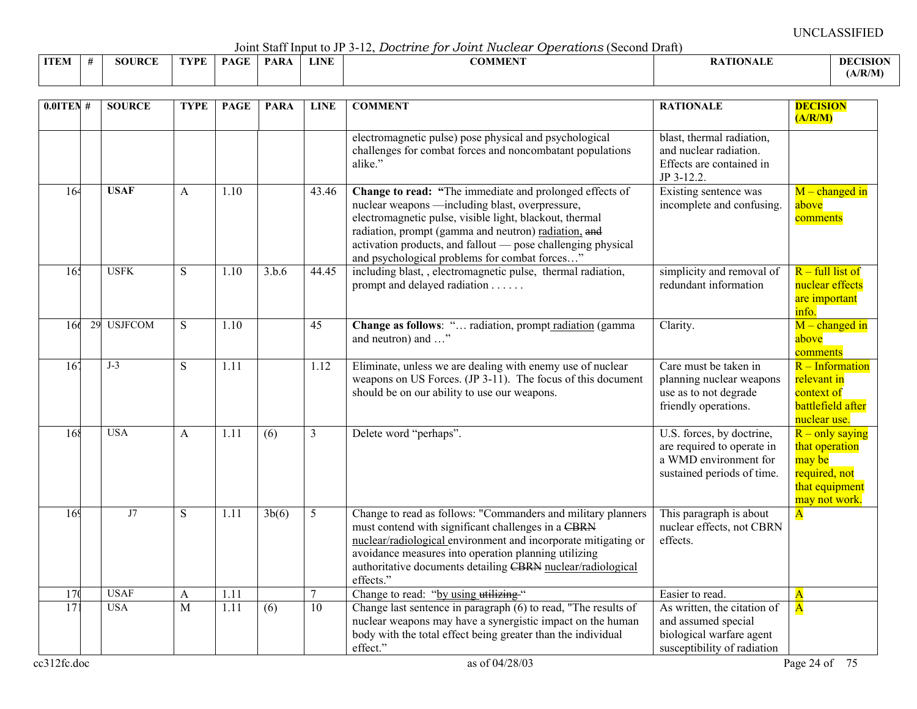UNCLASSIFIED

Joint Staff Input to JP 3-12, *Doctrine for Joint Nuclear Operations* (Second Draft)

| ITEM | # | SOURCE | TYPE | PAGE | PARA | LINE | COMMENT | RATIONALE | DECISION (A/R/M) |
|---|---|---|---|---|---|---|---|---|---|
| | | | | | | | electromagnetic pulse) pose physical and psychological challenges for combat forces and noncombatant populations alike." | blast, thermal radiation, and nuclear radiation. Effects are contained in JP 3-12.2. | |
| 164 | | **USAF** | A | 1.10 | | 43.46 | **Change to read: "**The immediate and prolonged effects of nuclear weapons —including blast, overpressure, electromagnetic pulse, visible light, blackout, thermal radiation, prompt (gamma and neutron) radiation, ~~and~~ activation products, and fallout — pose challenging physical and psychological problems for combat forces…" | Existing sentence was incomplete and confusing. | M – changed in above comments |
| 165 | | USFK | S | 1.10 | 3.b.6 | 44.45 | including blast, , electromagnetic pulse, thermal radiation, prompt and delayed radiation . . . . . . | simplicity and removal of redundant information | R – full list of nuclear effects are important info. |
| 166 | 29 | USJFCOM | S | 1.10 | | 45 | **Change as follows**: "… radiation, prompt radiation (gamma and neutron) and …" | Clarity. | M – changed in above comments |
| 167 | | J-3 | S | 1.11 | | 1.12 | Eliminate, unless we are dealing with enemy use of nuclear weapons on US Forces. (JP 3-11). The focus of this document should be on our ability to use our weapons. | Care must be taken in planning nuclear weapons use as to not degrade friendly operations. | R – Information relevant in context of battlefield after nuclear use. |
| 168 | | USA | A | 1.11 | (6) | 3 | Delete word "perhaps". | U.S. forces, by doctrine, are required to operate in a WMD environment for sustained periods of time. | R – only saying that operation may be required, not that equipment may not work. |
| 169 | | J7 | S | 1.11 | 3b(6) | 5 | Change to read as follows: "Commanders and military planners must contend with significant challenges in a ~~CBRN~~ nuclear/radiological environment and incorporate mitigating or avoidance measures into operation planning utilizing authoritative documents detailing ~~CBRN~~ nuclear/radiological effects." | This paragraph is about nuclear effects, not CBRN effects. | A |
| 170 | | USAF | A | 1.11 | | 7 | Change to read: "by using ~~utilizing~~ " | Easier to read. | A |
| 171 | | USA | M | 1.11 | (6) | 10 | Change last sentence in paragraph (6) to read, "The results of nuclear weapons may have a synergistic impact on the human body with the total effect being greater than the individual effect." | As written, the citation of and assumed special biological warfare agent susceptibility of radiation | A |

cc312fc.doc as of 04/28/03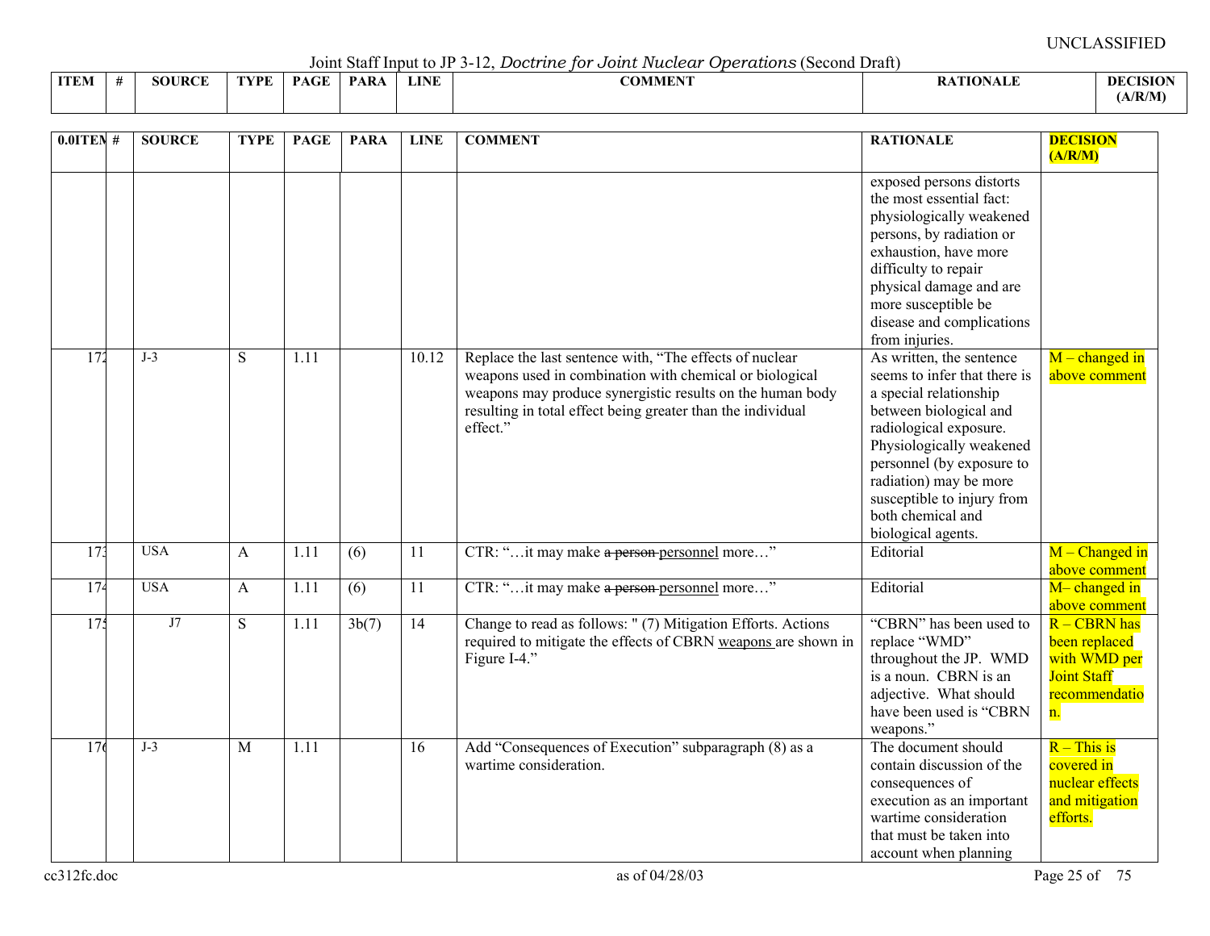UNCLASSIFIED

Joint Staff Input to JP 3-12, *Doctrine for Joint Nuclear Operations* (Second Draft)

| 0.0ITEM | # | SOURCE | TYPE | PAGE | PARA | LINE | COMMENT | RATIONALE | DECISION (A/R/M) |
|---|---|---|---|---|---|---|---|---|---|
| | | | | | | | | exposed persons distorts the most essential fact: physiologically weakened persons, by radiation or exhaustion, have more difficulty to repair physical damage and are more susceptible be disease and complications from injuries. | |
| 172 | | J-3 | S | 1.11 | | 10.12 | Replace the last sentence with, "The effects of nuclear weapons used in combination with chemical or biological weapons may produce synergistic results on the human body resulting in total effect being greater than the individual effect." | As written, the sentence seems to infer that there is a special relationship between biological and radiological exposure. Physiologically weakened personnel (by exposure to radiation) may be more susceptible to injury from both chemical and biological agents. | M – changed in above comment |
| 173 | | USA | A | 1.11 | (6) | 11 | CTR: "…it may make ~~a person~~ personnel more…" | Editorial | M – Changed in above comment |
| 174 | | USA | A | 1.11 | (6) | 11 | CTR: "…it may make ~~a person~~ personnel more…" | Editorial | M– changed in above comment |
| 175 | | J7 | S | 1.11 | 3b(7) | 14 | Change to read as follows: " (7) Mitigation Efforts. Actions required to mitigate the effects of CBRN weapons are shown in Figure I-4." | "CBRN" has been used to replace "WMD" throughout the JP. WMD is a noun. CBRN is an adjective. What should have been used is "CBRN weapons." | R – CBRN has been replaced with WMD per Joint Staff recommendation. |
| 176 | | J-3 | M | 1.11 | | 16 | Add "Consequences of Execution" subparagraph (8) as a wartime consideration. | The document should contain discussion of the consequences of execution as an important wartime consideration that must be taken into account when planning | R – This is covered in nuclear effects and mitigation efforts. |

cc312fc.doc as of 04/28/03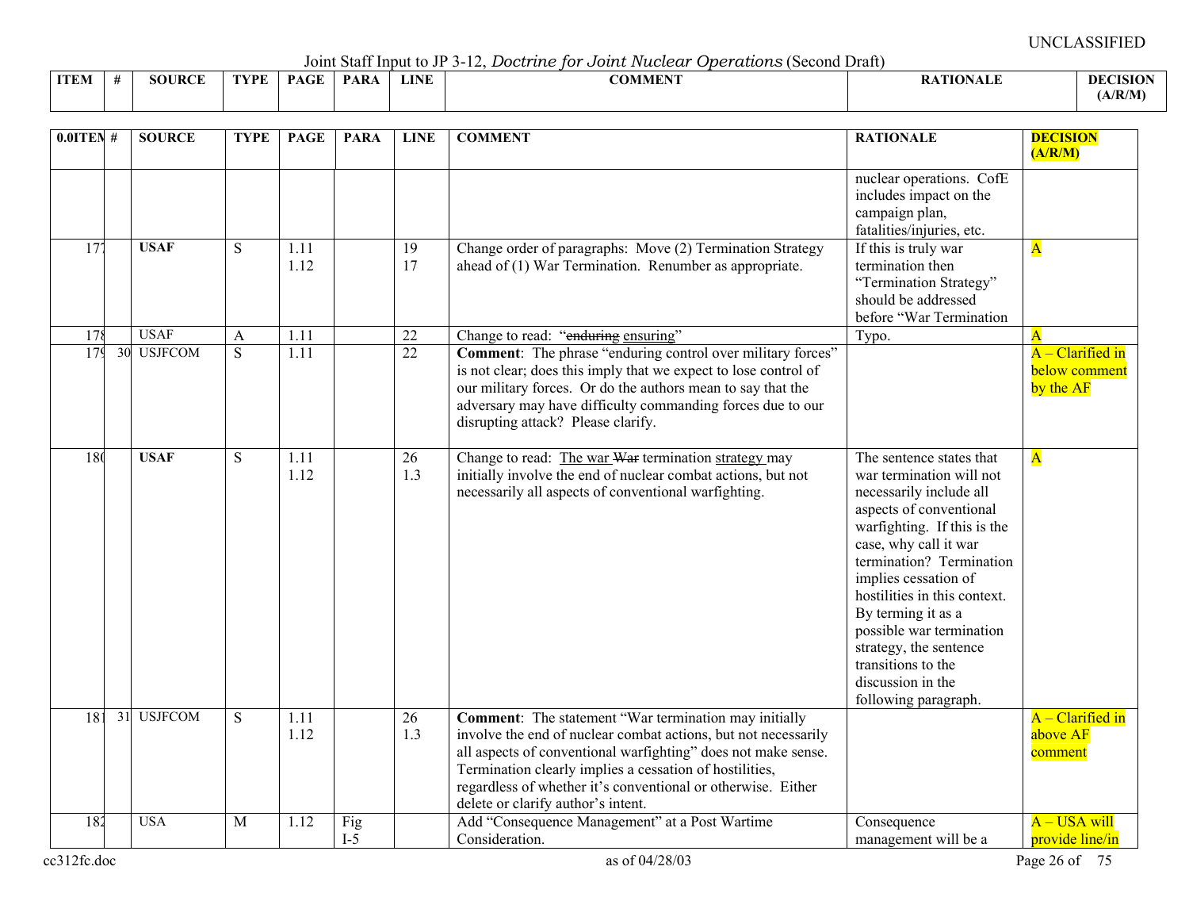Joint Staff Input to JP 3-12, *Doctrine for Joint Nuclear Operations* (Second Draft)

| ITEM | # | SOURCE | TYPE | PAGE | PARA | LINE | COMMENT | RATIONALE | DECISION (A/R/M) |
|---|---|---|---|---|---|---|---|---|---|
| | | | | | | | | nuclear operations. CofE includes impact on the campaign plan, fatalities/injuries, etc. | |
| 177 | | **USAF** | S | 1.11 1.12 | | 19 17 | Change order of paragraphs: Move (2) Termination Strategy ahead of (1) War Termination. Renumber as appropriate. | If this is truly war termination then "Termination Strategy" should be addressed before "War Termination | A |
| 178 | | USAF | A | 1.11 | | 22 | Change to read: "~~enduring~~ ensuring" | Typo. | A |
| 179 | 30 | USJFCOM | S | 1.11 | | 22 | **Comment**: The phrase "enduring control over military forces" is not clear; does this imply that we expect to lose control of our military forces. Or do the authors mean to say that the adversary may have difficulty commanding forces due to our disrupting attack? Please clarify. | | A – Clarified in below comment by the AF |
| 180 | | **USAF** | S | 1.11 1.12 | | 26 1.3 | Change to read: The war ~~War~~ termination strategy may initially involve the end of nuclear combat actions, but not necessarily all aspects of conventional warfighting. | The sentence states that war termination will not necessarily include all aspects of conventional warfighting. If this is the case, why call it war termination? Termination implies cessation of hostilities in this context. By terming it as a possible war termination strategy, the sentence transitions to the discussion in the following paragraph. | A |
| 181 | 31 | USJFCOM | S | 1.11 1.12 | | 26 1.3 | **Comment**: The statement "War termination may initially involve the end of nuclear combat actions, but not necessarily all aspects of conventional warfighting" does not make sense. Termination clearly implies a cessation of hostilities, regardless of whether it's conventional or otherwise. Either delete or clarify author's intent. | | A – Clarified in above AF comment |
| 182 | | USA | M | 1.12 | Fig I-5 | | Add "Consequence Management" at a Post Wartime Consideration. | Consequence management will be a | A – USA will provide line/in |

cc312fc.doc as of 04/28/03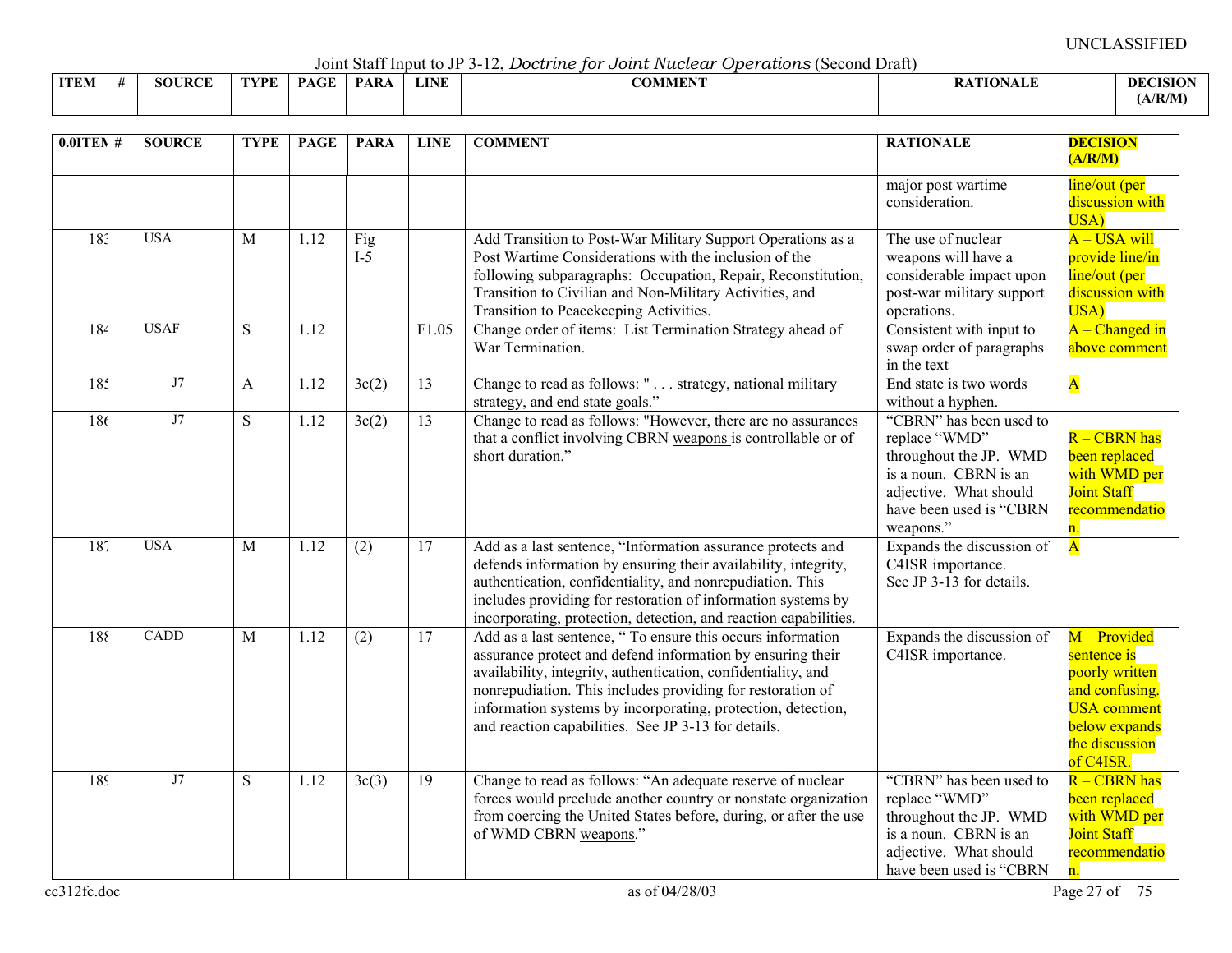UNCLASSIFIED

Joint Staff Input to JP 3-12, *Doctrine for Joint Nuclear Operations* (Second Draft)

| ITEM | # | SOURCE | TYPE | PAGE | PARA | LINE | COMMENT | RATIONALE | DECISION (A/R/M) |
|---|---|---|---|---|---|---|---|---|---|
| | | | | | | | | major post wartime consideration. | line/out (per discussion with USA) |
| 183 | | USA | M | 1.12 | Fig I-5 | | Add Transition to Post-War Military Support Operations as a Post Wartime Considerations with the inclusion of the following subparagraphs: Occupation, Repair, Reconstitution, Transition to Civilian and Non-Military Activities, and Transition to Peacekeeping Activities. | The use of nuclear weapons will have a considerable impact upon post-war military support operations. | A – USA will provide line/in line/out (per discussion with USA) |
| 184 | | USAF | S | 1.12 | | F1.05 | Change order of items: List Termination Strategy ahead of War Termination. | Consistent with input to swap order of paragraphs in the text | A – Changed in above comment |
| 185 | | J7 | A | 1.12 | 3c(2) | 13 | Change to read as follows: " . . . strategy, national military strategy, and end state goals." | End state is two words without a hyphen. | A |
| 186 | | J7 | S | 1.12 | 3c(2) | 13 | Change to read as follows: "However, there are no assurances that a conflict involving CBRN weapons is controllable or of short duration." | "CBRN" has been used to replace "WMD" throughout the JP. WMD is a noun. CBRN is an adjective. What should have been used is "CBRN weapons." | R – CBRN has been replaced with WMD per Joint Staff recommendation. |
| 187 | | USA | M | 1.12 | (2) | 17 | Add as a last sentence, "Information assurance protects and defends information by ensuring their availability, integrity, authentication, confidentiality, and nonrepudiation. This includes providing for restoration of information systems by incorporating, protection, detection, and reaction capabilities. | Expands the discussion of C4ISR importance. See JP 3-13 for details. | A |
| 188 | | CADD | M | 1.12 | (2) | 17 | Add as a last sentence, " To ensure this occurs information assurance protect and defend information by ensuring their availability, integrity, authentication, confidentiality, and nonrepudiation. This includes providing for restoration of information systems by incorporating, protection, detection, and reaction capabilities. See JP 3-13 for details. | Expands the discussion of C4ISR importance. | M – Provided sentence is poorly written and confusing. USA comment below expands the discussion of C4ISR. |
| 189 | | J7 | S | 1.12 | 3c(3) | 19 | Change to read as follows: "An adequate reserve of nuclear forces would preclude another country or nonstate organization from coercing the United States before, during, or after the use of WMD CBRN weapons." | "CBRN" has been used to replace "WMD" throughout the JP. WMD is a noun. CBRN is an adjective. What should have been used is "CBRN | R – CBRN has been replaced with WMD per Joint Staff recommendation. |

cc312fc.doc — as of 04/28/03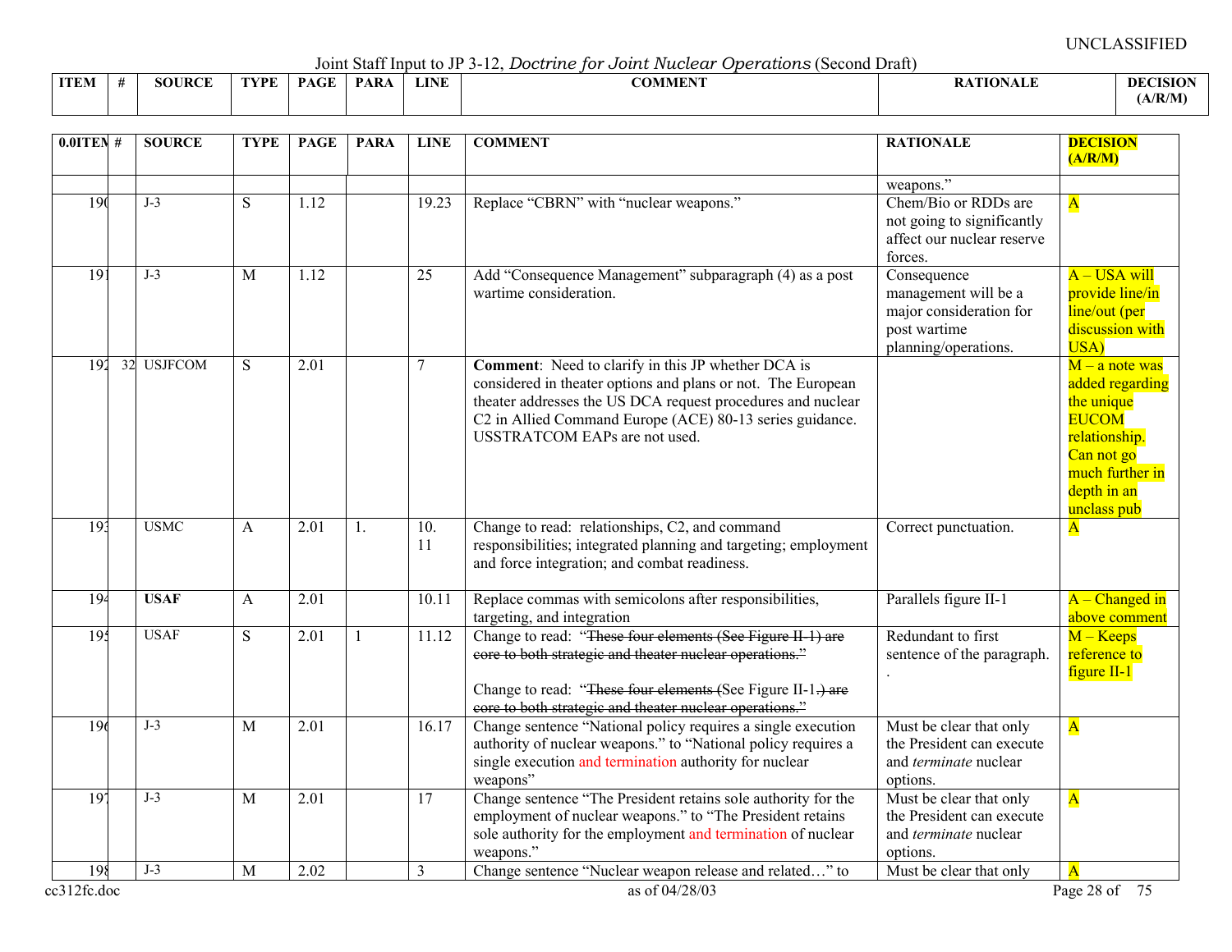UNCLASSIFIED

Joint Staff Input to JP 3-12, *Doctrine for Joint Nuclear Operations* (Second Draft)

| 0.0ITEM | # | SOURCE | TYPE | PAGE | PARA | LINE | COMMENT | RATIONALE | DECISION (A/R/M) |
|---|---|---|---|---|---|---|---|---|---|
| | | | | | | | | weapons." | |
| 190 | | J-3 | S | 1.12 | | 19.23 | Replace "CBRN" with "nuclear weapons." | Chem/Bio or RDDs are not going to significantly affect our nuclear reserve forces. | A |
| 191 | | J-3 | M | 1.12 | | 25 | Add "Consequence Management" subparagraph (4) as a post wartime consideration. | Consequence management will be a major consideration for post wartime planning/operations. | A – USA will provide line/in line/out (per discussion with USA) |
| 192 | 32 | USJFCOM | S | 2.01 | | 7 | **Comment**: Need to clarify in this JP whether DCA is considered in theater options and plans or not. The European theater addresses the US DCA request procedures and nuclear C2 in Allied Command Europe (ACE) 80-13 series guidance. USSTRATCOM EAPs are not used. | | M – a note was added regarding the unique EUCOM relationship. Can not go much further in depth in an unclass pub |
| 193 | | USMC | A | 2.01 | 1. | 10. 11 | Change to read: relationships, C2, and command responsibilities; integrated planning and targeting; employment and force integration; and combat readiness. | Correct punctuation. | A |
| 194 | | **USAF** | A | 2.01 | | 10.11 | Replace commas with semicolons after responsibilities, targeting, and integration | Parallels figure II-1 | A – Changed in above comment |
| 195 | | USAF | S | 2.01 | 1 | 11.12 | Change to read: "~~These four elements (See Figure II-1) are core to both strategic and theater nuclear operations.~~"<br><br>Change to read: "~~These four elements (~~See Figure II-1~~.) are core to both strategic and theater nuclear operations.~~" | Redundant to first sentence of the paragraph. . | M – Keeps reference to figure II-1 |
| 196 | | J-3 | M | 2.01 | | 16.17 | Change sentence "National policy requires a single execution authority of nuclear weapons." to "National policy requires a single execution and termination authority for nuclear weapons" | Must be clear that only the President can execute and *terminate* nuclear options. | A |
| 197 | | J-3 | M | 2.01 | | 17 | Change sentence "The President retains sole authority for the employment of nuclear weapons." to "The President retains sole authority for the employment and termination of nuclear weapons." | Must be clear that only the President can execute and *terminate* nuclear options. | A |
| 198 | | J-3 | M | 2.02 | | 3 | Change sentence "Nuclear weapon release and related…" to | Must be clear that only | A |

cc312fc.doc as of 04/28/03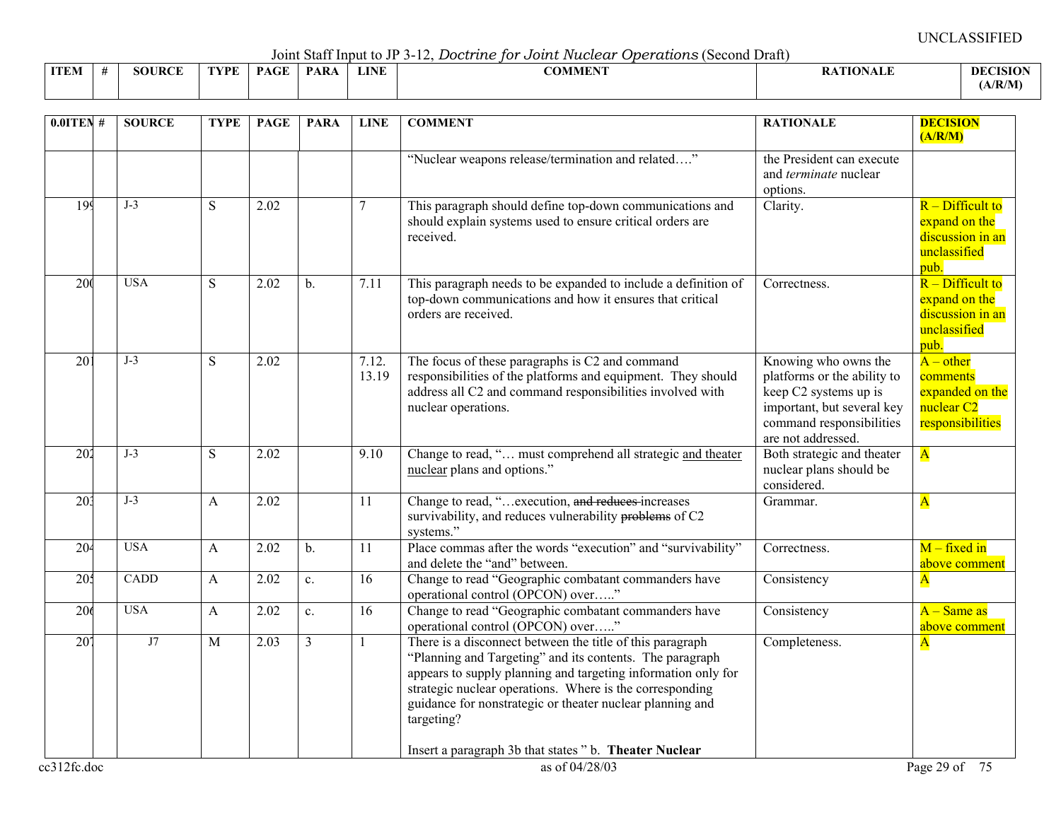UNCLASSIFIED

Joint Staff Input to JP 3-12, *Doctrine for Joint Nuclear Operations* (Second Draft)

| 0.0ITEM | # | SOURCE | TYPE | PAGE | PARA | LINE | COMMENT | RATIONALE | DECISION (A/R/M) |
|---|---|---|---|---|---|---|---|---|---|
| | | | | | | | "Nuclear weapons release/termination and related…." | the President can execute and *terminate* nuclear options. | |
| 199 | | J-3 | S | 2.02 | | 7 | This paragraph should define top-down communications and should explain systems used to ensure critical orders are received. | Clarity. | R – Difficult to expand on the discussion in an unclassified pub. |
| 200 | | USA | S | 2.02 | b. | 7.11 | This paragraph needs to be expanded to include a definition of top-down communications and how it ensures that critical orders are received. | Correctness. | R – Difficult to expand on the discussion in an unclassified pub. |
| 201 | | J-3 | S | 2.02 | | 7.12. 13.19 | The focus of these paragraphs is C2 and command responsibilities of the platforms and equipment. They should address all C2 and command responsibilities involved with nuclear operations. | Knowing who owns the platforms or the ability to keep C2 systems up is important, but several key command responsibilities are not addressed. | A – other comments expanded on the nuclear C2 responsibilities |
| 202 | | J-3 | S | 2.02 | | 9.10 | Change to read, "… must comprehend all strategic <u>and theater nuclear</u> plans and options." | Both strategic and theater nuclear plans should be considered. | A |
| 203 | | J-3 | A | 2.02 | | 11 | Change to read, "…execution, ~~and reduces~~ increases survivability, and reduces vulnerability ~~problems~~ of C2 systems." | Grammar. | A |
| 204 | | USA | A | 2.02 | b. | 11 | Place commas after the words "execution" and "survivability" and delete the "and" between. | Correctness. | M – fixed in above comment |
| 205 | | CADD | A | 2.02 | c. | 16 | Change to read "Geographic combatant commanders have operational control (OPCON) over….." | Consistency | A |
| 206 | | USA | A | 2.02 | c. | 16 | Change to read "Geographic combatant commanders have operational control (OPCON) over….." | Consistency | A – Same as above comment |
| 207 | | J7 | M | 2.03 | 3 | 1 | There is a disconnect between the title of this paragraph "Planning and Targeting" and its contents. The paragraph appears to supply planning and targeting information only for strategic nuclear operations. Where is the corresponding guidance for nonstrategic or theater nuclear planning and targeting?<br><br>Insert a paragraph 3b that states " b. **Theater Nuclear** | Completeness. | A |

cc312fc.doc as of 04/28/03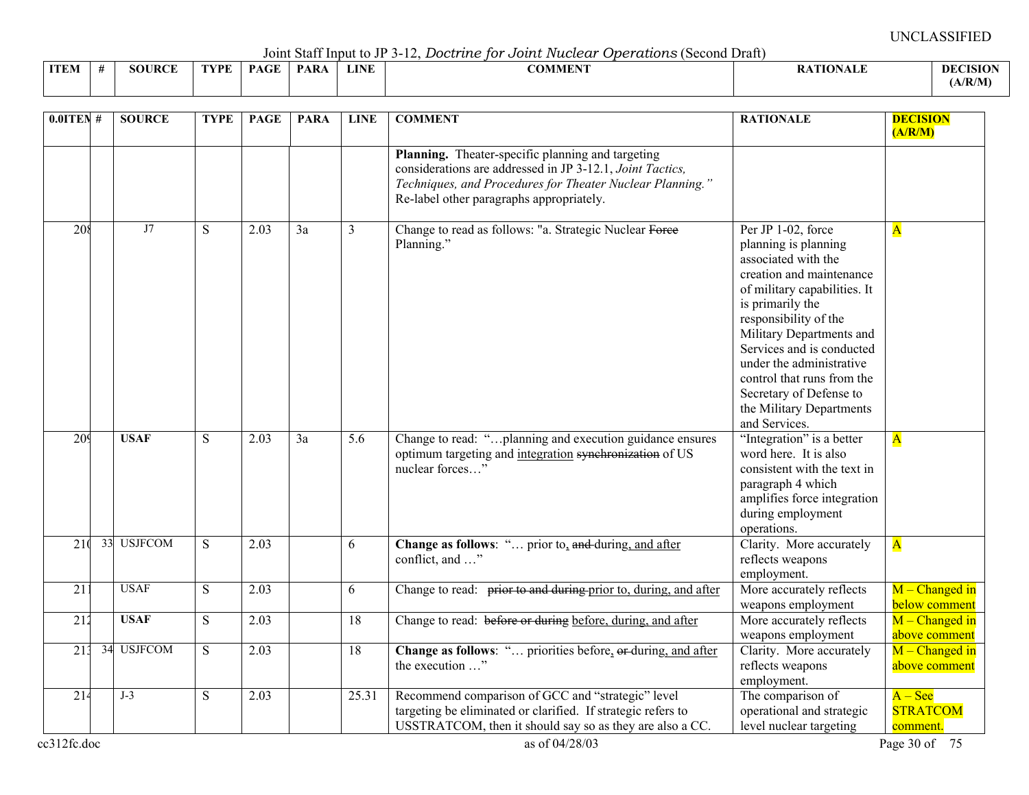Joint Staff Input to JP 3-12, *Doctrine for Joint Nuclear Operations* (Second Draft)

| 0.0ITEM | # | SOURCE | TYPE | PAGE | PARA | LINE | COMMENT | RATIONALE | DECISION (A/R/M) |
|---|---|---|---|---|---|---|---|---|---|
| | | | | | | | **Planning.** Theater-specific planning and targeting considerations are addressed in JP 3-12.1, *Joint Tactics, Techniques, and Procedures for Theater Nuclear Planning."* Re-label other paragraphs appropriately. | | |
| 208 | | J7 | S | 2.03 | 3a | 3 | Change to read as follows: "a. Strategic Nuclear ~~Force~~ Planning." | Per JP 1-02, force planning is planning associated with the creation and maintenance of military capabilities. It is primarily the responsibility of the Military Departments and Services and is conducted under the administrative control that runs from the Secretary of Defense to the Military Departments and Services. | A |
| 209 | | **USAF** | S | 2.03 | 3a | 5.6 | Change to read: "…planning and execution guidance ensures optimum targeting and <u>integration</u> ~~synchronization~~ of US nuclear forces…" | "Integration" is a better word here. It is also consistent with the text in paragraph 4 which amplifies force integration during employment operations. | A |
| 210 | 33 | USJFCOM | S | 2.03 | | 6 | **Change as follows**: "… prior to<u>,</u> ~~and~~ during<u>, and after</u> conflict, and …" | Clarity. More accurately reflects weapons employment. | A |
| 211 | | USAF | S | 2.03 | | 6 | Change to read: ~~prior to and during~~ <u>prior to, during, and after</u> | More accurately reflects weapons employment | M – Changed in below comment |
| 212 | | **USAF** | S | 2.03 | | 18 | Change to read: ~~before or during~~ <u>before, during, and after</u> | More accurately reflects weapons employment | M – Changed in above comment |
| 213 | 34 | USJFCOM | S | 2.03 | | 18 | **Change as follows**: "… priorities before<u>,</u> ~~or~~ during<u>, and after</u> the execution …" | Clarity. More accurately reflects weapons employment. | M – Changed in above comment |
| 214 | | J-3 | S | 2.03 | | 25.31 | Recommend comparison of GCC and "strategic" level targeting be eliminated or clarified. If strategic refers to USSTRATCOM, then it should say so as they are also a CC. | The comparison of operational and strategic level nuclear targeting | A – See STRATCOM comment. |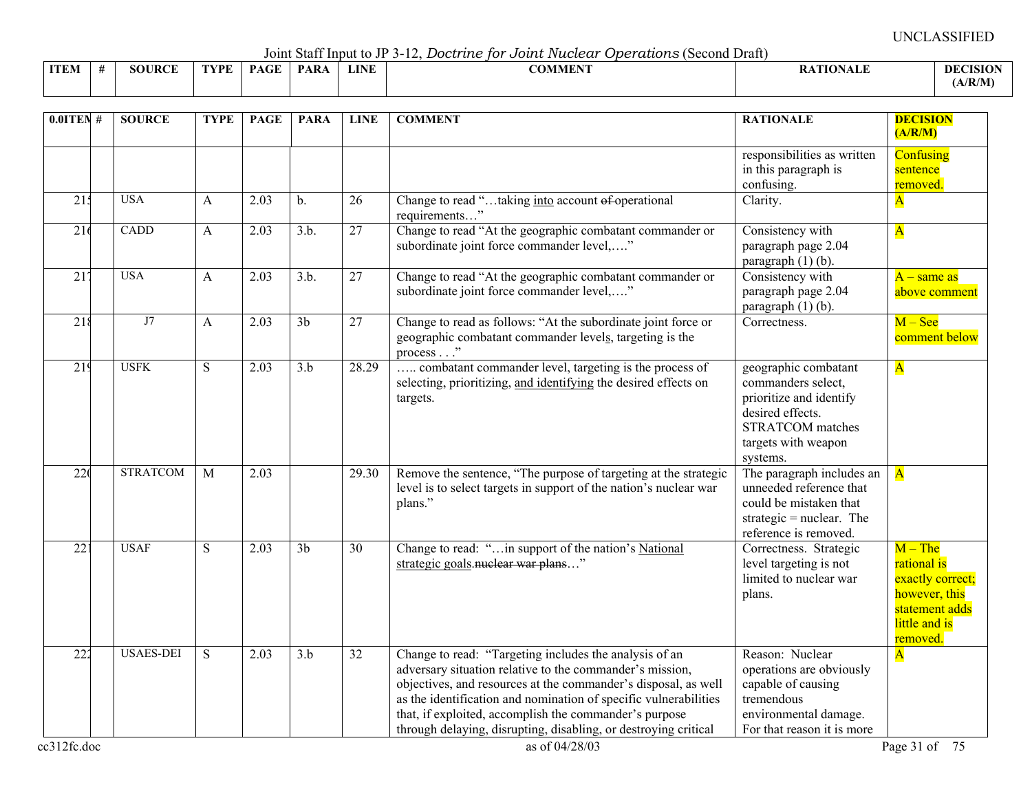UNCLASSIFIED

Joint Staff Input to JP 3-12, *Doctrine for Joint Nuclear Operations* (Second Draft)

| 0.0ITEM | # | SOURCE | TYPE | PAGE | PARA | LINE | COMMENT | RATIONALE | DECISION (A/R/M) |
|---|---|---|---|---|---|---|---|---|---|
| | | | | | | | | responsibilities as written in this paragraph is confusing. | Confusing sentence removed. |
| 215 | | USA | A | 2.03 | b. | 26 | Change to read "…taking into account ~~of~~ operational requirements…" | Clarity. | A |
| 216 | | CADD | A | 2.03 | 3.b. | 27 | Change to read "At the geographic combatant commander or subordinate joint force commander level,…." | Consistency with paragraph page 2.04 paragraph (1) (b). | A |
| 217 | | USA | A | 2.03 | 3.b. | 27 | Change to read "At the geographic combatant commander or subordinate joint force commander level,…." | Consistency with paragraph page 2.04 paragraph (1) (b). | A – same as above comment |
| 218 | | J7 | A | 2.03 | 3b | 27 | Change to read as follows: "At the subordinate joint force or geographic combatant commander levels, targeting is the process . . ." | Correctness. | M – See comment below |
| 219 | | USFK | S | 2.03 | 3.b | 28.29 | ….. combatant commander level, targeting is the process of selecting, prioritizing, and identifying the desired effects on targets. | geographic combatant commanders select, prioritize and identify desired effects. STRATCOM matches targets with weapon systems. | A |
| 220 | | STRATCOM | M | 2.03 | | 29.30 | Remove the sentence, "The purpose of targeting at the strategic level is to select targets in support of the nation's nuclear war plans." | The paragraph includes an unneeded reference that could be mistaken that strategic = nuclear. The reference is removed. | A |
| 221 | | USAF | S | 2.03 | 3b | 30 | Change to read: "…in support of the nation's National strategic goals.~~nuclear war plans~~…" | Correctness. Strategic level targeting is not limited to nuclear war plans. | M – The rational is exactly correct; however, this statement adds little and is removed. |
| 222 | | USAES-DEI | S | 2.03 | 3.b | 32 | Change to read: "Targeting includes the analysis of an adversary situation relative to the commander's mission, objectives, and resources at the commander's disposal, as well as the identification and nomination of specific vulnerabilities that, if exploited, accomplish the commander's purpose through delaying, disrupting, disabling, or destroying critical | Reason: Nuclear operations are obviously capable of causing tremendous environmental damage. For that reason it is more | A |

cc312fc.doc as of 04/28/03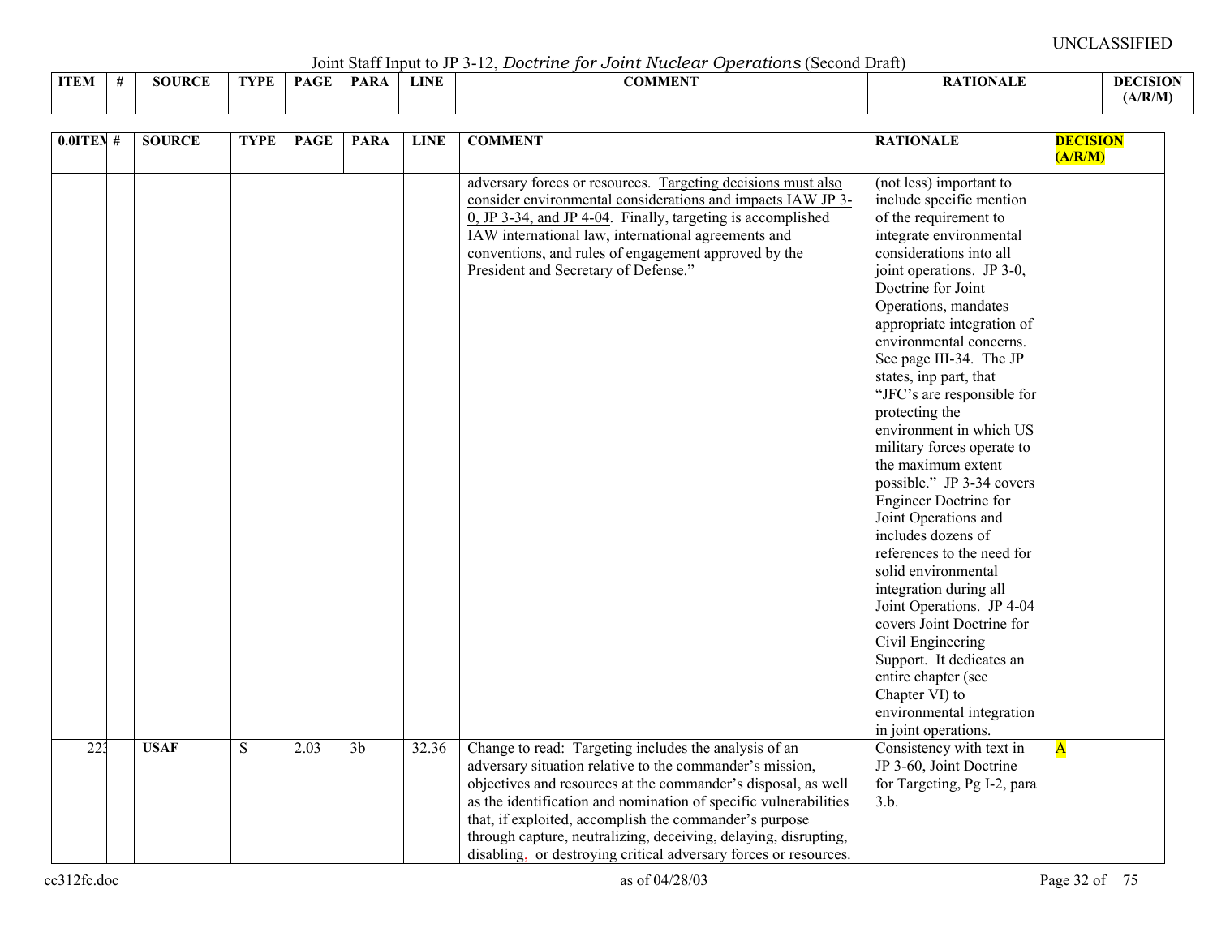UNCLASSIFIED

Joint Staff Input to JP 3-12, *Doctrine for Joint Nuclear Operations* (Second Draft)

| ITEM | # | SOURCE | TYPE | PAGE | PARA | LINE | COMMENT | RATIONALE | DECISION (A/R/M) |
|---|---|---|---|---|---|---|---|---|---|
| | | | | | | | adversary forces or resources. Targeting decisions must also consider environmental considerations and impacts IAW JP 3-0, JP 3-34, and JP 4-04. Finally, targeting is accomplished IAW international law, international agreements and conventions, and rules of engagement approved by the President and Secretary of Defense." | (not less) important to include specific mention of the requirement to integrate environmental considerations into all joint operations. JP 3-0, Doctrine for Joint Operations, mandates appropriate integration of environmental concerns. See page III-34. The JP states, inp part, that "JFC's are responsible for protecting the environment in which US military forces operate to the maximum extent possible." JP 3-34 covers Engineer Doctrine for Joint Operations and includes dozens of references to the need for solid environmental integration during all Joint Operations. JP 4-04 covers Joint Doctrine for Civil Engineering Support. It dedicates an entire chapter (see Chapter VI) to environmental integration in joint operations. | |
| 223 | | **USAF** | S | 2.03 | 3b | 32.36 | Change to read: Targeting includes the analysis of an adversary situation relative to the commander's mission, objectives and resources at the commander's disposal, as well as the identification and nomination of specific vulnerabilities that, if exploited, accomplish the commander's purpose through capture, neutralizing, deceiving, delaying, disrupting, disabling, or destroying critical adversary forces or resources. | Consistency with text in JP 3-60, Joint Doctrine for Targeting, Pg I-2, para 3.b. | A |

cc312fc.doc as of 04/28/03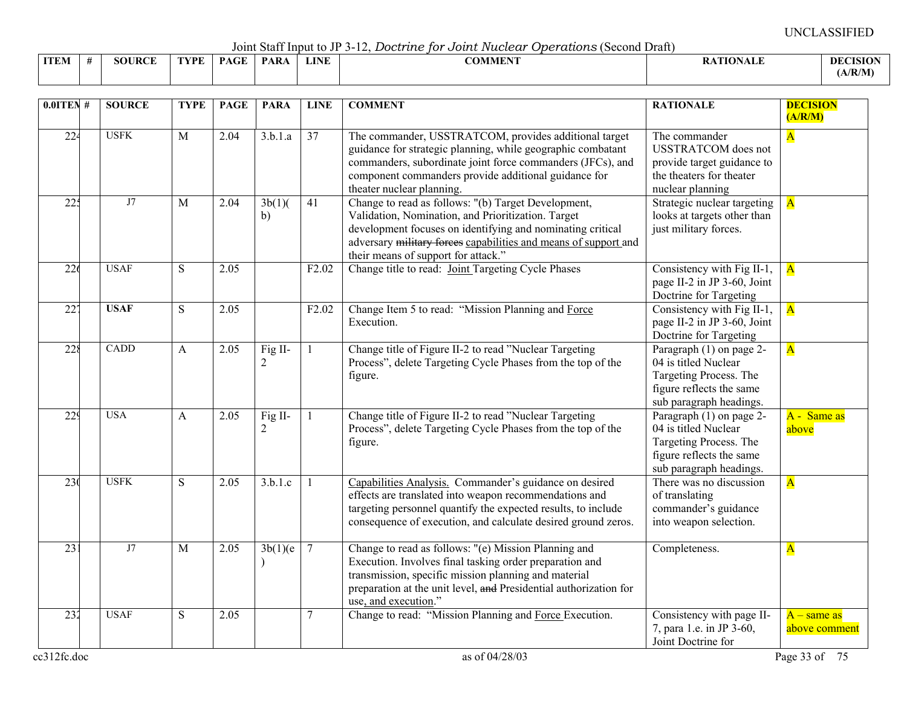UNCLASSIFIED

Joint Staff Input to JP 3-12, *Doctrine for Joint Nuclear Operations* (Second Draft)

| 0.0ITEM | # | SOURCE | TYPE | PAGE | PARA | LINE | COMMENT | RATIONALE | DECISION (A/R/M) |
|---|---|---|---|---|---|---|---|---|---|
| 224 | | USFK | M | 2.04 | 3.b.1.a | 37 | The commander, USSTRATCOM, provides additional target guidance for strategic planning, while geographic combatant commanders, subordinate joint force commanders (JFCs), and component commanders provide additional guidance for theater nuclear planning. | The commander USSTRATCOM does not provide target guidance to the theaters for theater nuclear planning | A |
| 225 | | J7 | M | 2.04 | 3b(1)(b) | 41 | Change to read as follows: "(b) Target Development, Validation, Nomination, and Prioritization. Target development focuses on identifying and nominating critical adversary ~~military forces~~ capabilities and means of support and their means of support for attack." | Strategic nuclear targeting looks at targets other than just military forces. | A |
| 226 | | USAF | S | 2.05 | | F2.02 | Change title to read: Joint Targeting Cycle Phases | Consistency with Fig II-1, page II-2 in JP 3-60, Joint Doctrine for Targeting | A |
| 227 | | **USAF** | S | 2.05 | | F2.02 | Change Item 5 to read: "Mission Planning and Force Execution. | Consistency with Fig II-1, page II-2 in JP 3-60, Joint Doctrine for Targeting | A |
| 228 | | CADD | A | 2.05 | Fig II-2 | 1 | Change title of Figure II-2 to read "Nuclear Targeting Process", delete Targeting Cycle Phases from the top of the figure. | Paragraph (1) on page 2-04 is titled Nuclear Targeting Process. The figure reflects the same sub paragraph headings. | A |
| 229 | | USA | A | 2.05 | Fig II-2 | 1 | Change title of Figure II-2 to read "Nuclear Targeting Process", delete Targeting Cycle Phases from the top of the figure. | Paragraph (1) on page 2-04 is titled Nuclear Targeting Process. The figure reflects the same sub paragraph headings. | A - Same as above |
| 230 | | USFK | S | 2.05 | 3.b.1.c | 1 | Capabilities Analysis. Commander's guidance on desired effects are translated into weapon recommendations and targeting personnel quantify the expected results, to include consequence of execution, and calculate desired ground zeros. | There was no discussion of translating commander's guidance into weapon selection. | A |
| 231 | | J7 | M | 2.05 | 3b(1)(e) | 7 | Change to read as follows: "(e) Mission Planning and Execution. Involves final tasking order preparation and transmission, specific mission planning and material preparation at the unit level, ~~and~~ Presidential authorization for use, and execution." | Completeness. | A |
| 232 | | USAF | S | 2.05 | | 7 | Change to read: "Mission Planning and Force Execution. | Consistency with page II-7, para 1.e. in JP 3-60, Joint Doctrine for | A – same as above comment |

cc312fc.doc as of 04/28/03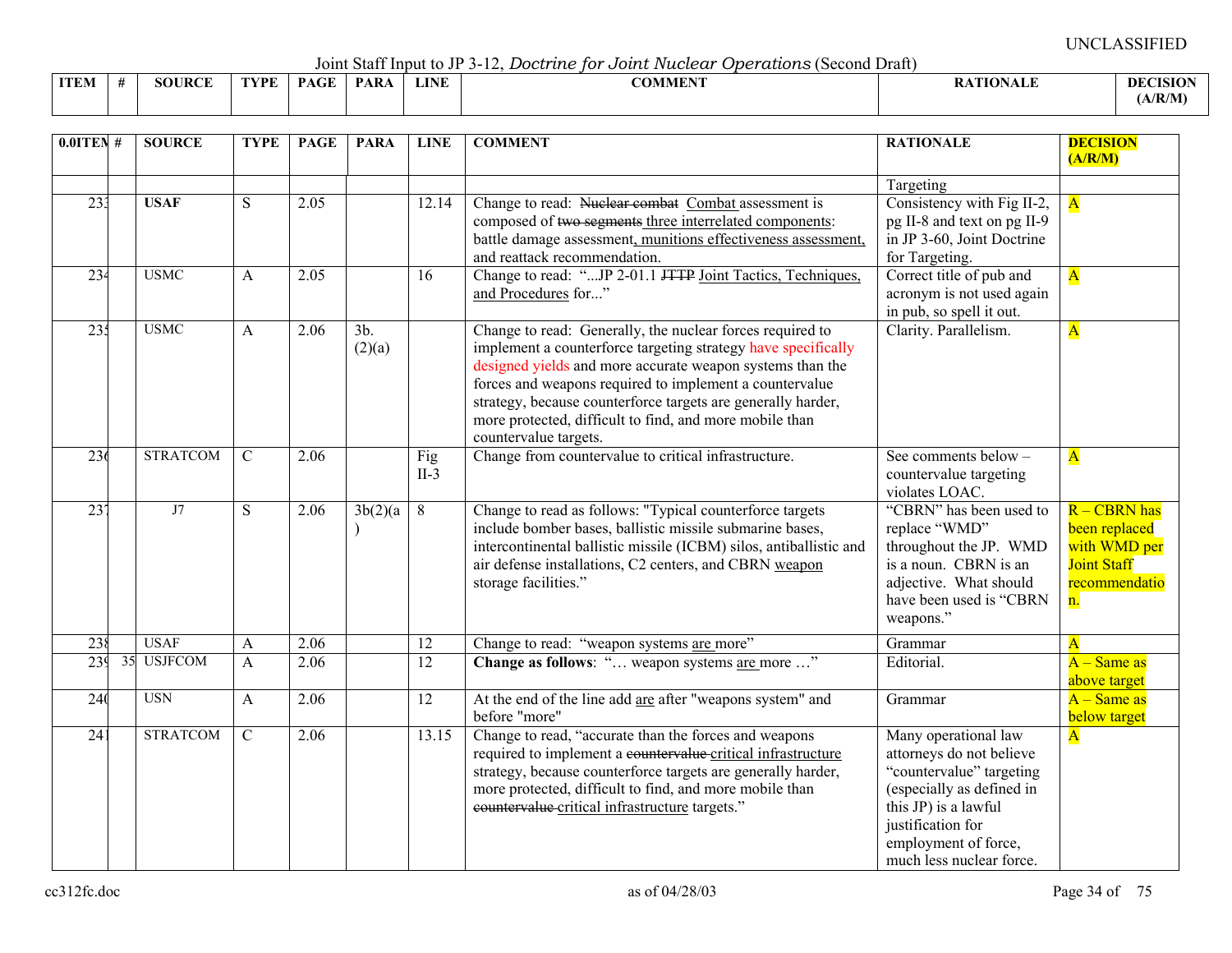UNCLASSIFIED

Joint Staff Input to JP 3-12, *Doctrine for Joint Nuclear Operations* (Second Draft)

| ITEM | # | SOURCE | TYPE | PAGE | PARA | LINE | COMMENT | RATIONALE | DECISION (A/R/M) |
|---|---|---|---|---|---|---|---|---|---|
| | | | | | | | | Targeting | |
| 233 | | **USAF** | S | 2.05 | | 12.14 | Change to read: ~~Nuclear combat~~ Combat assessment is composed of ~~two segments~~ three interrelated components: battle damage assessment, munitions effectiveness assessment, and reattack recommendation. | Consistency with Fig II-2, pg II-8 and text on pg II-9 in JP 3-60, Joint Doctrine for Targeting. | A |
| 234 | | USMC | A | 2.05 | | 16 | Change to read: "...JP 2-01.1 ~~JTTP~~ Joint Tactics, Techniques, and Procedures for..." | Correct title of pub and acronym is not used again in pub, so spell it out. | A |
| 235 | | USMC | A | 2.06 | 3b.(2)(a) | | Change to read: Generally, the nuclear forces required to implement a counterforce targeting strategy have specifically designed yields and more accurate weapon systems than the forces and weapons required to implement a countervalue strategy, because counterforce targets are generally harder, more protected, difficult to find, and more mobile than countervalue targets. | Clarity. Parallelism. | A |
| 236 | | STRATCOM | C | 2.06 | | Fig II-3 | Change from countervalue to critical infrastructure. | See comments below – countervalue targeting violates LOAC. | A |
| 237 | | J7 | S | 2.06 | 3b(2)(a) | 8 | Change to read as follows: "Typical counterforce targets include bomber bases, ballistic missile submarine bases, intercontinental ballistic missile (ICBM) silos, antiballistic and air defense installations, C2 centers, and CBRN weapon storage facilities." | "CBRN" has been used to replace "WMD" throughout the JP. WMD is a noun. CBRN is an adjective. What should have been used is "CBRN weapons." | R – CBRN has been replaced with WMD per Joint Staff recommendation. |
| 238 | | USAF | A | 2.06 | | 12 | Change to read: "weapon systems are more" | Grammar | A |
| 239 | 35 | USJFCOM | A | 2.06 | | 12 | **Change as follows**: "… weapon systems are more …" | Editorial. | A – Same as above target |
| 240 | | USN | A | 2.06 | | 12 | At the end of the line add are after "weapons system" and before "more" | Grammar | A – Same as below target |
| 241 | | STRATCOM | C | 2.06 | | 13.15 | Change to read, "accurate than the forces and weapons required to implement a ~~countervalue~~ critical infrastructure strategy, because counterforce targets are generally harder, more protected, difficult to find, and more mobile than ~~countervalue~~ critical infrastructure targets." | Many operational law attorneys do not believe "countervalue" targeting (especially as defined in this JP) is a lawful justification for employment of force, much less nuclear force. | A |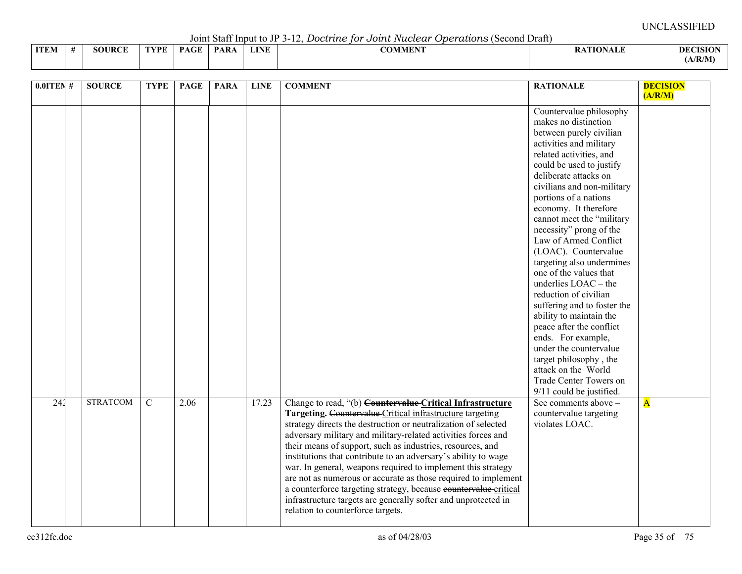UNCLASSIFIED

Joint Staff Input to JP 3-12, *Doctrine for Joint Nuclear Operations* (Second Draft)

| ITEM | # | SOURCE | TYPE | PAGE | PARA | LINE | COMMENT | RATIONALE | DECISION (A/R/M) |
|---|---|---|---|---|---|---|---|---|---|
| | | | | | | | | Countervalue philosophy makes no distinction between purely civilian activities and military related activities, and could be used to justify deliberate attacks on civilians and non-military portions of a nations economy. It therefore cannot meet the "military necessity" prong of the Law of Armed Conflict (LOAC). Countervalue targeting also undermines one of the values that underlies LOAC – the reduction of civilian suffering and to foster the ability to maintain the peace after the conflict ends. For example, under the countervalue target philosophy , the attack on the World Trade Center Towers on 9/11 could be justified. | |
| 242 | | STRATCOM | C | 2.06 | | 17.23 | Change to read, "(b) ~~**Countervalue**~~ <u>**Critical Infrastructure**</u> **Targeting.** ~~Countervalue~~ <u>Critical infrastructure</u> targeting strategy directs the destruction or neutralization of selected adversary military and military-related activities forces and their means of support, such as industries, resources, and institutions that contribute to an adversary's ability to wage war. In general, weapons required to implement this strategy are not as numerous or accurate as those required to implement a counterforce targeting strategy, because ~~countervalue~~ <u>critical infrastructure</u> targets are generally softer and unprotected in relation to counterforce targets. | See comments above – countervalue targeting violates LOAC. | A |

cc312fc.doc as of 04/28/03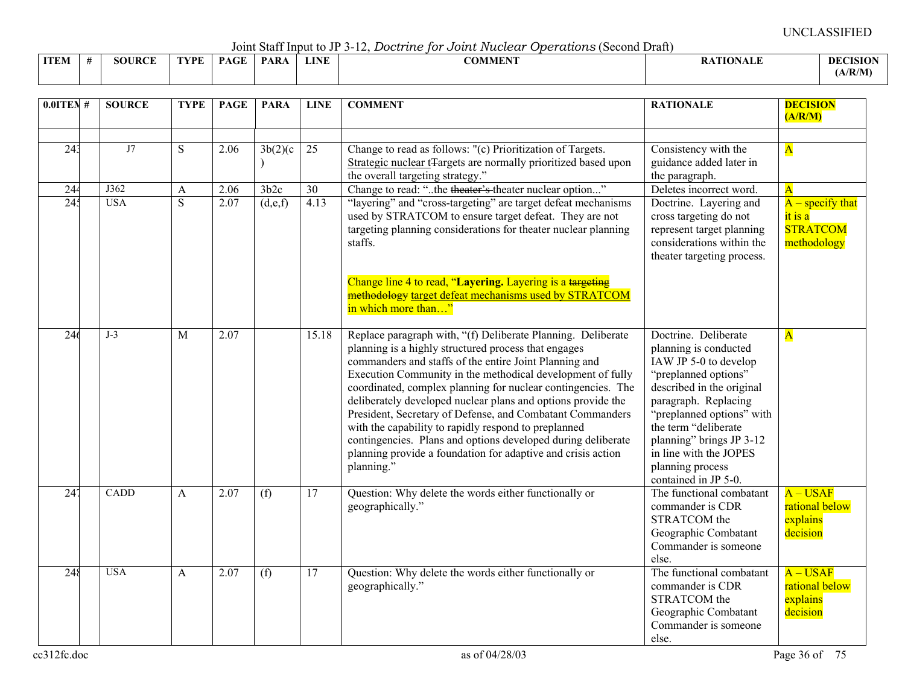UNCLASSIFIED

Joint Staff Input to JP 3-12, *Doctrine for Joint Nuclear Operations* (Second Draft)

| ITEM | # | SOURCE | TYPE | PAGE | PARA | LINE | COMMENT | RATIONALE | DECISION (A/R/M) |
|---|---|---|---|---|---|---|---|---|---|
| | | | | | | | | | |
| 243 | | J7 | S | 2.06 | 3b(2)(c) | 25 | Change to read as follows: "(c) Prioritization of Targets. Strategic nuclear t~~T~~argets are normally prioritized based upon the overall targeting strategy." | Consistency with the guidance added later in the paragraph. | A |
| 244 | | J362 | A | 2.06 | 3b2c | 30 | Change to read: "..the ~~theater's~~ theater nuclear option..." | Deletes incorrect word. | A |
| 245 | | USA | S | 2.07 | (d,e,f) | 4.13 | "layering" and "cross-targeting" are target defeat mechanisms used by STRATCOM to ensure target defeat. They are not targeting planning considerations for theater nuclear planning staffs.<br><br>Change line 4 to read, "**Layering.** Layering is a ~~targeting methodology~~ target defeat mechanisms used by STRATCOM in which more than…" | Doctrine. Layering and cross targeting do not represent target planning considerations within the theater targeting process. | A – specify that it is a STRATCOM methodology |
| 246 | | J-3 | M | 2.07 | | 15.18 | Replace paragraph with, "(f) Deliberate Planning. Deliberate planning is a highly structured process that engages commanders and staffs of the entire Joint Planning and Execution Community in the methodical development of fully coordinated, complex planning for nuclear contingencies. The deliberately developed nuclear plans and options provide the President, Secretary of Defense, and Combatant Commanders with the capability to rapidly respond to preplanned contingencies. Plans and options developed during deliberate planning provide a foundation for adaptive and crisis action planning." | Doctrine. Deliberate planning is conducted IAW JP 5-0 to develop "preplanned options" described in the original paragraph. Replacing "preplanned options" with the term "deliberate planning" brings JP 3-12 in line with the JOPES planning process contained in JP 5-0. | A |
| 247 | | CADD | A | 2.07 | (f) | 17 | Question: Why delete the words either functionally or geographically." | The functional combatant commander is CDR STRATCOM the Geographic Combatant Commander is someone else. | A – USAF rational below explains decision |
| 248 | | USA | A | 2.07 | (f) | 17 | Question: Why delete the words either functionally or geographically." | The functional combatant commander is CDR STRATCOM the Geographic Combatant Commander is someone else. | A – USAF rational below explains decision |

cc312fc.doc as of 04/28/03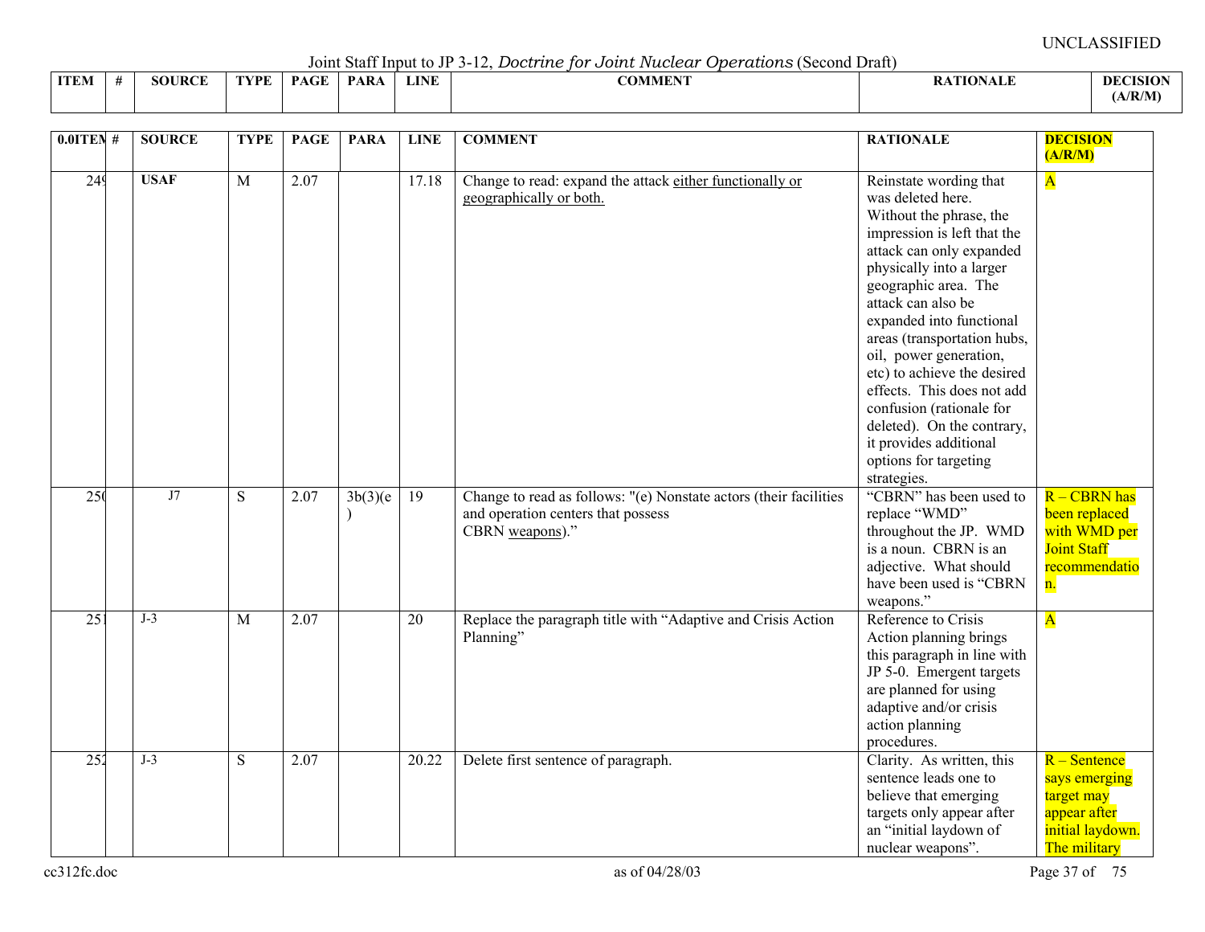UNCLASSIFIED

Joint Staff Input to JP 3-12, *Doctrine for Joint Nuclear Operations* (Second Draft)

| ITEM | # | SOURCE | TYPE | PAGE | PARA | LINE | COMMENT | RATIONALE | DECISION (A/R/M) |
|---|---|---|---|---|---|---|---|---|---|
| 249 | | **USAF** | M | 2.07 | | 17.18 | Change to read: expand the attack either functionally or geographically or both. | Reinstate wording that was deleted here. Without the phrase, the impression is left that the attack can only expanded physically into a larger geographic area. The attack can also be expanded into functional areas (transportation hubs, oil, power generation, etc) to achieve the desired effects. This does not add confusion (rationale for deleted). On the contrary, it provides additional options for targeting strategies. | A |
| 250 | | J7 | S | 2.07 | 3b(3)(e) | 19 | Change to read as follows: "(e) Nonstate actors (their facilities and operation centers that possess CBRN weapons)." | "CBRN" has been used to replace "WMD" throughout the JP. WMD is a noun. CBRN is an adjective. What should have been used is "CBRN weapons." | R – CBRN has been replaced with WMD per Joint Staff recommendation. |
| 251 | | J-3 | M | 2.07 | | 20 | Replace the paragraph title with "Adaptive and Crisis Action Planning" | Reference to Crisis Action planning brings this paragraph in line with JP 5-0. Emergent targets are planned for using adaptive and/or crisis action planning procedures. | A |
| 252 | | J-3 | S | 2.07 | | 20.22 | Delete first sentence of paragraph. | Clarity. As written, this sentence leads one to believe that emerging targets only appear after an "initial laydown of nuclear weapons". | R – Sentence says emerging target may appear after initial laydown. The military |

cc312fc.doc as of 04/28/03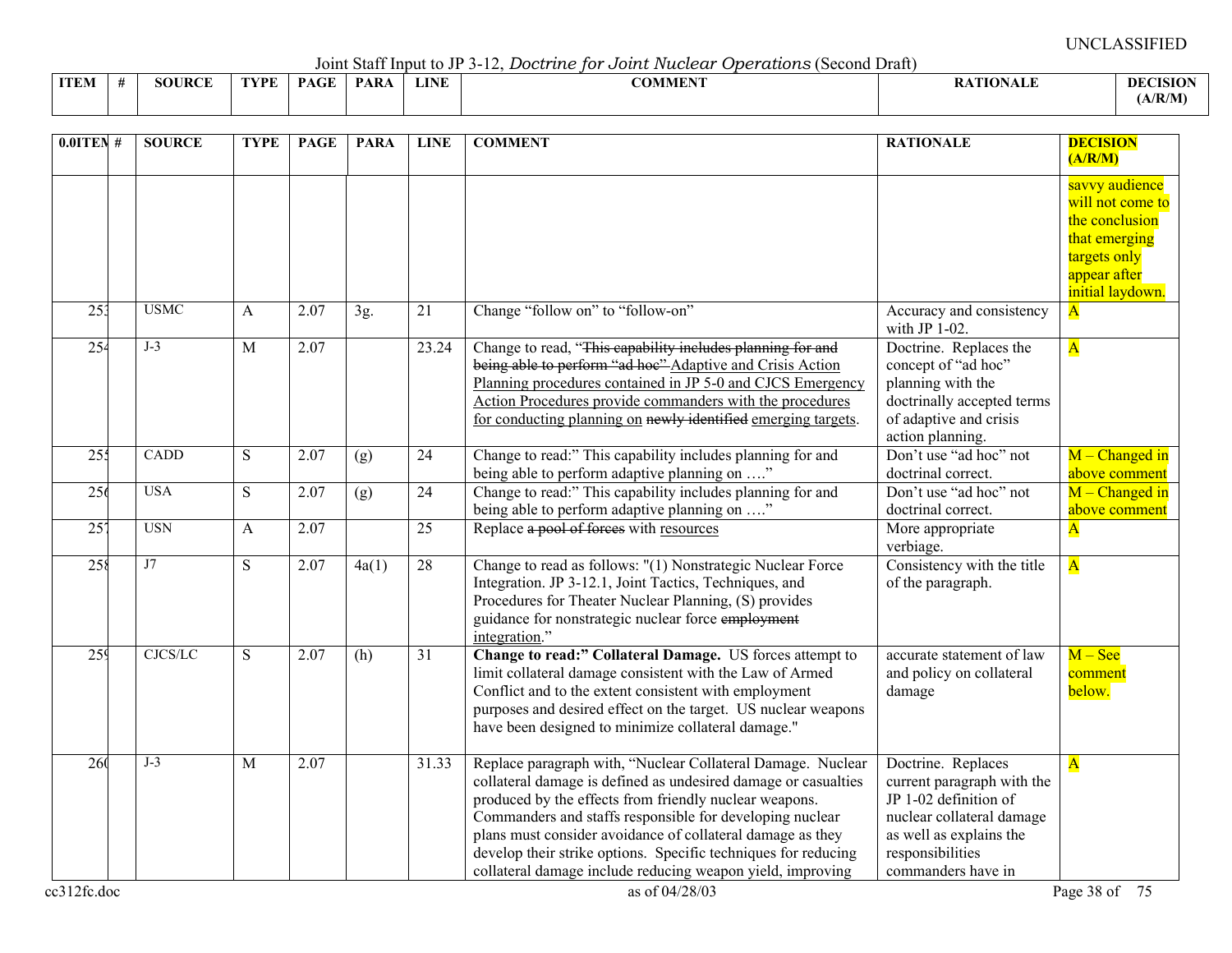UNCLASSIFIED

Joint Staff Input to JP 3-12, *Doctrine for Joint Nuclear Operations* (Second Draft)

| ITEM | # | SOURCE | TYPE | PAGE | PARA | LINE | COMMENT | RATIONALE | DECISION (A/R/M) |
|---|---|---|---|---|---|---|---|---|---|
| | | | | | | | | | savvy audience will not come to the conclusion that emerging targets only appear after initial laydown. |
| 253 | | USMC | A | 2.07 | 3g. | 21 | Change "follow on" to "follow-on" | Accuracy and consistency with JP 1-02. | A |
| 254 | | J-3 | M | 2.07 | | 23.24 | Change to read, "~~This capability includes planning for and being able to perform "ad hoc"~~ Adaptive and Crisis Action Planning procedures contained in JP 5-0 and CJCS Emergency Action Procedures provide commanders with the procedures for conducting planning on ~~newly identified~~ emerging targets. | Doctrine. Replaces the concept of "ad hoc" planning with the doctrinally accepted terms of adaptive and crisis action planning. | A |
| 255 | | CADD | S | 2.07 | (g) | 24 | Change to read:" This capability includes planning for and being able to perform adaptive planning on …." | Don't use "ad hoc" not doctrinal correct. | M – Changed in above comment |
| 256 | | USA | S | 2.07 | (g) | 24 | Change to read:" This capability includes planning for and being able to perform adaptive planning on …." | Don't use "ad hoc" not doctrinal correct. | M – Changed in above comment |
| 257 | | USN | A | 2.07 | | 25 | Replace ~~a pool of forces~~ with resources | More appropriate verbiage. | A |
| 258 | | J7 | S | 2.07 | 4a(1) | 28 | Change to read as follows: "(1) Nonstrategic Nuclear Force Integration. JP 3-12.1, Joint Tactics, Techniques, and Procedures for Theater Nuclear Planning, (S) provides guidance for nonstrategic nuclear force ~~employment~~ integration." | Consistency with the title of the paragraph. | A |
| 259 | | CJCS/LC | S | 2.07 | (h) | 31 | **Change to read:" Collateral Damage.** US forces attempt to limit collateral damage consistent with the Law of Armed Conflict and to the extent consistent with employment purposes and desired effect on the target. US nuclear weapons have been designed to minimize collateral damage." | accurate statement of law and policy on collateral damage | M – See comment below. |
| 260 | | J-3 | M | 2.07 | | 31.33 | Replace paragraph with, "Nuclear Collateral Damage. Nuclear collateral damage is defined as undesired damage or casualties produced by the effects from friendly nuclear weapons. Commanders and staffs responsible for developing nuclear plans must consider avoidance of collateral damage as they develop their strike options. Specific techniques for reducing collateral damage include reducing weapon yield, improving | Doctrine. Replaces current paragraph with the JP 1-02 definition of nuclear collateral damage as well as explains the responsibilities commanders have in | A |

cc312fc.doc as of 04/28/03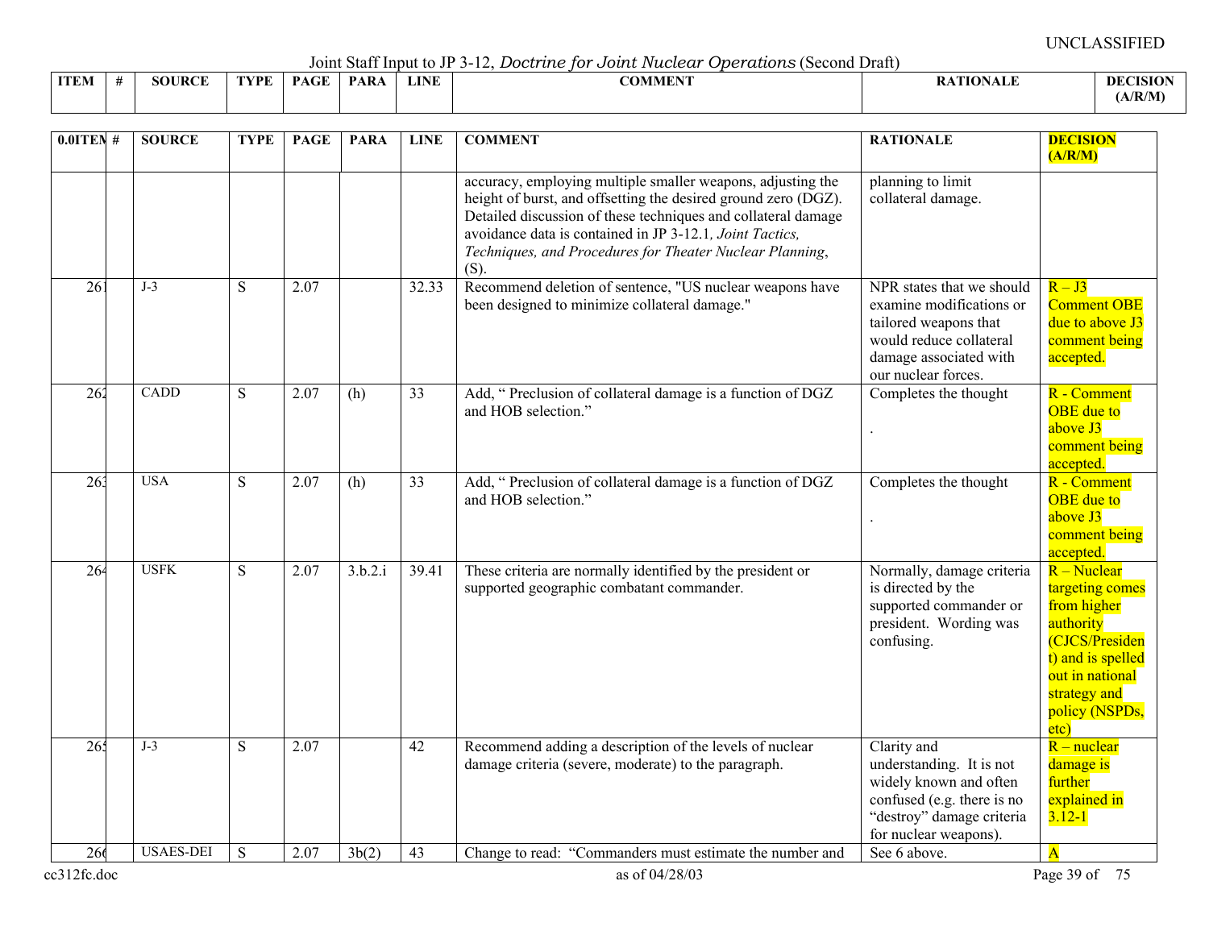UNCLASSIFIED

Joint Staff Input to JP 3-12, *Doctrine for Joint Nuclear Operations* (Second Draft)

| ITEM | # | SOURCE | TYPE | PAGE | PARA | LINE | COMMENT | RATIONALE | DECISION (A/R/M) |
|---|---|---|---|---|---|---|---|---|---|
| | | | | | | | accuracy, employing multiple smaller weapons, adjusting the height of burst, and offsetting the desired ground zero (DGZ). Detailed discussion of these techniques and collateral damage avoidance data is contained in JP 3-12.1, *Joint Tactics, Techniques, and Procedures for Theater Nuclear Planning*, (S). | planning to limit collateral damage. | |
| 261 | | J-3 | S | 2.07 | | 32.33 | Recommend deletion of sentence, "US nuclear weapons have been designed to minimize collateral damage." | NPR states that we should examine modifications or tailored weapons that would reduce collateral damage associated with our nuclear forces. | R – J3 Comment OBE due to above J3 comment being accepted. |
| 262 | | CADD | S | 2.07 | (h) | 33 | Add, " Preclusion of collateral damage is a function of DGZ and HOB selection." | Completes the thought . | R - Comment OBE due to above J3 comment being accepted. |
| 263 | | USA | S | 2.07 | (h) | 33 | Add, " Preclusion of collateral damage is a function of DGZ and HOB selection." | Completes the thought . | R - Comment OBE due to above J3 comment being accepted. |
| 264 | | USFK | S | 2.07 | 3.b.2.i | 39.41 | These criteria are normally identified by the president or supported geographic combatant commander. | Normally, damage criteria is directed by the supported commander or president. Wording was confusing. | R – Nuclear targeting comes from higher authority (CJCS/President) and is spelled out in national strategy and policy (NSPDs, etc) |
| 265 | | J-3 | S | 2.07 | | 42 | Recommend adding a description of the levels of nuclear damage criteria (severe, moderate) to the paragraph. | Clarity and understanding. It is not widely known and often confused (e.g. there is no "destroy" damage criteria for nuclear weapons). | R – nuclear damage is further explained in 3.12-1 |
| 266 | | USAES-DEI | S | 2.07 | 3b(2) | 43 | Change to read: "Commanders must estimate the number and | See 6 above. | A |

cc312fc.doc as of 04/28/03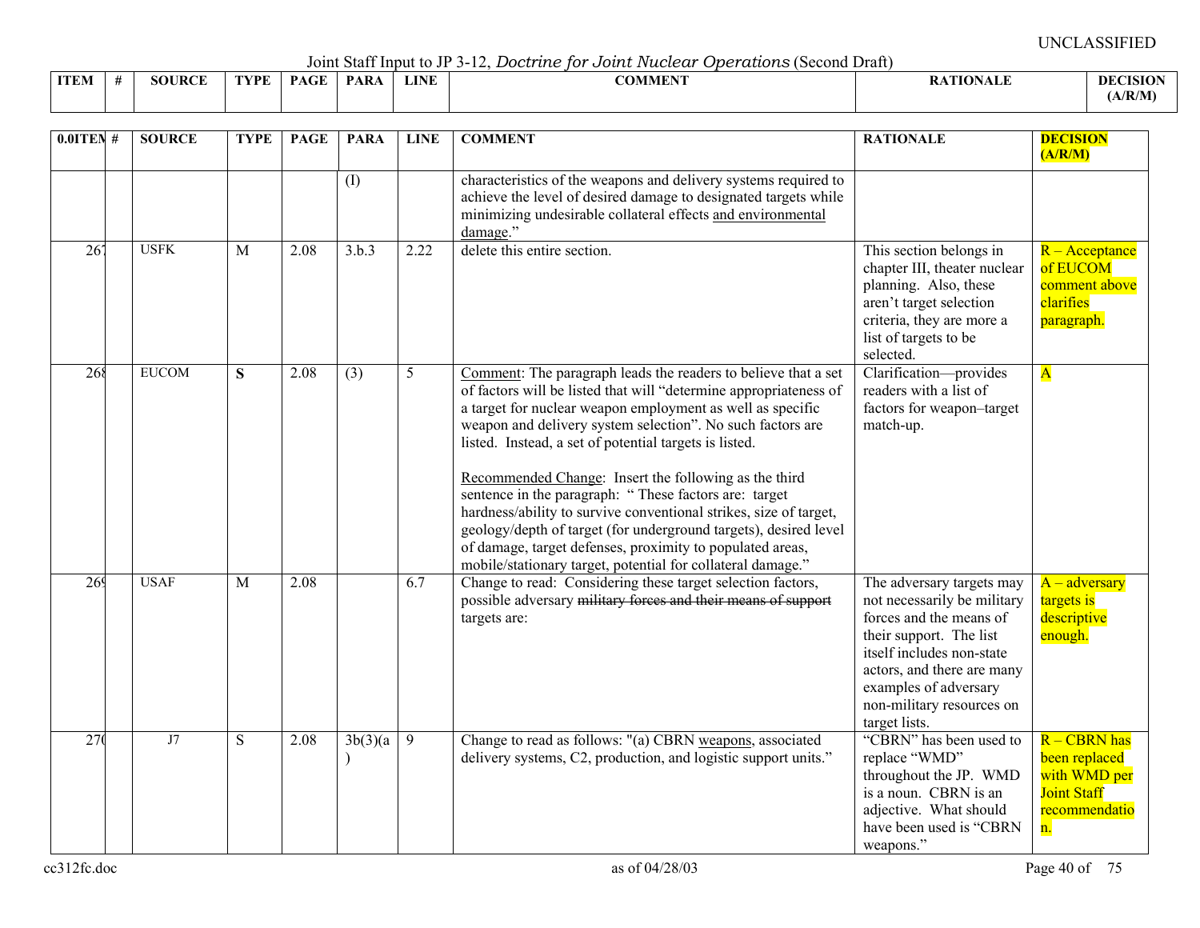UNCLASSIFIED

Joint Staff Input to JP 3-12, *Doctrine for Joint Nuclear Operations* (Second Draft)

| ITEM | # | SOURCE | TYPE | PAGE | PARA | LINE | COMMENT | RATIONALE | DECISION (A/R/M) |
|---|---|---|---|---|---|---|---|---|---|
| | | | | | (I) | | characteristics of the weapons and delivery systems required to achieve the level of desired damage to designated targets while minimizing undesirable collateral effects <u>and environmental damage</u>." | | |
| 267 | | USFK | M | 2.08 | 3.b.3 | 2.22 | delete this entire section. | This section belongs in chapter III, theater nuclear planning. Also, these aren't target selection criteria, they are more a list of targets to be selected. | R – Acceptance of EUCOM comment above clarifies paragraph. |
| 268 | | EUCOM | **S** | 2.08 | (3) | 5 | <u>Comment</u>: The paragraph leads the readers to believe that a set of factors will be listed that will "determine appropriateness of a target for nuclear weapon employment as well as specific weapon and delivery system selection". No such factors are listed. Instead, a set of potential targets is listed.<br><br><u>Recommended Change</u>: Insert the following as the third sentence in the paragraph: " These factors are: target hardness/ability to survive conventional strikes, size of target, geology/depth of target (for underground targets), desired level of damage, target defenses, proximity to populated areas, mobile/stationary target, potential for collateral damage." | Clarification—provides readers with a list of factors for weapon–target match-up. | A |
| 269 | | USAF | M | 2.08 | | 6.7 | Change to read: Considering these target selection factors, possible adversary ~~military forces and their means of support~~ targets are: | The adversary targets may not necessarily be military forces and the means of their support. The list itself includes non-state actors, and there are many examples of adversary non-military resources on target lists. | A – adversary targets is descriptive enough. |
| 270 | | J7 | S | 2.08 | 3b(3)(a) | 9 | Change to read as follows: "(a) CBRN <u>weapons</u>, associated delivery systems, C2, production, and logistic support units." | "CBRN" has been used to replace "WMD" throughout the JP. WMD is a noun. CBRN is an adjective. What should have been used is "CBRN weapons." | R – CBRN has been replaced with WMD per Joint Staff recommendation. |

cc312fc.doc as of 04/28/03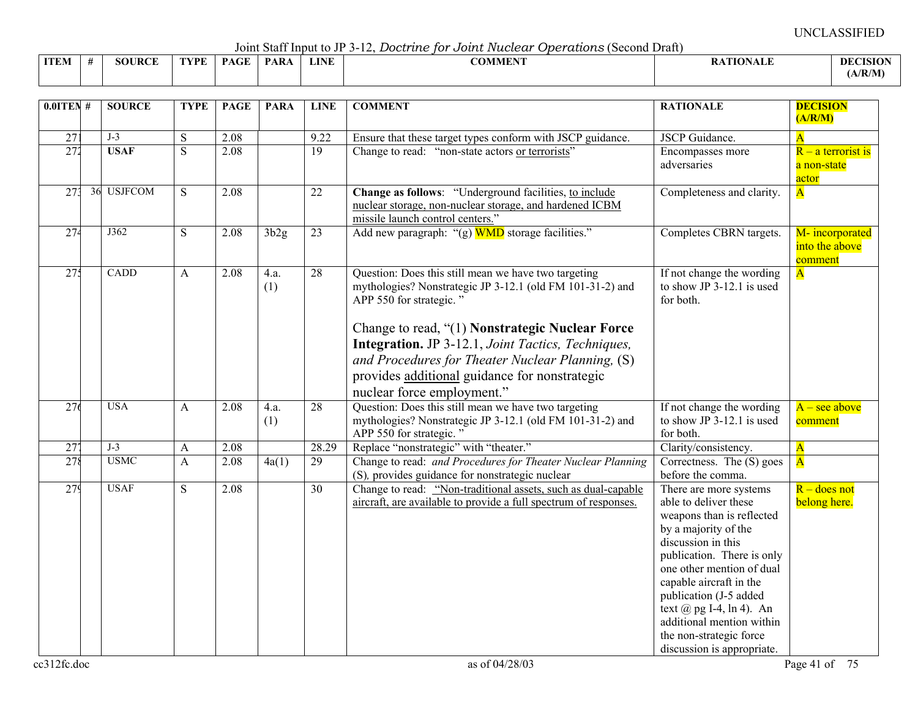UNCLASSIFIED

Joint Staff Input to JP 3-12, *Doctrine for Joint Nuclear Operations* (Second Draft)

| 0.0ITEM | # | SOURCE | TYPE | PAGE | PARA | LINE | COMMENT | RATIONALE | DECISION (A/R/M) |
|---|---|---|---|---|---|---|---|---|---|
| 271 | | J-3 | S | 2.08 | | 9.22 | Ensure that these target types conform with JSCP guidance. | JSCP Guidance. | A |
| 272 | | **USAF** | S | 2.08 | | 19 | Change to read: "non-state actors or terrorists" | Encompasses more adversaries | R – a terrorist is a non-state actor |
| 273 | 36 | USJFCOM | S | 2.08 | | 22 | **Change as follows**: "Underground facilities, to include nuclear storage, non-nuclear storage, and hardened ICBM missile launch control centers." | Completeness and clarity. | A |
| 274 | | J362 | S | 2.08 | 3b2g | 23 | Add new paragraph: "(g) WMD storage facilities." | Completes CBRN targets. | M- incorporated into the above comment |
| 275 | | CADD | A | 2.08 | 4.a. (1) | 28 | Question: Does this still mean we have two targeting mythologies? Nonstrategic JP 3-12.1 (old FM 101-31-2) and APP 550 for strategic. " <br><br> Change to read, "(1) **Nonstrategic Nuclear Force Integration.** JP 3-12.1, *Joint Tactics, Techniques, and Procedures for Theater Nuclear Planning,* (S) provides additional guidance for nonstrategic nuclear force employment." | If not change the wording to show JP 3-12.1 is used for both. | A |
| 276 | | USA | A | 2.08 | 4.a. (1) | 28 | Question: Does this still mean we have two targeting mythologies? Nonstrategic JP 3-12.1 (old FM 101-31-2) and APP 550 for strategic. " | If not change the wording to show JP 3-12.1 is used for both. | A – see above comment |
| 277 | | J-3 | A | 2.08 | | 28.29 | Replace "nonstrategic" with "theater." | Clarity/consistency. | A |
| 278 | | USMC | A | 2.08 | 4a(1) | 29 | Change to read: *and Procedures for Theater Nuclear Planning* (S), provides guidance for nonstrategic nuclear | Correctness. The (S) goes before the comma. | A |
| 279 | | USAF | S | 2.08 | | 30 | Change to read: "Non-traditional assets, such as dual-capable aircraft, are available to provide a full spectrum of responses. | There are more systems able to deliver these weapons than is reflected by a majority of the discussion in this publication. There is only one other mention of dual capable aircraft in the publication (J-5 added text @ pg I-4, ln 4). An additional mention within the non-strategic force discussion is appropriate. | R – does not belong here. |

cc312fc.doc as of 04/28/03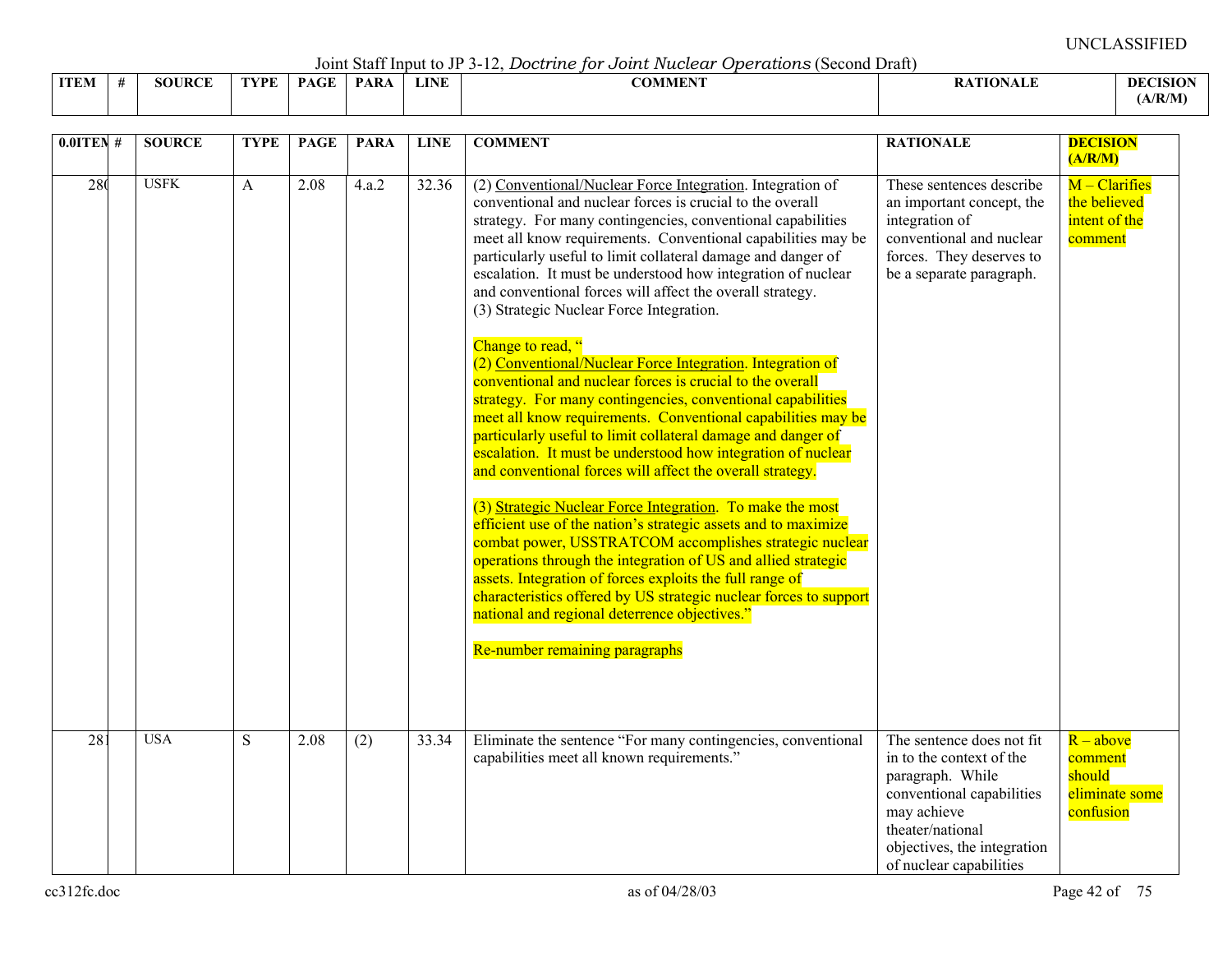UNCLASSIFIED

Joint Staff Input to JP 3-12, *Doctrine for Joint Nuclear Operations* (Second Draft)

| ITEM | # | SOURCE | TYPE | PAGE | PARA | LINE | COMMENT | RATIONALE | DECISION (A/R/M) |
|---|---|---|---|---|---|---|---|---|---|
| 280 | | USFK | A | 2.08 | 4.a.2 | 32.36 | (2) Conventional/Nuclear Force Integration. Integration of conventional and nuclear forces is crucial to the overall strategy. For many contingencies, conventional capabilities meet all know requirements. Conventional capabilities may be particularly useful to limit collateral damage and danger of escalation. It must be understood how integration of nuclear and conventional forces will affect the overall strategy.<br>(3) Strategic Nuclear Force Integration.<br><br>Change to read, "<br>(2) Conventional/Nuclear Force Integration. Integration of conventional and nuclear forces is crucial to the overall strategy. For many contingencies, conventional capabilities meet all know requirements. Conventional capabilities may be particularly useful to limit collateral damage and danger of escalation. It must be understood how integration of nuclear and conventional forces will affect the overall strategy.<br><br>(3) Strategic Nuclear Force Integration. To make the most efficient use of the nation's strategic assets and to maximize combat power, USSTRATCOM accomplishes strategic nuclear operations through the integration of US and allied strategic assets. Integration of forces exploits the full range of characteristics offered by US strategic nuclear forces to support national and regional deterrence objectives."<br><br>Re-number remaining paragraphs | These sentences describe an important concept, the integration of conventional and nuclear forces. They deserves to be a separate paragraph. | M – Clarifies the believed intent of the comment |
| 281 | | USA | S | 2.08 | (2) | 33.34 | Eliminate the sentence "For many contingencies, conventional capabilities meet all known requirements." | The sentence does not fit in to the context of the paragraph. While conventional capabilities may achieve theater/national objectives, the integration of nuclear capabilities | R – above comment should eliminate some confusion |

cc312fc.doc as of 04/28/03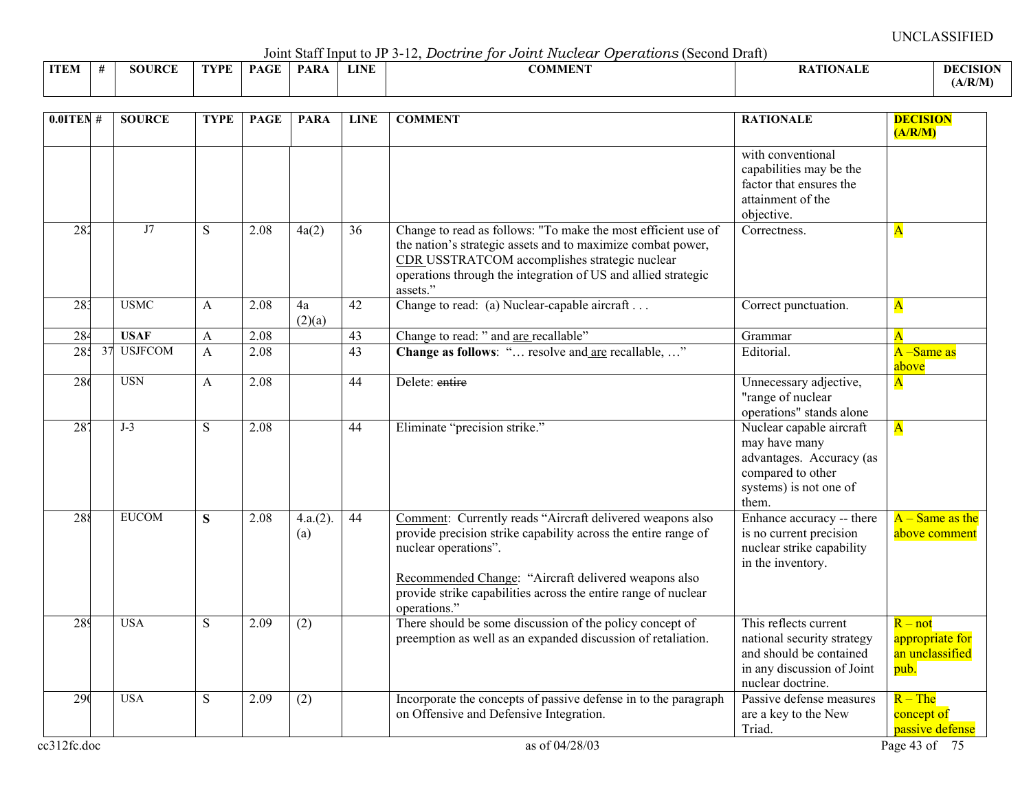Joint Staff Input to JP 3-12, *Doctrine for Joint Nuclear Operations* (Second Draft)

| ITEM | # | SOURCE | TYPE | PAGE | PARA | LINE | COMMENT | RATIONALE | DECISION (A/R/M) |
|---|---|---|---|---|---|---|---|---|---|
| | | | | | | | | with conventional capabilities may be the factor that ensures the attainment of the objective. | |
| 282 | | J7 | S | 2.08 | 4a(2) | 36 | Change to read as follows: "To make the most efficient use of the nation's strategic assets and to maximize combat power, CDR USSTRATCOM accomplishes strategic nuclear operations through the integration of US and allied strategic assets." | Correctness. | A |
| 283 | | USMC | A | 2.08 | 4a (2)(a) | 42 | Change to read: (a) Nuclear-capable aircraft . . . | Correct punctuation. | A |
| 284 | | **USAF** | A | 2.08 | | 43 | Change to read: " and are recallable" | Grammar | A |
| 285 | 37 | USJFCOM | A | 2.08 | | 43 | **Change as follows**: "… resolve and are recallable, …" | Editorial. | A –Same as above |
| 286 | | USN | A | 2.08 | | 44 | Delete: ~~entire~~ | Unnecessary adjective, "range of nuclear operations" stands alone | A |
| 287 | | J-3 | S | 2.08 | | 44 | Eliminate "precision strike." | Nuclear capable aircraft may have many advantages. Accuracy (as compared to other systems) is not one of them. | A |
| 288 | | EUCOM | **S** | 2.08 | 4.a.(2).(a) | 44 | Comment: Currently reads "Aircraft delivered weapons also provide precision strike capability across the entire range of nuclear operations".<br><br>Recommended Change: "Aircraft delivered weapons also provide strike capabilities across the entire range of nuclear operations." | Enhance accuracy -- there is no current precision nuclear strike capability in the inventory. | A – Same as the above comment |
| 289 | | USA | S | 2.09 | (2) | | There should be some discussion of the policy concept of preemption as well as an expanded discussion of retaliation. | This reflects current national security strategy and should be contained in any discussion of Joint nuclear doctrine. | R – not appropriate for an unclassified pub. |
| 290 | | USA | S | 2.09 | (2) | | Incorporate the concepts of passive defense in to the paragraph on Offensive and Defensive Integration. | Passive defense measures are a key to the New Triad. | R – The concept of passive defense |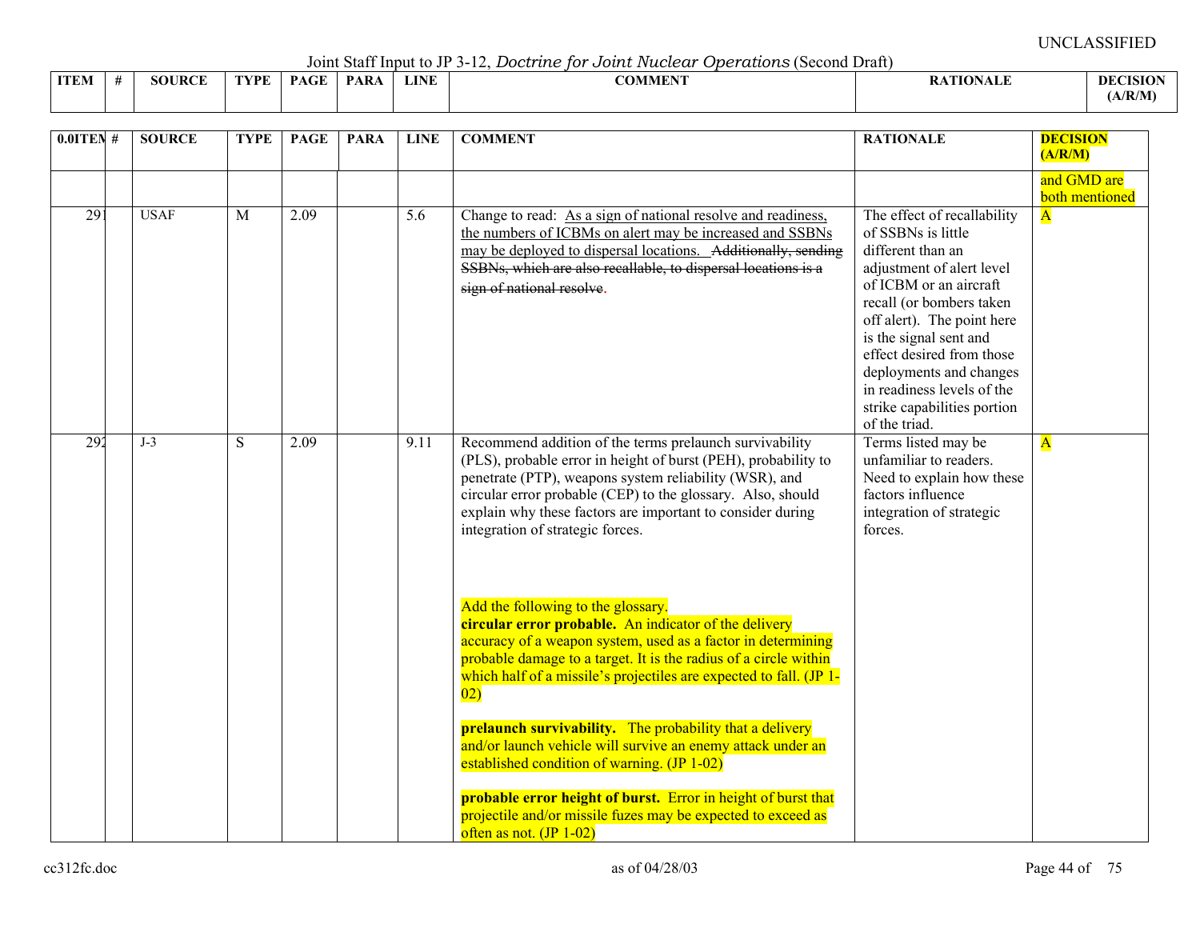UNCLASSIFIED

Joint Staff Input to JP 3-12, *Doctrine for Joint Nuclear Operations* (Second Draft)

| ITEM | # | SOURCE | TYPE | PAGE | PARA | LINE | COMMENT | RATIONALE | DECISION (A/R/M) |
|---|---|---|---|---|---|---|---|---|---|
| | | | | | | | | | and GMD are both mentioned |
| 291 | | USAF | M | 2.09 | | 5.6 | Change to read: <u>As a sign of national resolve and readiness, the numbers of ICBMs on alert may be increased and SSBNs may be deployed to dispersal locations.</u> ~~Additionally, sending SSBNs, which are also recallable, to dispersal locations is a sign of national resolve~~. | The effect of recallability of SSBNs is little different than an adjustment of alert level of ICBM or an aircraft recall (or bombers taken off alert). The point here is the signal sent and effect desired from those deployments and changes in readiness levels of the strike capabilities portion of the triad. | A |
| 292 | | J-3 | S | 2.09 | | 9.11 | Recommend addition of the terms prelaunch survivability (PLS), probable error in height of burst (PEH), probability to penetrate (PTP), weapons system reliability (WSR), and circular error probable (CEP) to the glossary. Also, should explain why these factors are important to consider during integration of strategic forces.<br><br>Add the following to the glossary.<br>**circular error probable.** An indicator of the delivery accuracy of a weapon system, used as a factor in determining probable damage to a target. It is the radius of a circle within which half of a missile's projectiles are expected to fall. (JP 1-02)<br><br>**prelaunch survivability.** The probability that a delivery and/or launch vehicle will survive an enemy attack under an established condition of warning. (JP 1-02)<br><br>**probable error height of burst.** Error in height of burst that projectile and/or missile fuzes may be expected to exceed as often as not. (JP 1-02) | Terms listed may be unfamiliar to readers. Need to explain how these factors influence integration of strategic forces. | A |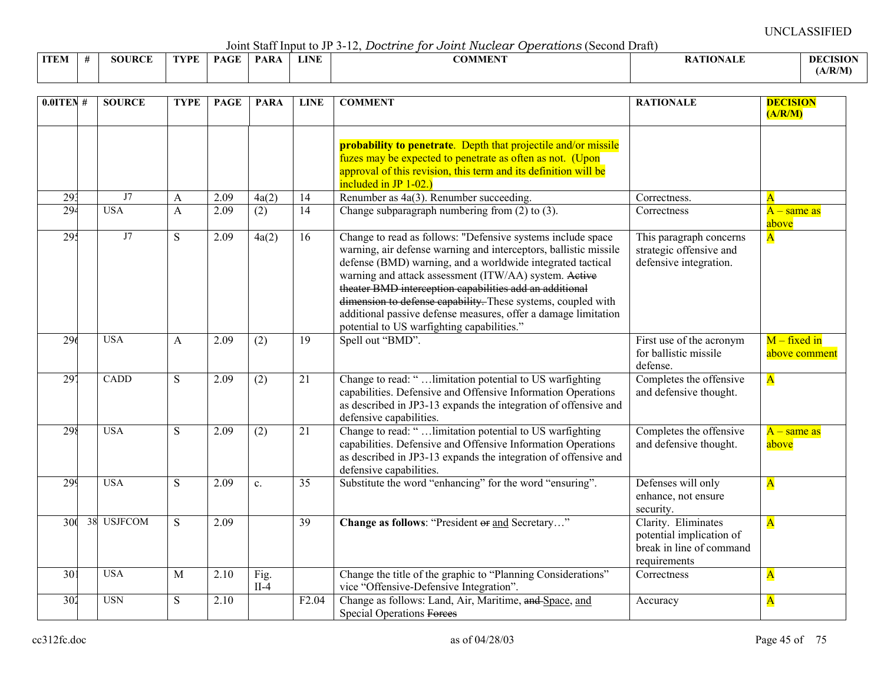Joint Staff Input to JP 3-12, *Doctrine for Joint Nuclear Operations* (Second Draft)

| ITEM | # | SOURCE | TYPE | PAGE | PARA | LINE | COMMENT | RATIONALE | DECISION (A/R/M) |
|---|---|---|---|---|---|---|---|---|---|
| | | | | | | | **probability to penetrate**. Depth that projectile and/or missile fuzes may be expected to penetrate as often as not. (Upon approval of this revision, this term and its definition will be included in JP 1-02.) | | |
| 293 | | J7 | A | 2.09 | 4a(2) | 14 | Renumber as 4a(3). Renumber succeeding. | Correctness. | A |
| 294 | | USA | A | 2.09 | (2) | 14 | Change subparagraph numbering from (2) to (3). | Correctness | A – same as above |
| 295 | | J7 | S | 2.09 | 4a(2) | 16 | Change to read as follows: "Defensive systems include space warning, air defense warning and interceptors, ballistic missile defense (BMD) warning, and a worldwide integrated tactical warning and attack assessment (ITW/AA) system. ~~Active theater BMD interception capabilities add an additional dimension to defense capability.~~ These systems, coupled with additional passive defense measures, offer a damage limitation potential to US warfighting capabilities." | This paragraph concerns strategic offensive and defensive integration. | A |
| 296 | | USA | A | 2.09 | (2) | 19 | Spell out "BMD". | First use of the acronym for ballistic missile defense. | M – fixed in above comment |
| 297 | | CADD | S | 2.09 | (2) | 21 | Change to read: " …limitation potential to US warfighting capabilities. Defensive and Offensive Information Operations as described in JP3-13 expands the integration of offensive and defensive capabilities. | Completes the offensive and defensive thought. | A |
| 298 | | USA | S | 2.09 | (2) | 21 | Change to read: " …limitation potential to US warfighting capabilities. Defensive and Offensive Information Operations as described in JP3-13 expands the integration of offensive and defensive capabilities. | Completes the offensive and defensive thought. | A – same as above |
| 299 | | USA | S | 2.09 | c. | 35 | Substitute the word "enhancing" for the word "ensuring". | Defenses will only enhance, not ensure security. | A |
| 300 | 38 | USJFCOM | S | 2.09 | | 39 | **Change as follows**: "President ~~or~~ <u>and</u> Secretary…" | Clarity. Eliminates potential implication of break in line of command requirements | A |
| 301 | | USA | M | 2.10 | Fig. II-4 | | Change the title of the graphic to "Planning Considerations" vice "Offensive-Defensive Integration". | Correctness | A |
| 302 | | USN | S | 2.10 | | F2.04 | Change as follows: Land, Air, Maritime, ~~and~~ <u>Space</u>, <u>and</u> Special Operations ~~Forces~~ | Accuracy | A |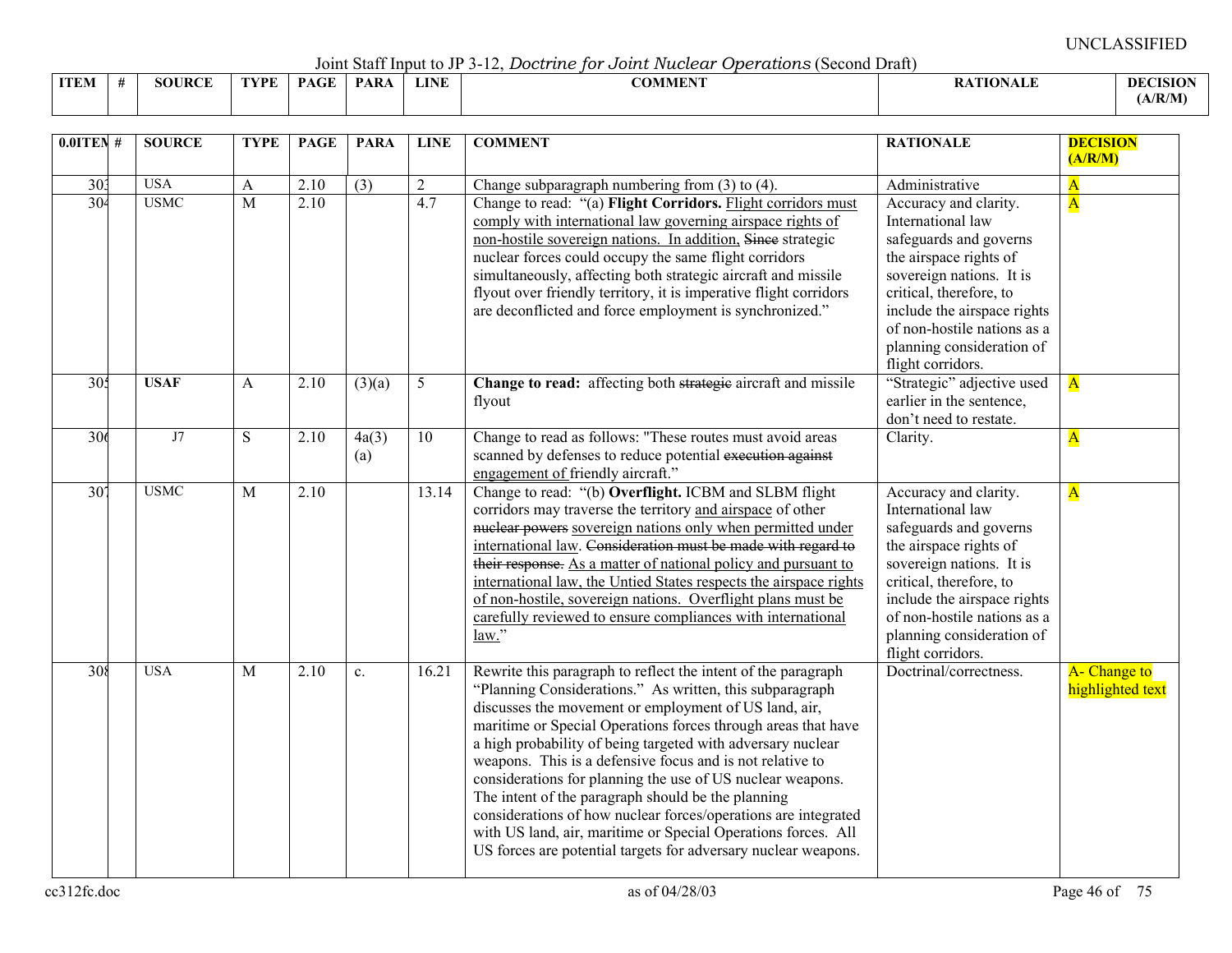UNCLASSIFIED

Joint Staff Input to JP 3-12, *Doctrine for Joint Nuclear Operations* (Second Draft)

| ITEM | # | SOURCE | TYPE | PAGE | PARA | LINE | COMMENT | RATIONALE | DECISION (A/R/M) |
|---|---|---|---|---|---|---|---|---|---|

| 0.0ITEM | # | SOURCE | TYPE | PAGE | PARA | LINE | COMMENT | RATIONALE | DECISION (A/R/M) |
|---|---|---|---|---|---|---|---|---|---|
| 303 | | USA | A | 2.10 | (3) | 2 | Change subparagraph numbering from (3) to (4). | Administrative | A |
| 304 | | USMC | M | 2.10 | | 4.7 | Change to read: "(a) **Flight Corridors.** Flight corridors must comply with international law governing airspace rights of non-hostile sovereign nations. In addition, ~~Since~~ strategic nuclear forces could occupy the same flight corridors simultaneously, affecting both strategic aircraft and missile flyout over friendly territory, it is imperative flight corridors are deconflicted and force employment is synchronized." | Accuracy and clarity. International law safeguards and governs the airspace rights of sovereign nations. It is critical, therefore, to include the airspace rights of non-hostile nations as a planning consideration of flight corridors. | A |
| 305 | | **USAF** | A | 2.10 | (3)(a) | 5 | **Change to read:** affecting both ~~strategic~~ aircraft and missile flyout | "Strategic" adjective used earlier in the sentence, don't need to restate. | A |
| 306 | | J7 | S | 2.10 | 4a(3)(a) | 10 | Change to read as follows: "These routes must avoid areas scanned by defenses to reduce potential ~~execution against~~ engagement of friendly aircraft." | Clarity. | A |
| 307 | | USMC | M | 2.10 | | 13.14 | Change to read: "(b) **Overflight.** ICBM and SLBM flight corridors may traverse the territory and airspace of other ~~nuclear powers~~ sovereign nations only when permitted under international law. ~~Consideration must be made with regard to their response.~~ As a matter of national policy and pursuant to international law, the Untied States respects the airspace rights of non-hostile, sovereign nations. Overflight plans must be carefully reviewed to ensure compliances with international law." | Accuracy and clarity. International law safeguards and governs the airspace rights of sovereign nations. It is critical, therefore, to include the airspace rights of non-hostile nations as a planning consideration of flight corridors. | A |
| 308 | | USA | M | 2.10 | c. | 16.21 | Rewrite this paragraph to reflect the intent of the paragraph "Planning Considerations." As written, this subparagraph discusses the movement or employment of US land, air, maritime or Special Operations forces through areas that have a high probability of being targeted with adversary nuclear weapons. This is a defensive focus and is not relative to considerations for planning the use of US nuclear weapons. The intent of the paragraph should be the planning considerations of how nuclear forces/operations are integrated with US land, air, maritime or Special Operations forces. All US forces are potential targets for adversary nuclear weapons. | Doctrinal/correctness. | A- Change to highlighted text |

cc312fc.doc as of 04/28/03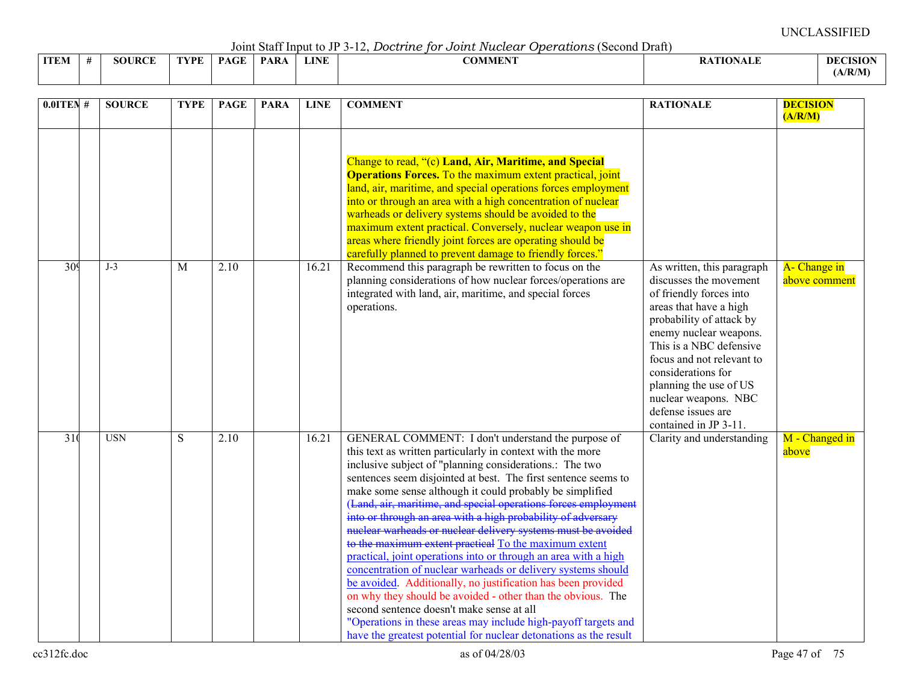UNCLASSIFIED

Joint Staff Input to JP 3-12, *Doctrine for Joint Nuclear Operations* (Second Draft)

| ITEM | # | SOURCE | TYPE | PAGE | PARA | LINE | COMMENT | RATIONALE | DECISION (A/R/M) |
|---|---|---|---|---|---|---|---|---|---|
| | | | | | | | Change to read, "(c) **Land, Air, Maritime, and Special Operations Forces.** To the maximum extent practical, joint land, air, maritime, and special operations forces employment into or through an area with a high concentration of nuclear warheads or delivery systems should be avoided to the maximum extent practical. Conversely, nuclear weapon use in areas where friendly joint forces are operating should be carefully planned to prevent damage to friendly forces." | | |
| 309 | | J-3 | M | 2.10 | | 16.21 | Recommend this paragraph be rewritten to focus on the planning considerations of how nuclear forces/operations are integrated with land, air, maritime, and special forces operations. | As written, this paragraph discusses the movement of friendly forces into areas that have a high probability of attack by enemy nuclear weapons. This is a NBC defensive focus and not relevant to considerations for planning the use of US nuclear weapons. NBC defense issues are contained in JP 3-11. | A- Change in above comment |
| 310 | | USN | S | 2.10 | | 16.21 | GENERAL COMMENT: I don't understand the purpose of this text as written particularly in context with the more inclusive subject of "planning considerations.: The two sentences seem disjointed at best. The first sentence seems to make some sense although it could probably be simplified (~~Land, air, maritime, and special operations forces employment into or through an area with a high probability of adversary nuclear warheads or nuclear delivery systems must be avoided to the maximum extent practical~~ To the maximum extent practical, joint operations into or through an area with a high concentration of nuclear warheads or delivery systems should be avoided. Additionally, no justification has been provided on why they should be avoided - other than the obvious. The second sentence doesn't make sense at all "Operations in these areas may include high-payoff targets and have the greatest potential for nuclear detonations as the result | Clarity and understanding | M - Changed in above |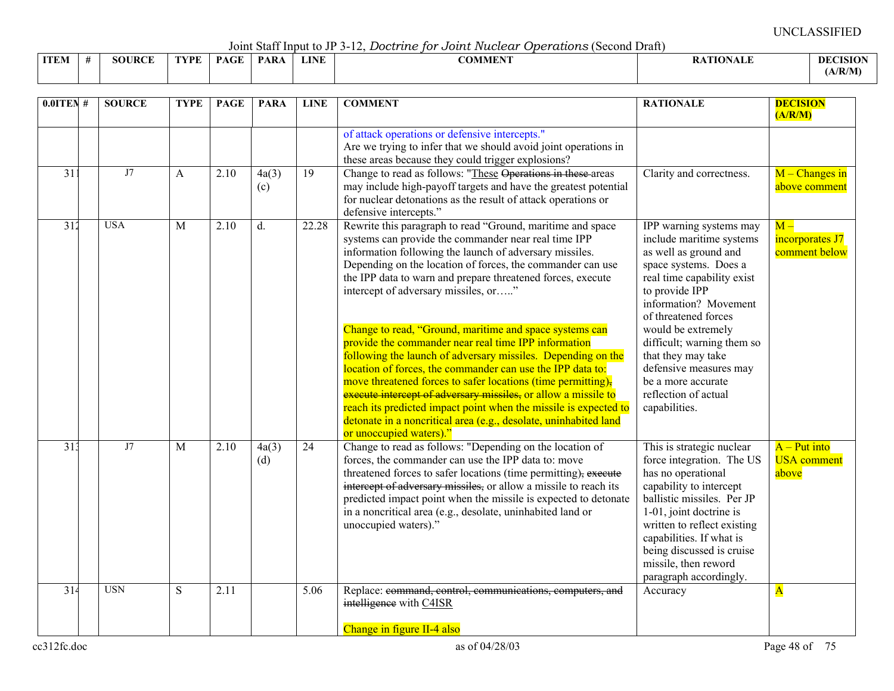Joint Staff Input to JP 3-12, *Doctrine for Joint Nuclear Operations* (Second Draft)

UNCLASSIFIED

| ITEM | # | SOURCE | TYPE | PAGE | PARA | LINE | COMMENT | RATIONALE | DECISION (A/R/M) |
|---|---|---|---|---|---|---|---|---|---|
| | | | | | | | of attack operations or defensive intercepts." Are we trying to infer that we should avoid joint operations in these areas because they could trigger explosions? | | |
| 311 | | J7 | A | 2.10 | 4a(3)(c) | 19 | Change to read as follows: "These ~~Operations in these~~ areas may include high-payoff targets and have the greatest potential for nuclear detonations as the result of attack operations or defensive intercepts." | Clarity and correctness. | M – Changes in above comment |
| 312 | | USA | M | 2.10 | d. | 22.28 | Rewrite this paragraph to read "Ground, maritime and space systems can provide the commander near real time IPP information following the launch of adversary missiles. Depending on the location of forces, the commander can use the IPP data to warn and prepare threatened forces, execute intercept of adversary missiles, or….." Change to read, "Ground, maritime and space systems can provide the commander near real time IPP information following the launch of adversary missiles. Depending on the location of forces, the commander can use the IPP data to: move threatened forces to safer locations (time permitting)~~, execute intercept of adversary missiles,~~ or allow a missile to reach its predicted impact point when the missile is expected to detonate in a noncritical area (e.g., desolate, uninhabited land or unoccupied waters)." | IPP warning systems may include maritime systems as well as ground and space systems. Does a real time capability exist to provide IPP information? Movement of threatened forces would be extremely difficult; warning them so that they may take defensive measures may be a more accurate reflection of actual capabilities. | M – incorporates J7 comment below |
| 313 | | J7 | M | 2.10 | 4a(3)(d) | 24 | Change to read as follows: "Depending on the location of forces, the commander can use the IPP data to: move threatened forces to safer locations (time permitting)~~, execute intercept of adversary missiles,~~ or allow a missile to reach its predicted impact point when the missile is expected to detonate in a noncritical area (e.g., desolate, uninhabited land or unoccupied waters)." | This is strategic nuclear force integration. The US has no operational capability to intercept ballistic missiles. Per JP 1-01, joint doctrine is written to reflect existing capabilities. If what is being discussed is cruise missile, then reword paragraph accordingly. | A – Put into USA comment above |
| 314 | | USN | S | 2.11 | | 5.06 | Replace: ~~command, control, communications, computers, and intelligence~~ with C4ISR Change in figure II-4 also | Accuracy | A |

cc312fc.doc as of 04/28/03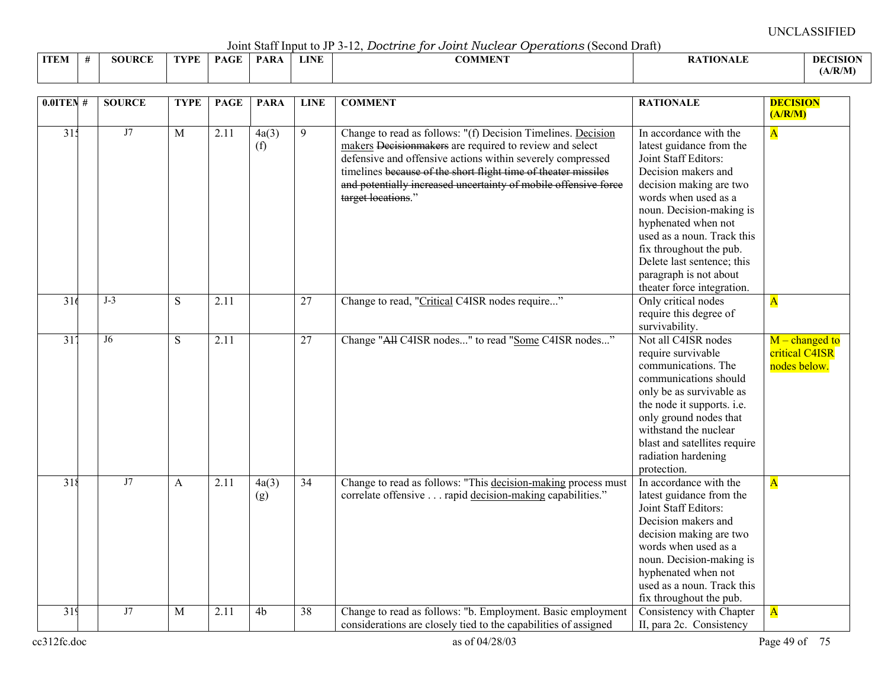UNCLASSIFIED

Joint Staff Input to JP 3-12, *Doctrine for Joint Nuclear Operations* (Second Draft)

| 0.0ITEM | # | SOURCE | TYPE | PAGE | PARA | LINE | COMMENT | RATIONALE | DECISION (A/R/M) |
|---|---|---|---|---|---|---|---|---|---|
| 315 | | J7 | M | 2.11 | 4a(3)(f) | 9 | Change to read as follows: "(f) Decision Timelines. Decision makers ~~Decisionmakers~~ are required to review and select defensive and offensive actions within severely compressed timelines ~~because of the short flight time of theater missiles and potentially increased uncertainty of mobile offensive force target locations~~." | In accordance with the latest guidance from the Joint Staff Editors: Decision makers and decision making are two words when used as a noun. Decision-making is hyphenated when not used as a noun. Track this fix throughout the pub. Delete last sentence; this paragraph is not about theater force integration. | A |
| 316 | | J-3 | S | 2.11 | | 27 | Change to read, "Critical C4ISR nodes require..." | Only critical nodes require this degree of survivability. | A |
| 317 | | J6 | S | 2.11 | | 27 | Change "~~All~~ C4ISR nodes..." to read "Some C4ISR nodes..." | Not all C4ISR nodes require survivable communications. The communications should only be as survivable as the node it supports. i.e. only ground nodes that withstand the nuclear blast and satellites require radiation hardening protection. | M – changed to critical C4ISR nodes below. |
| 318 | | J7 | A | 2.11 | 4a(3)(g) | 34 | Change to read as follows: "This decision-making process must correlate offensive . . . rapid decision-making capabilities." | In accordance with the latest guidance from the Joint Staff Editors: Decision makers and decision making are two words when used as a noun. Decision-making is hyphenated when not used as a noun. Track this fix throughout the pub. | A |
| 319 | | J7 | M | 2.11 | 4b | 38 | Change to read as follows: "b. Employment. Basic employment considerations are closely tied to the capabilities of assigned | Consistency with Chapter II, para 2c. Consistency | A |

cc312fc.doc as of 04/28/03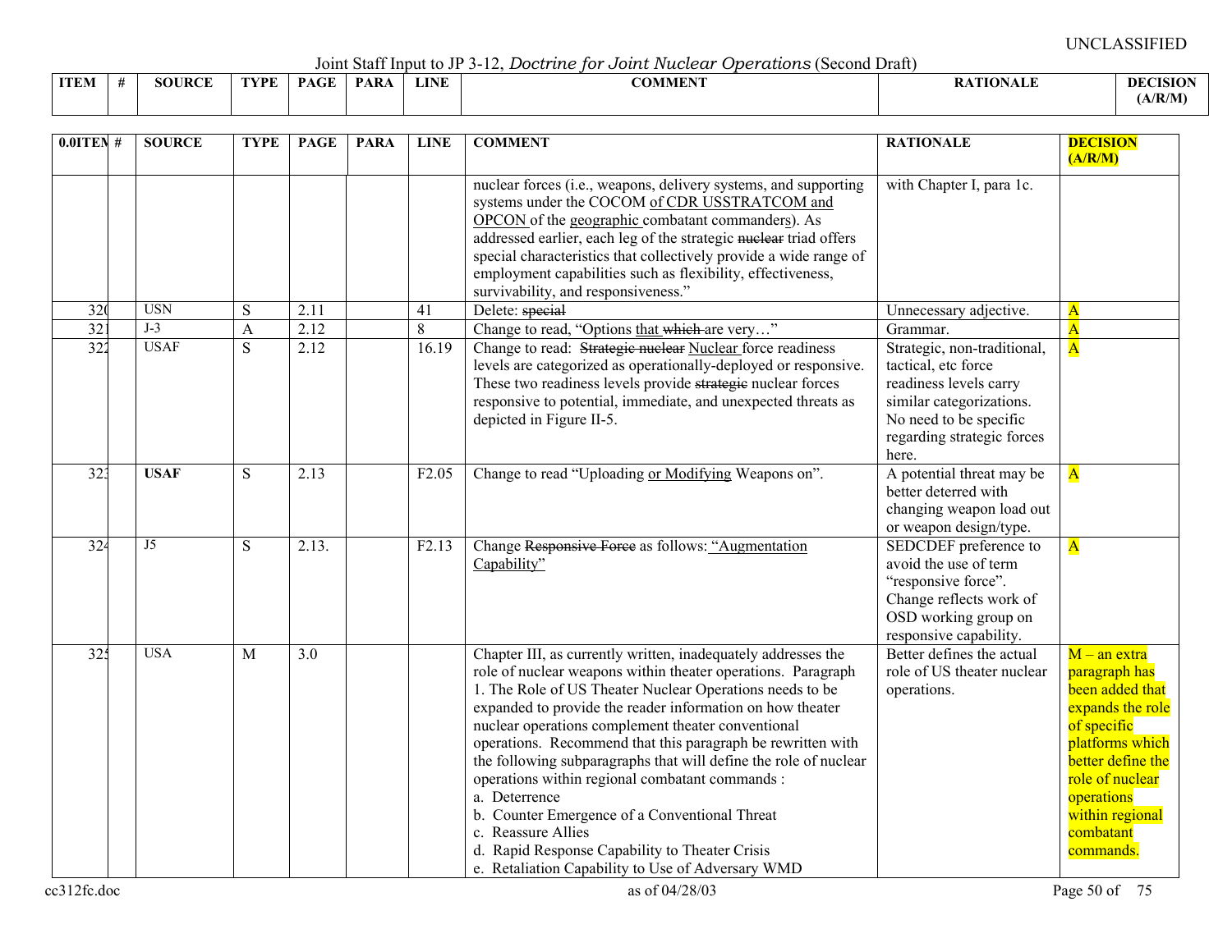UNCLASSIFIED

Joint Staff Input to JP 3-12, *Doctrine for Joint Nuclear Operations* (Second Draft)

| 0.0ITEM | # | SOURCE | TYPE | PAGE | PARA | LINE | COMMENT | RATIONALE | DECISION (A/R/M) |
|---|---|---|---|---|---|---|---|---|---|
| | | | | | | | nuclear forces (i.e., weapons, delivery systems, and supporting systems under the COCOM of CDR USSTRATCOM and OPCON of the geographic combatant commanders). As addressed earlier, each leg of the strategic ~~nuclear~~ triad offers special characteristics that collectively provide a wide range of employment capabilities such as flexibility, effectiveness, survivability, and responsiveness." | with Chapter I, para 1c. | |
| 320 | | USN | S | 2.11 | | 41 | Delete: ~~special~~ | Unnecessary adjective. | A |
| 321 | | J-3 | A | 2.12 | | 8 | Change to read, "Options that ~~which~~ are very…" | Grammar. | A |
| 322 | | USAF | S | 2.12 | | 16.19 | Change to read: ~~Strategic nuclear~~ Nuclear force readiness levels are categorized as operationally-deployed or responsive. These two readiness levels provide ~~strategic~~ nuclear forces responsive to potential, immediate, and unexpected threats as depicted in Figure II-5. | Strategic, non-traditional, tactical, etc force readiness levels carry similar categorizations. No need to be specific regarding strategic forces here. | A |
| 323 | | **USAF** | S | 2.13 | | F2.05 | Change to read "Uploading or Modifying Weapons on". | A potential threat may be better deterred with changing weapon load out or weapon design/type. | A |
| 324 | | J5 | S | 2.13. | | F2.13 | Change ~~Responsive Force~~ as follows: "Augmentation Capability" | SEDCDEF preference to avoid the use of term "responsive force". Change reflects work of OSD working group on responsive capability. | A |
| 325 | | USA | M | 3.0 | | | Chapter III, as currently written, inadequately addresses the role of nuclear weapons within theater operations. Paragraph 1. The Role of US Theater Nuclear Operations needs to be expanded to provide the reader information on how theater nuclear operations complement theater conventional operations. Recommend that this paragraph be rewritten with the following subparagraphs that will define the role of nuclear operations within regional combatant commands :<br>a. Deterrence<br>b. Counter Emergence of a Conventional Threat<br>c. Reassure Allies<br>d. Rapid Response Capability to Theater Crisis<br>e. Retaliation Capability to Use of Adversary WMD | Better defines the actual role of US theater nuclear operations. | M – an extra paragraph has been added that expands the role of specific platforms which better define the role of nuclear operations within regional combatant commands. |

cc312fc.doc as of 04/28/03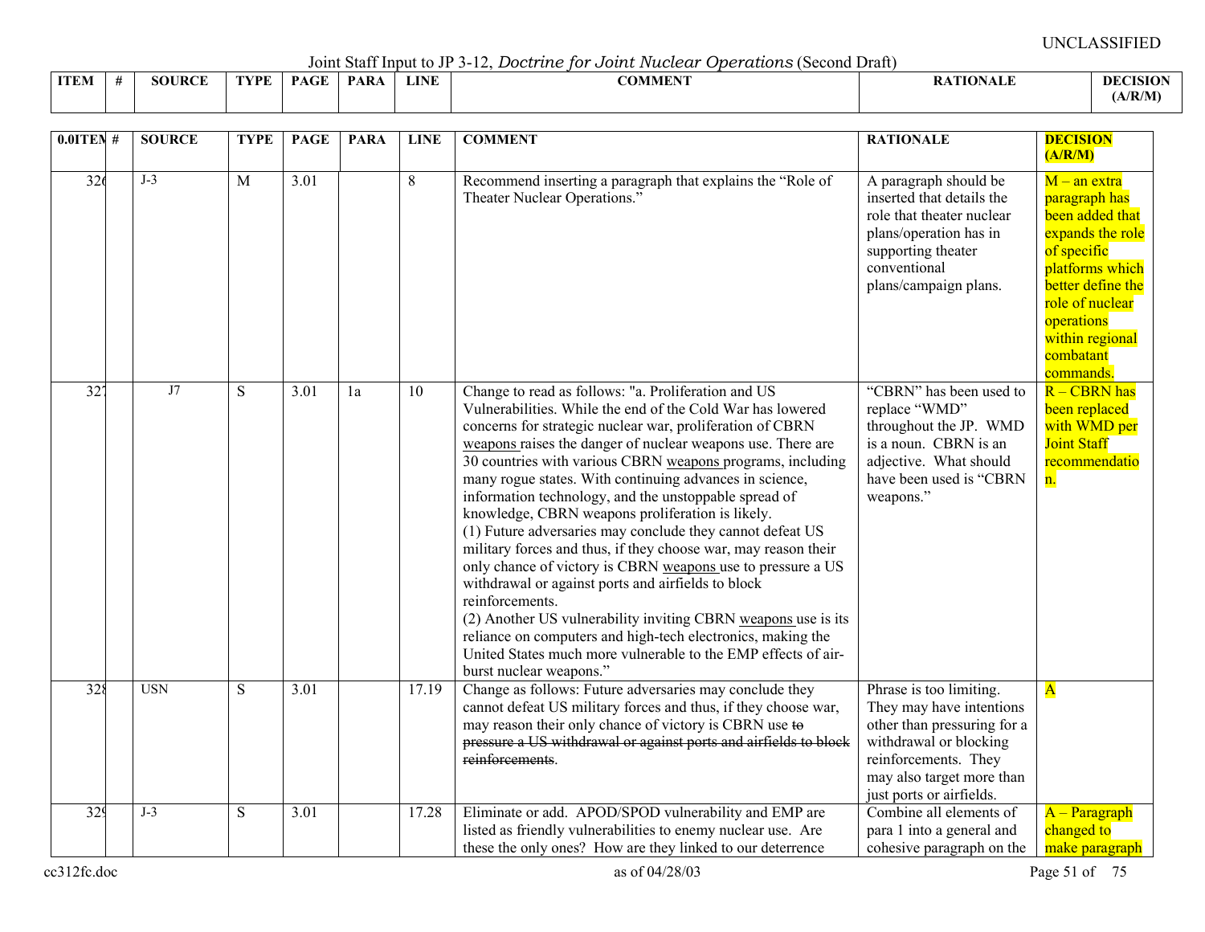UNCLASSIFIED

Joint Staff Input to JP 3-12, *Doctrine for Joint Nuclear Operations* (Second Draft)

| ITEM | # | SOURCE | TYPE | PAGE | PARA | LINE | COMMENT | RATIONALE | DECISION (A/R/M) |
|---|---|---|---|---|---|---|---|---|---|
| 326 | | J-3 | M | 3.01 | | 8 | Recommend inserting a paragraph that explains the "Role of Theater Nuclear Operations." | A paragraph should be inserted that details the role that theater nuclear plans/operation has in supporting theater conventional plans/campaign plans. | M – an extra paragraph has been added that expands the role of specific platforms which better define the role of nuclear operations within regional combatant commands. |
| 327 | | J7 | S | 3.01 | 1a | 10 | Change to read as follows: "a. Proliferation and US Vulnerabilities. While the end of the Cold War has lowered concerns for strategic nuclear war, proliferation of CBRN weapons raises the danger of nuclear weapons use. There are 30 countries with various CBRN weapons programs, including many rogue states. With continuing advances in science, information technology, and the unstoppable spread of knowledge, CBRN weapons proliferation is likely.<br>(1) Future adversaries may conclude they cannot defeat US military forces and thus, if they choose war, may reason their only chance of victory is CBRN weapons use to pressure a US withdrawal or against ports and airfields to block reinforcements.<br>(2) Another US vulnerability inviting CBRN weapons use is its reliance on computers and high-tech electronics, making the United States much more vulnerable to the EMP effects of air-burst nuclear weapons." | "CBRN" has been used to replace "WMD" throughout the JP. WMD is a noun. CBRN is an adjective. What should have been used is "CBRN weapons." | R – CBRN has been replaced with WMD per Joint Staff recommendation. |
| 328 | | USN | S | 3.01 | | 17.19 | Change as follows: Future adversaries may conclude they cannot defeat US military forces and thus, if they choose war, may reason their only chance of victory is CBRN use ~~to pressure a US withdrawal or against ports and airfields to block reinforcements~~. | Phrase is too limiting. They may have intentions other than pressuring for a withdrawal or blocking reinforcements. They may also target more than just ports or airfields. | A |
| 329 | | J-3 | S | 3.01 | | 17.28 | Eliminate or add. APOD/SPOD vulnerability and EMP are listed as friendly vulnerabilities to enemy nuclear use. Are these the only ones? How are they linked to our deterrence | Combine all elements of para 1 into a general and cohesive paragraph on the | A – Paragraph changed to make paragraph |

cc312fc.doc as of 04/28/03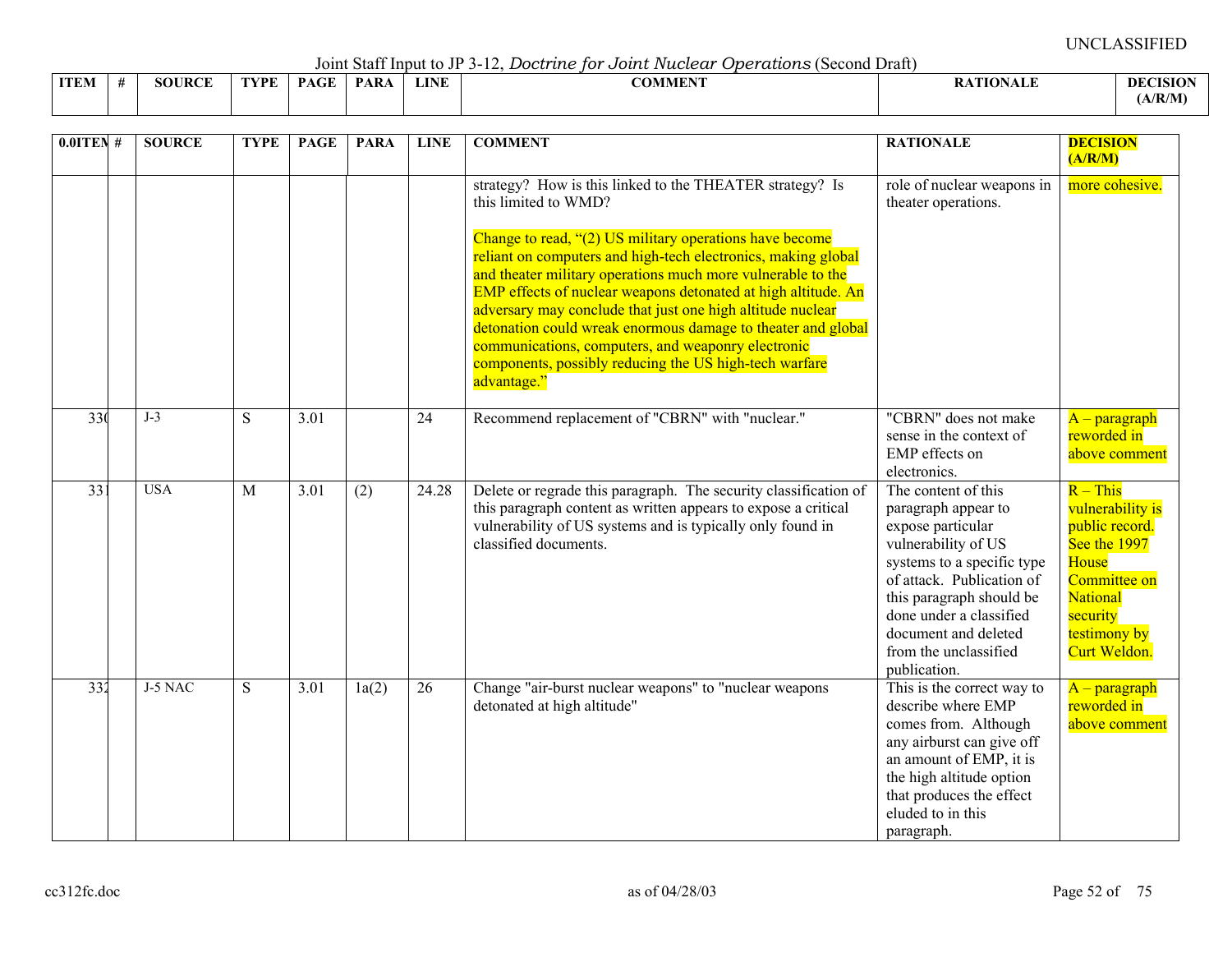UNCLASSIFIED

Joint Staff Input to JP 3-12, *Doctrine for Joint Nuclear Operations* (Second Draft)

| 0.0ITEM | # | SOURCE | TYPE | PAGE | PARA | LINE | COMMENT | RATIONALE | DECISION (A/R/M) |
|---|---|---|---|---|---|---|---|---|---|
| | | | | | | | strategy? How is this linked to the THEATER strategy? Is this limited to WMD?<br><br>Change to read, "(2) US military operations have become reliant on computers and high-tech electronics, making global and theater military operations much more vulnerable to the EMP effects of nuclear weapons detonated at high altitude. An adversary may conclude that just one high altitude nuclear detonation could wreak enormous damage to theater and global communications, computers, and weaponry electronic components, possibly reducing the US high-tech warfare advantage." | role of nuclear weapons in theater operations. | more cohesive. |
| 330 | | J-3 | S | 3.01 | | 24 | Recommend replacement of "CBRN" with "nuclear." | "CBRN" does not make sense in the context of EMP effects on electronics. | A – paragraph reworded in above comment |
| 331 | | USA | M | 3.01 | (2) | 24.28 | Delete or regrade this paragraph. The security classification of this paragraph content as written appears to expose a critical vulnerability of US systems and is typically only found in classified documents. | The content of this paragraph appear to expose particular vulnerability of US systems to a specific type of attack. Publication of this paragraph should be done under a classified document and deleted from the unclassified publication. | R – This vulnerability is public record. See the 1997 House Committee on National security testimony by Curt Weldon. |
| 332 | | J-5 NAC | S | 3.01 | 1a(2) | 26 | Change "air-burst nuclear weapons" to "nuclear weapons detonated at high altitude" | This is the correct way to describe where EMP comes from. Although any airburst can give off an amount of EMP, it is the high altitude option that produces the effect eluded to in this paragraph. | A – paragraph reworded in above comment |

cc312fc.doc as of 04/28/03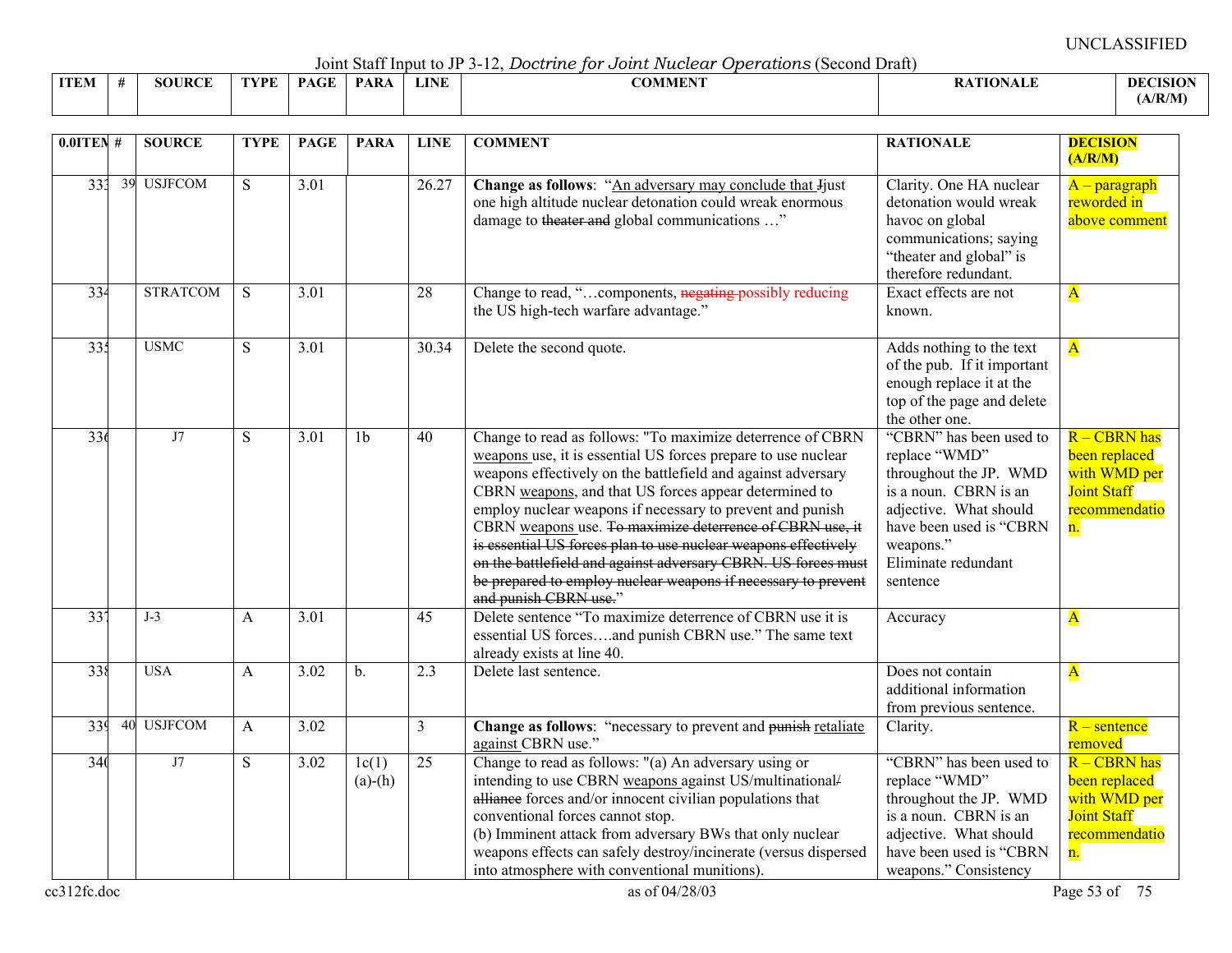UNCLASSIFIED

Joint Staff Input to JP 3-12, *Doctrine for Joint Nuclear Operations* (Second Draft)

| ITEM | # | SOURCE | TYPE | PAGE | PARA | LINE | COMMENT | RATIONALE | DECISION (A/R/M) |
|---|---|---|---|---|---|---|---|---|---|
| 333 | 39 | USJFCOM | S | 3.01 | | 26.27 | **Change as follows**: "An adversary may conclude that Jjust one high altitude nuclear detonation could wreak enormous damage to ~~theater and~~ global communications …" | Clarity. One HA nuclear detonation would wreak havoc on global communications; saying "theater and global" is therefore redundant. | A – paragraph reworded in above comment |
| 334 | | STRATCOM | S | 3.01 | | 28 | Change to read, "…components, ~~negating~~ possibly reducing the US high-tech warfare advantage." | Exact effects are not known. | A |
| 335 | | USMC | S | 3.01 | | 30.34 | Delete the second quote. | Adds nothing to the text of the pub. If it important enough replace it at the top of the page and delete the other one. | A |
| 336 | | J7 | S | 3.01 | 1b | 40 | Change to read as follows: "To maximize deterrence of CBRN weapons use, it is essential US forces prepare to use nuclear weapons effectively on the battlefield and against adversary CBRN weapons, and that US forces appear determined to employ nuclear weapons if necessary to prevent and punish CBRN weapons use. ~~To maximize deterrence of CBRN use, it is essential US forces plan to use nuclear weapons effectively on the battlefield and against adversary CBRN. US forces must be prepared to employ nuclear weapons if necessary to prevent and punish CBRN use.~~" | "CBRN" has been used to replace "WMD" throughout the JP. WMD is a noun. CBRN is an adjective. What should have been used is "CBRN weapons." Eliminate redundant sentence | R – CBRN has been replaced with WMD per Joint Staff recommendation. |
| 337 | | J-3 | A | 3.01 | | 45 | Delete sentence "To maximize deterrence of CBRN use it is essential US forces….and punish CBRN use." The same text already exists at line 40. | Accuracy | A |
| 338 | | USA | A | 3.02 | b. | 2.3 | Delete last sentence. | Does not contain additional information from previous sentence. | A |
| 339 | 40 | USJFCOM | A | 3.02 | | 3 | **Change as follows**: "necessary to prevent and ~~punish~~ retaliate against CBRN use." | Clarity. | R – sentence removed |
| 340 | | J7 | S | 3.02 | 1c(1) (a)-(h) | 25 | Change to read as follows: "(a) An adversary using or intending to use CBRN weapons against US/multinational~~/alliance~~ forces and/or innocent civilian populations that conventional forces cannot stop.<br>(b) Imminent attack from adversary BWs that only nuclear weapons effects can safely destroy/incinerate (versus dispersed into atmosphere with conventional munitions). | "CBRN" has been used to replace "WMD" throughout the JP. WMD is a noun. CBRN is an adjective. What should have been used is "CBRN weapons." Consistency | R – CBRN has been replaced with WMD per Joint Staff recommendation. |

cc312fc.doc as of 04/28/03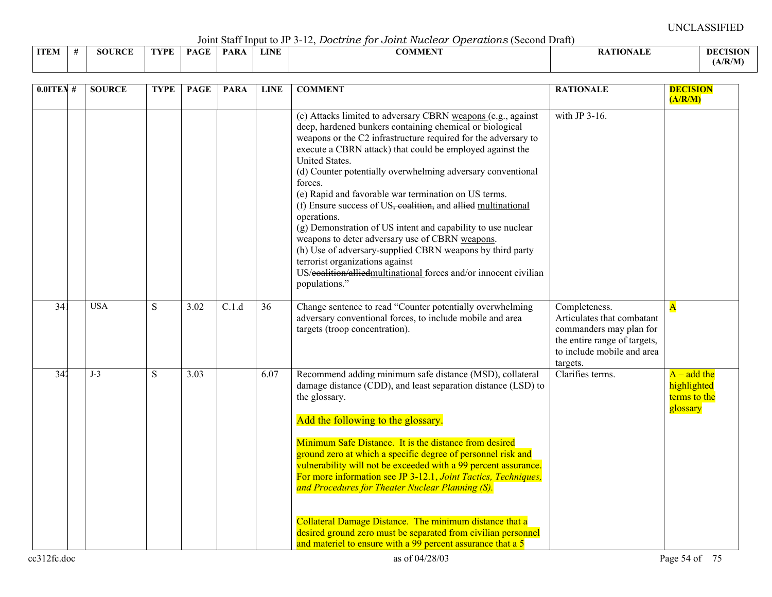UNCLASSIFIED

Joint Staff Input to JP 3-12, *Doctrine for Joint Nuclear Operations* (Second Draft)

| ITEM | # | SOURCE | TYPE | PAGE | PARA | LINE | COMMENT | RATIONALE | DECISION (A/R/M) |
|---|---|---|---|---|---|---|---|---|---|
| | | | | | | | (c) Attacks limited to adversary CBRN weapons (e.g., against deep, hardened bunkers containing chemical or biological weapons or the C2 infrastructure required for the adversary to execute a CBRN attack) that could be employed against the United States.<br>(d) Counter potentially overwhelming adversary conventional forces.<br>(e) Rapid and favorable war termination on US terms.<br>(f) Ensure success of US~~, coalition,~~ and ~~allied~~ multinational operations.<br>(g) Demonstration of US intent and capability to use nuclear weapons to deter adversary use of CBRN weapons.<br>(h) Use of adversary-supplied CBRN weapons by third party terrorist organizations against US/~~coalition/allied~~multinational forces and/or innocent civilian populations." | with JP 3-16. | |
| 341 | | USA | S | 3.02 | C.1.d | 36 | Change sentence to read "Counter potentially overwhelming adversary conventional forces, to include mobile and area targets (troop concentration). | Completeness. Articulates that combatant commanders may plan for the entire range of targets, to include mobile and area targets. | A |
| 342 | | J-3 | S | 3.03 | | 6.07 | Recommend adding minimum safe distance (MSD), collateral damage distance (CDD), and least separation distance (LSD) to the glossary.<br><br>Add the following to the glossary.<br><br>Minimum Safe Distance. It is the distance from desired ground zero at which a specific degree of personnel risk and vulnerability will not be exceeded with a 99 percent assurance. For more information see JP 3-12.1, *Joint Tactics, Techniques, and Procedures for Theater Nuclear Planning (S).*<br><br>Collateral Damage Distance. The minimum distance that a desired ground zero must be separated from civilian personnel and materiel to ensure with a 99 percent assurance that a 5 | Clarifies terms. | A – add the highlighted terms to the glossary |

cc312fc.doc as of 04/28/03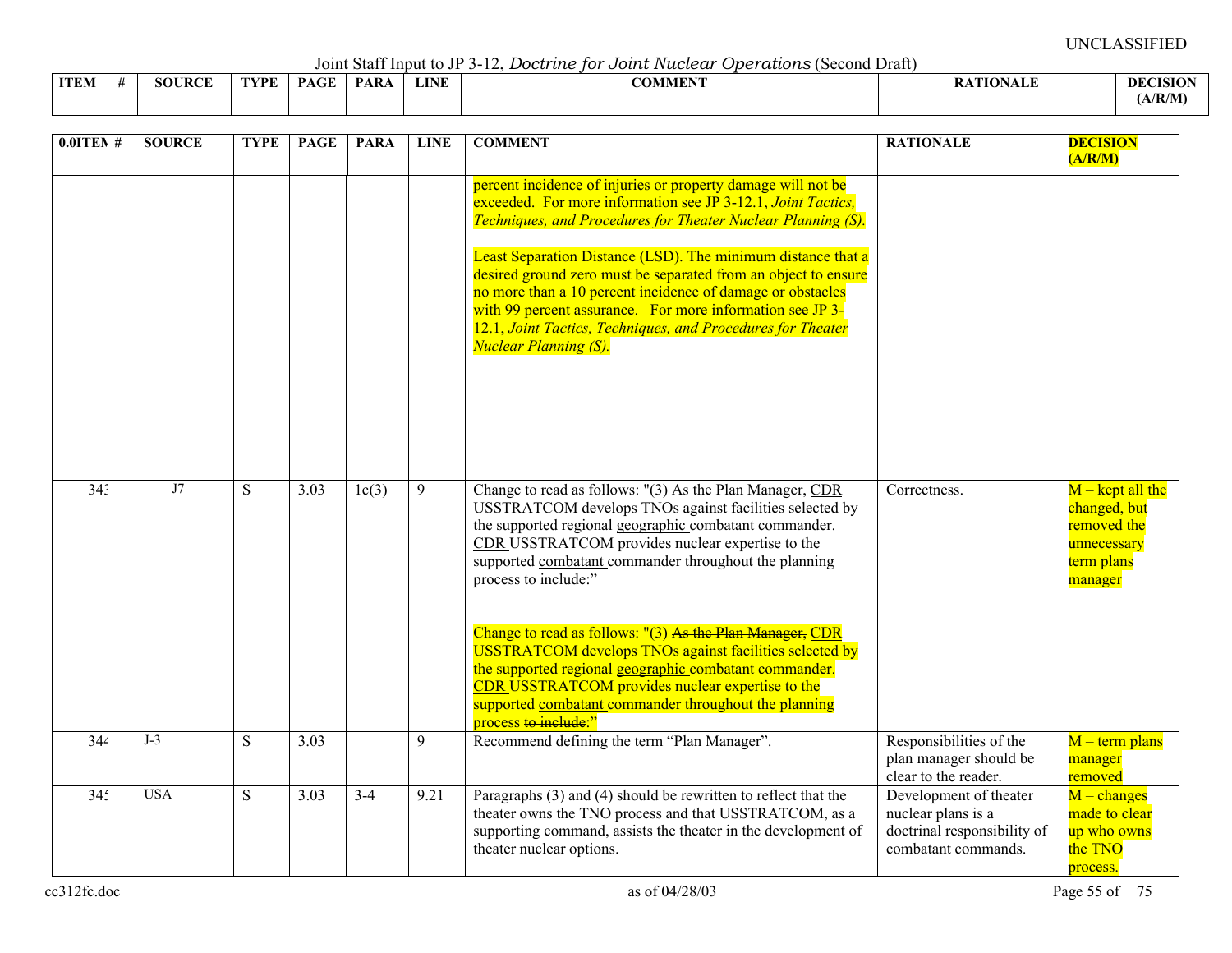UNCLASSIFIED

Joint Staff Input to JP 3-12, *Doctrine for Joint Nuclear Operations* (Second Draft)

| ITEM | # | SOURCE | TYPE | PAGE | PARA | LINE | COMMENT | RATIONALE | DECISION (A/R/M) |
|---|---|---|---|---|---|---|---|---|---|
| | | | | | | | percent incidence of injuries or property damage will not be exceeded. For more information see JP 3-12.1, *Joint Tactics, Techniques, and Procedures for Theater Nuclear Planning (S).*<br><br>Least Separation Distance (LSD). The minimum distance that a desired ground zero must be separated from an object to ensure no more than a 10 percent incidence of damage or obstacles with 99 percent assurance. For more information see JP 3-12.1, *Joint Tactics, Techniques, and Procedures for Theater Nuclear Planning (S).* | | |
| 343 | | J7 | S | 3.03 | 1c(3) | 9 | Change to read as follows: "(3) As the Plan Manager, CDR USSTRATCOM develops TNOs against facilities selected by the supported ~~regional~~ geographic combatant commander. CDR USSTRATCOM provides nuclear expertise to the supported combatant commander throughout the planning process to include:"<br><br>Change to read as follows: "(3) ~~As the Plan Manager,~~ CDR USSTRATCOM develops TNOs against facilities selected by the supported ~~regional~~ geographic combatant commander. CDR USSTRATCOM provides nuclear expertise to the supported combatant commander throughout the planning process ~~to include~~:" | Correctness. | M – kept all the changed, but removed the unnecessary term plans manager |
| 344 | | J-3 | S | 3.03 | | 9 | Recommend defining the term "Plan Manager". | Responsibilities of the plan manager should be clear to the reader. | M – term plans manager removed |
| 345 | | USA | S | 3.03 | 3-4 | 9.21 | Paragraphs (3) and (4) should be rewritten to reflect that the theater owns the TNO process and that USSTRATCOM, as a supporting command, assists the theater in the development of theater nuclear options. | Development of theater nuclear plans is a doctrinal responsibility of combatant commands. | M – changes made to clear up who owns the TNO process. |

cc312fc.doc as of 04/28/03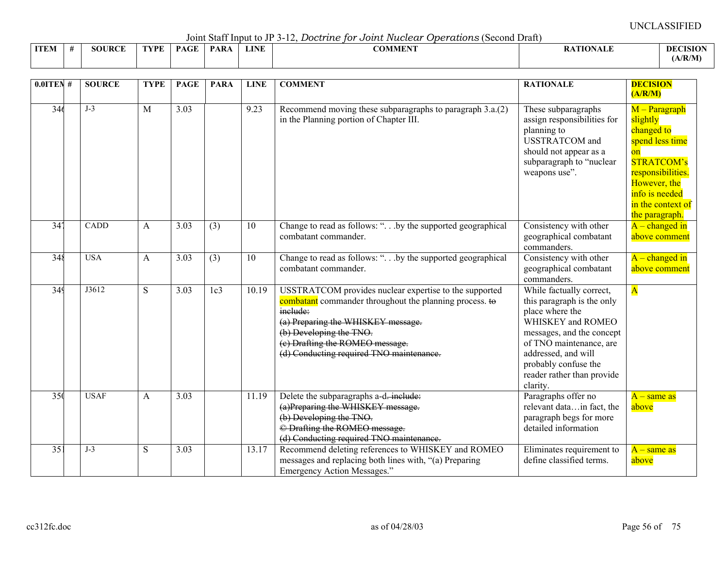UNCLASSIFIED

Joint Staff Input to JP 3-12, *Doctrine for Joint Nuclear Operations* (Second Draft)

| 0.0ITEM | # | SOURCE | TYPE | PAGE | PARA | LINE | COMMENT | RATIONALE | DECISION (A/R/M) |
|---|---|---|---|---|---|---|---|---|---|
| 346 | | J-3 | M | 3.03 | | 9.23 | Recommend moving these subparagraphs to paragraph 3.a.(2) in the Planning portion of Chapter III. | These subparagraphs assign responsibilities for planning to USSTRATCOM and should not appear as a subparagraph to "nuclear weapons use". | M – Paragraph slightly changed to spend less time on STRATCOM's responsibilities. However, the info is needed in the context of the paragraph. |
| 347 | | CADD | A | 3.03 | (3) | 10 | Change to read as follows: ". . .by the supported geographical combatant commander. | Consistency with other geographical combatant commanders. | A – changed in above comment |
| 348 | | USA | A | 3.03 | (3) | 10 | Change to read as follows: ". . .by the supported geographical combatant commander. | Consistency with other geographical combatant commanders. | A – changed in above comment |
| 349 | | J3612 | S | 3.03 | 1c3 | 10.19 | USSTRATCOM provides nuclear expertise to the supported combatant commander throughout the planning process. ~~to include:~~ ~~(a) Preparing the WHISKEY message.~~ ~~(b) Developing the TNO.~~ ~~(c) Drafting the ROMEO message.~~ ~~(d) Conducting required TNO maintenance.~~ | While factually correct, this paragraph is the only place where the WHISKEY and ROMEO messages, and the concept of TNO maintenance, are addressed, and will probably confuse the reader rather than provide clarity. | A |
| 350 | | USAF | A | 3.03 | | 11.19 | Delete the subparagraphs a-d~~. include:~~ ~~(a)Preparing the WHISKEY message.~~ ~~(b) Developing the TNO.~~ ~~© Drafting the ROMEO message.~~ ~~(d) Conducting required TNO maintenance.~~ | Paragraphs offer no relevant data…in fact, the paragraph begs for more detailed information | A – same as above |
| 351 | | J-3 | S | 3.03 | | 13.17 | Recommend deleting references to WHISKEY and ROMEO messages and replacing both lines with, "(a) Preparing Emergency Action Messages." | Eliminates requirement to define classified terms. | A – same as above |

cc312fc.doc as of 04/28/03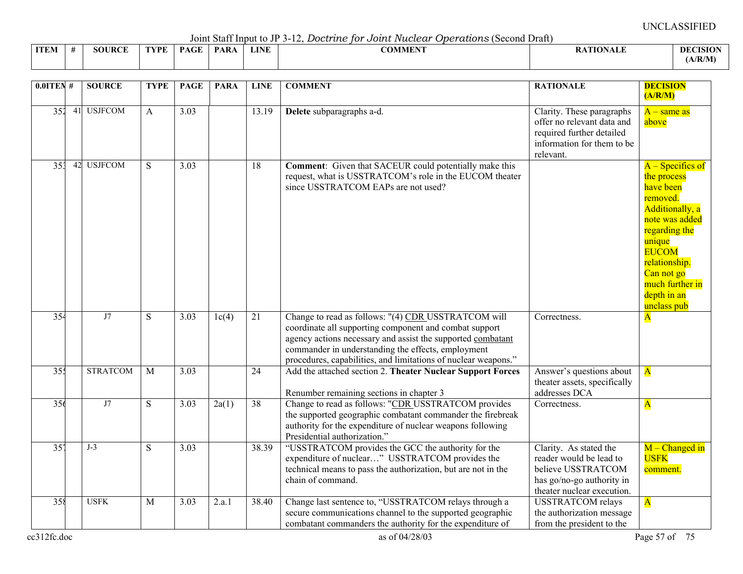UNCLASSIFIED

Joint Staff Input to JP 3-12, *Doctrine for Joint Nuclear Operations* (Second Draft)

| 0.0ITEM | # | SOURCE | TYPE | PAGE | PARA | LINE | COMMENT | RATIONALE | DECISION (A/R/M) |
|---|---|---|---|---|---|---|---|---|---|
| 352 | 41 | USJFCOM | A | 3.03 | | 13.19 | **Delete** subparagraphs a-d. | Clarity. These paragraphs offer no relevant data and required further detailed information for them to be relevant. | A – same as above |
| 353 | 42 | USJFCOM | S | 3.03 | | 18 | **Comment**: Given that SACEUR could potentially make this request, what is USSTRATCOM's role in the EUCOM theater since USSTRATCOM EAPs are not used? | | A – Specifics of the process have been removed. Additionally, a note was added regarding the unique EUCOM relationship. Can not go much further in depth in an unclass pub |
| 354 | | J7 | S | 3.03 | 1c(4) | 21 | Change to read as follows: "(4) CDR USSTRATCOM will coordinate all supporting component and combat support agency actions necessary and assist the supported combatant commander in understanding the effects, employment procedures, capabilities, and limitations of nuclear weapons." | Correctness. | A |
| 355 | | STRATCOM | M | 3.03 | | 24 | Add the attached section 2. **Theater Nuclear Support Forces**<br><br>Renumber remaining sections in chapter 3 | Answer's questions about theater assets, specifically addresses DCA | A |
| 356 | | J7 | S | 3.03 | 2a(1) | 38 | Change to read as follows: "CDR USSTRATCOM provides the supported geographic combatant commander the firebreak authority for the expenditure of nuclear weapons following Presidential authorization." | Correctness. | A |
| 357 | | J-3 | S | 3.03 | | 38.39 | "USSTRATCOM provides the GCC the authority for the expenditure of nuclear…" USSTRATCOM provides the technical means to pass the authorization, but are not in the chain of command. | Clarity. As stated the reader would be lead to believe USSTRATCOM has go/no-go authority in theater nuclear execution. | M – Changed in USFK comment. |
| 358 | | USFK | M | 3.03 | 2.a.1 | 38.40 | Change last sentence to, "USSTRATCOM relays through a secure communications channel to the supported geographic combatant commanders the authority for the expenditure of | USSTRATCOM relays the authorization message from the president to the | A |

cc312fc.doc as of 04/28/03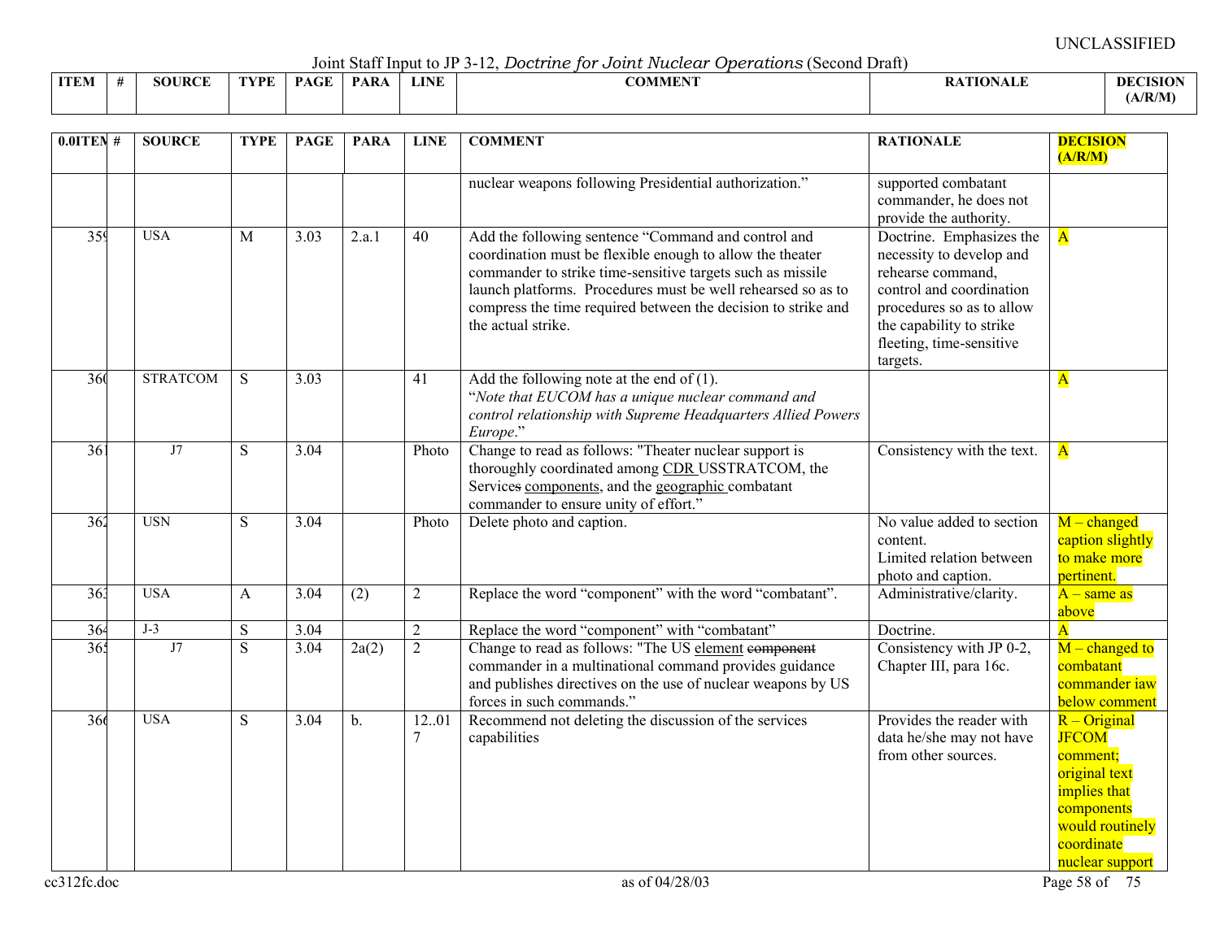UNCLASSIFIED

Joint Staff Input to JP 3-12, *Doctrine for Joint Nuclear Operations* (Second Draft)

| 0.0ITEM | # | SOURCE | TYPE | PAGE | PARA | LINE | COMMENT | RATIONALE | DECISION (A/R/M) |
|---|---|---|---|---|---|---|---|---|---|
| | | | | | | | nuclear weapons following Presidential authorization." | supported combatant commander, he does not provide the authority. | |
| 359 | | USA | M | 3.03 | 2.a.1 | 40 | Add the following sentence "Command and control and coordination must be flexible enough to allow the theater commander to strike time-sensitive targets such as missile launch platforms. Procedures must be well rehearsed so as to compress the time required between the decision to strike and the actual strike. | Doctrine. Emphasizes the necessity to develop and rehearse command, control and coordination procedures so as to allow the capability to strike fleeting, time-sensitive targets. | A |
| 360 | | STRATCOM | S | 3.03 | | 41 | Add the following note at the end of (1). "*Note that EUCOM has a unique nuclear command and control relationship with Supreme Headquarters Allied Powers Europe*." | | A |
| 361 | | J7 | S | 3.04 | | Photo | Change to read as follows: "Theater nuclear support is thoroughly coordinated among CDR USSTRATCOM, the Services ~~s~~ components, and the geographic combatant commander to ensure unity of effort." | Consistency with the text. | A |
| 362 | | USN | S | 3.04 | | Photo | Delete photo and caption. | No value added to section content. Limited relation between photo and caption. | M – changed caption slightly to make more pertinent. |
| 363 | | USA | A | 3.04 | (2) | 2 | Replace the word "component" with the word "combatant". | Administrative/clarity. | A – same as above |
| 364 | | J-3 | S | 3.04 | | 2 | Replace the word "component" with "combatant" | Doctrine. | A |
| 365 | | J7 | S | 3.04 | 2a(2) | 2 | Change to read as follows: "The US element ~~component~~ commander in a multinational command provides guidance and publishes directives on the use of nuclear weapons by US forces in such commands." | Consistency with JP 0-2, Chapter III, para 16c. | M – changed to combatant commander iaw below comment |
| 366 | | USA | S | 3.04 | b. | 12..017 | Recommend not deleting the discussion of the services capabilities | Provides the reader with data he/she may not have from other sources. | R – Original JFCOM comment; original text implies that components would routinely coordinate nuclear support |

cc312fc.doc as of 04/28/03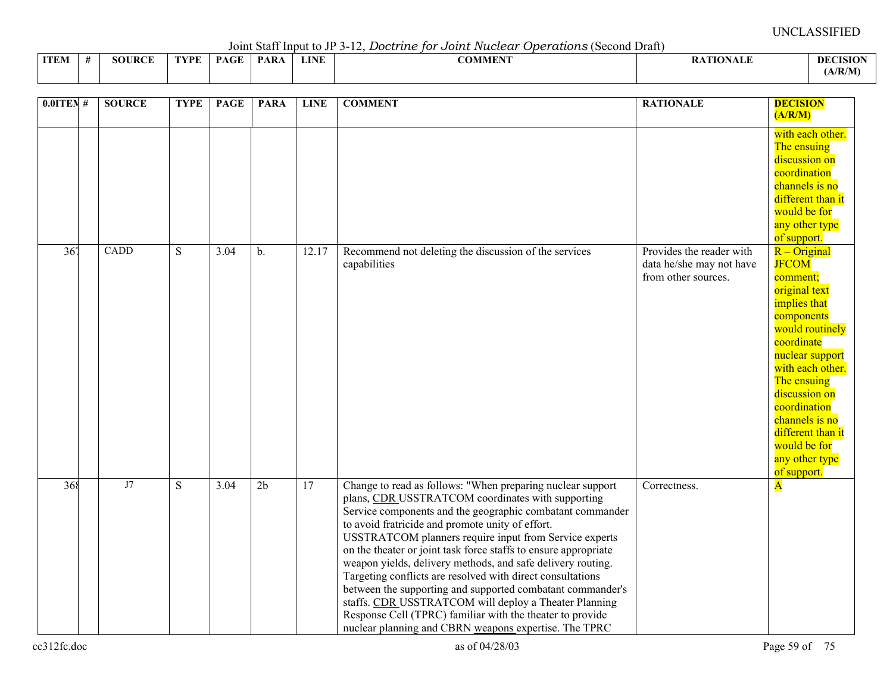UNCLASSIFIED

Joint Staff Input to JP 3-12, *Doctrine for Joint Nuclear Operations* (Second Draft)

| ITEM | # | SOURCE | TYPE | PAGE | PARA | LINE | COMMENT | RATIONALE | DECISION (A/R/M) |
|---|---|---|---|---|---|---|---|---|---|
| | | | | | | | | | with each other. The ensuing discussion on coordination channels is no different than it would be for any other type of support. |
| 367 | | CADD | S | 3.04 | b. | 12.17 | Recommend not deleting the discussion of the services capabilities | Provides the reader with data he/she may not have from other sources. | R – Original JFCOM comment; original text implies that components would routinely coordinate nuclear support with each other. The ensuing discussion on coordination channels is no different than it would be for any other type of support. |
| 368 | | J7 | S | 3.04 | 2b | 17 | Change to read as follows: "When preparing nuclear support plans, CDR USSTRATCOM coordinates with supporting Service components and the geographic combatant commander to avoid fratricide and promote unity of effort. USSTRATCOM planners require input from Service experts on the theater or joint task force staffs to ensure appropriate weapon yields, delivery methods, and safe delivery routing. Targeting conflicts are resolved with direct consultations between the supporting and supported combatant commander's staffs. CDR USSTRATCOM will deploy a Theater Planning Response Cell (TPRC) familiar with the theater to provide nuclear planning and CBRN weapons expertise. The TPRC | Correctness. | A |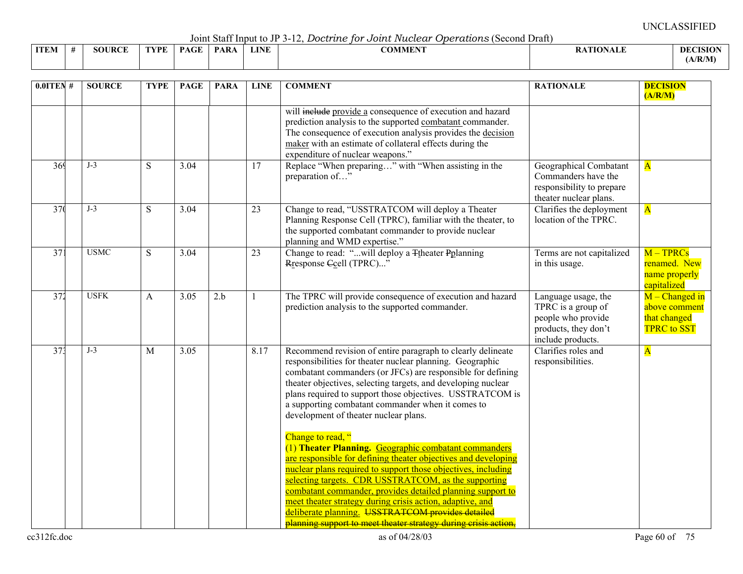UNCLASSIFIED

Joint Staff Input to JP 3-12, *Doctrine for Joint Nuclear Operations* (Second Draft)

| ITEM | # | SOURCE | TYPE | PAGE | PARA | LINE | COMMENT | RATIONALE | DECISION (A/R/M) |
|---|---|---|---|---|---|---|---|---|---|
| | | | | | | | will ~~include~~ provide a consequence of execution and hazard prediction analysis to the supported combatant commander. The consequence of execution analysis provides the decision maker with an estimate of collateral effects during the expenditure of nuclear weapons." | | |
| 369 | | J-3 | S | 3.04 | | 17 | Replace "When preparing…" with "When assisting in the preparation of…" | Geographical Combatant Commanders have the responsibility to prepare theater nuclear plans. | A |
| 370 | | J-3 | S | 3.04 | | 23 | Change to read, "USSTRATCOM will deploy a Theater Planning Response Cell (TPRC), familiar with the theater, to the supported combatant commander to provide nuclear planning and WMD expertise." | Clarifies the deployment location of the TPRC. | A |
| 371 | | USMC | S | 3.04 | | 23 | Change to read: "...will deploy a ~~T~~theater ~~P~~planning ~~R~~response ~~C~~cell (TPRC)..." | Terms are not capitalized in this usage. | M – TPRCs renamed. New name properly capitalized |
| 372 | | USFK | A | 3.05 | 2.b | 1 | The TPRC will provide consequence of execution and hazard prediction analysis to the supported commander. | Language usage, the TPRC is a group of people who provide products, they don't include products. | M – Changed in above comment that changed TPRC to SST |
| 373 | | J-3 | M | 3.05 | | 8.17 | Recommend revision of entire paragraph to clearly delineate responsibilities for theater nuclear planning. Geographic combatant commanders (or JFCs) are responsible for defining theater objectives, selecting targets, and developing nuclear plans required to support those objectives. USSTRATCOM is a supporting combatant commander when it comes to development of theater nuclear plans.<br><br>Change to read, "<br>(1) **Theater Planning.** Geographic combatant commanders are responsible for defining theater objectives and developing nuclear plans required to support those objectives, including selecting targets. CDR USSTRATCOM, as the supporting combatant commander, provides detailed planning support to meet theater strategy during crisis action, adaptive, and deliberate planning. ~~USSTRATCOM provides detailed planning support to meet theater strategy during crisis action,~~ | Clarifies roles and responsibilities. | A |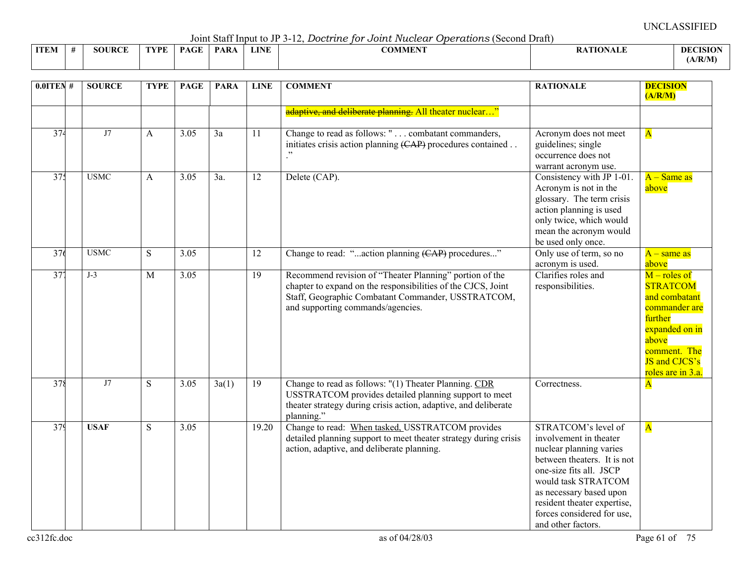UNCLASSIFIED

Joint Staff Input to JP 3-12, *Doctrine for Joint Nuclear Operations* (Second Draft)

| ITEM | # | SOURCE | TYPE | PAGE | PARA | LINE | COMMENT | RATIONALE | DECISION (A/R/M) |
|---|---|---|---|---|---|---|---|---|---|
| | | | | | | | ~~adaptive, and deliberate planning.~~ All theater nuclear…" | | |
| 374 | | J7 | A | 3.05 | 3a | 11 | Change to read as follows: " . . . combatant commanders, initiates crisis action planning ~~(CAP)~~ procedures contained . . ." | Acronym does not meet guidelines; single occurrence does not warrant acronym use. | A |
| 375 | | USMC | A | 3.05 | 3a. | 12 | Delete (CAP). | Consistency with JP 1-01. Acronym is not in the glossary. The term crisis action planning is used only twice, which would mean the acronym would be used only once. | A – Same as above |
| 376 | | USMC | S | 3.05 | | 12 | Change to read: "...action planning ~~(CAP)~~ procedures..." | Only use of term, so no acronym is used. | A – same as above |
| 377 | | J-3 | M | 3.05 | | 19 | Recommend revision of "Theater Planning" portion of the chapter to expand on the responsibilities of the CJCS, Joint Staff, Geographic Combatant Commander, USSTRATCOM, and supporting commands/agencies. | Clarifies roles and responsibilities. | M – roles of STRATCOM and combatant commander are further expanded on in above comment. The JS and CJCS's roles are in 3.a. |
| 378 | | J7 | S | 3.05 | 3a(1) | 19 | Change to read as follows: "(1) Theater Planning. <u>CDR</u> USSTRATCOM provides detailed planning support to meet theater strategy during crisis action, adaptive, and deliberate planning." | Correctness. | A |
| 379 | | **USAF** | S | 3.05 | | 19.20 | Change to read: <u>When tasked,</u> USSTRATCOM provides detailed planning support to meet theater strategy during crisis action, adaptive, and deliberate planning. | STRATCOM's level of involvement in theater nuclear planning varies between theaters. It is not one-size fits all. JSCP would task STRATCOM as necessary based upon resident theater expertise, forces considered for use, and other factors. | A |

cc312fc.doc as of 04/28/03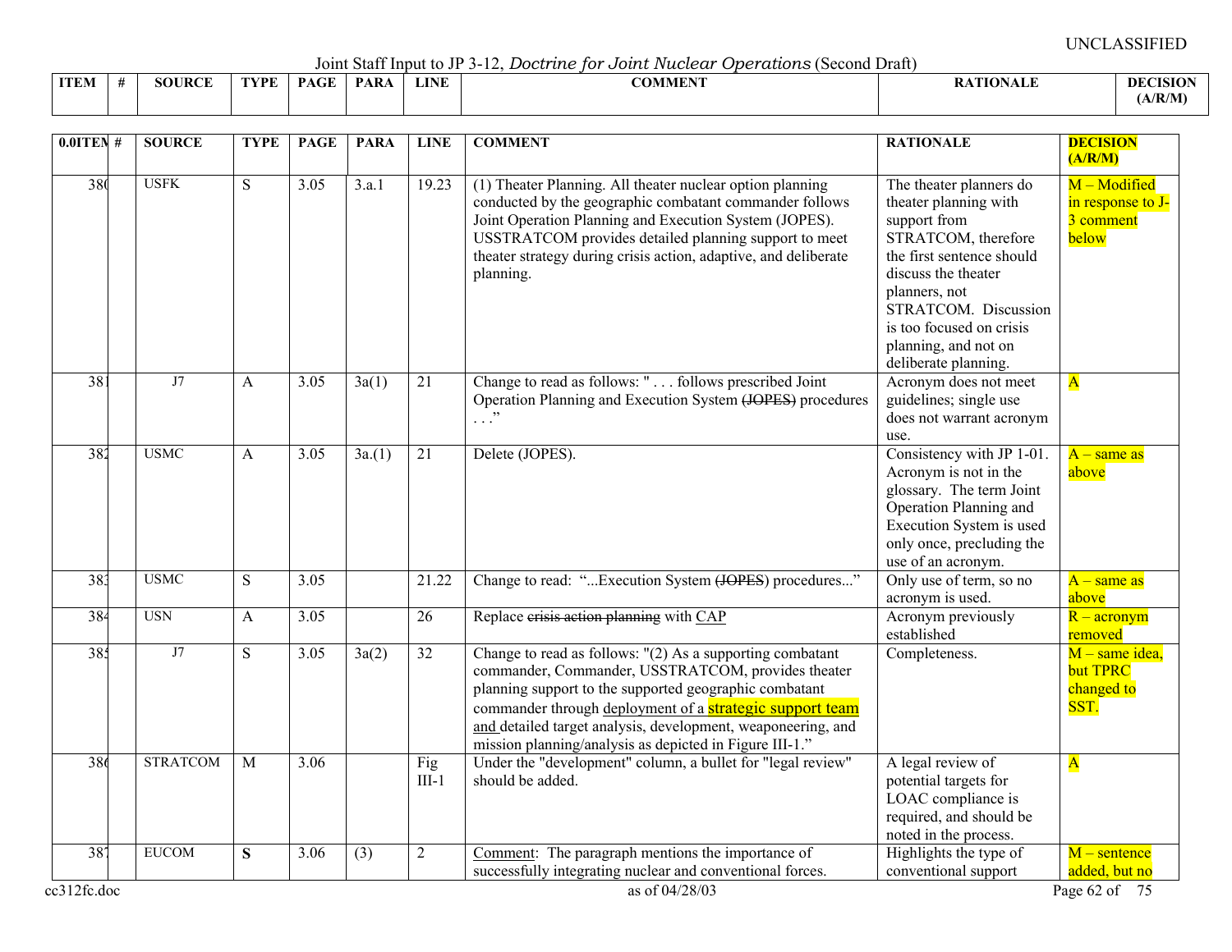UNCLASSIFIED

Joint Staff Input to JP 3-12, *Doctrine for Joint Nuclear Operations* (Second Draft)

| ITEM | # | SOURCE | TYPE | PAGE | PARA | LINE | COMMENT | RATIONALE | DECISION (A/R/M) |
|---|---|---|---|---|---|---|---|---|---|
| 380 | | USFK | S | 3.05 | 3.a.1 | 19.23 | (1) Theater Planning. All theater nuclear option planning conducted by the geographic combatant commander follows Joint Operation Planning and Execution System (JOPES). USSTRATCOM provides detailed planning support to meet theater strategy during crisis action, adaptive, and deliberate planning. | The theater planners do theater planning with support from STRATCOM, therefore the first sentence should discuss the theater planners, not STRATCOM. Discussion is too focused on crisis planning, and not on deliberate planning. | M – Modified in response to J-3 comment below |
| 381 | | J7 | A | 3.05 | 3a(1) | 21 | Change to read as follows: " . . . follows prescribed Joint Operation Planning and Execution System ~~(JOPES)~~ procedures . . ." | Acronym does not meet guidelines; single use does not warrant acronym use. | A |
| 382 | | USMC | A | 3.05 | 3a.(1) | 21 | Delete (JOPES). | Consistency with JP 1-01. Acronym is not in the glossary. The term Joint Operation Planning and Execution System is used only once, precluding the use of an acronym. | A – same as above |
| 383 | | USMC | S | 3.05 | | 21.22 | Change to read: "...Execution System ~~(JOPES~~) procedures..." | Only use of term, so no acronym is used. | A – same as above |
| 384 | | USN | A | 3.05 | | 26 | Replace ~~crisis action planning~~ with CAP | Acronym previously established | R – acronym removed |
| 385 | | J7 | S | 3.05 | 3a(2) | 32 | Change to read as follows: "(2) As a supporting combatant commander, Commander, USSTRATCOM, provides theater planning support to the supported geographic combatant commander through deployment of a strategic support team and detailed target analysis, development, weaponeering, and mission planning/analysis as depicted in Figure III-1." | Completeness. | M – same idea, but TPRC changed to SST. |
| 386 | | STRATCOM | M | 3.06 | | Fig III-1 | Under the "development" column, a bullet for "legal review" should be added. | A legal review of potential targets for LOAC compliance is required, and should be noted in the process. | A |
| 387 | | EUCOM | **S** | 3.06 | (3) | 2 | Comment: The paragraph mentions the importance of successfully integrating nuclear and conventional forces. | Highlights the type of conventional support | M – sentence added, but no |

cc312fc.doc as of 04/28/03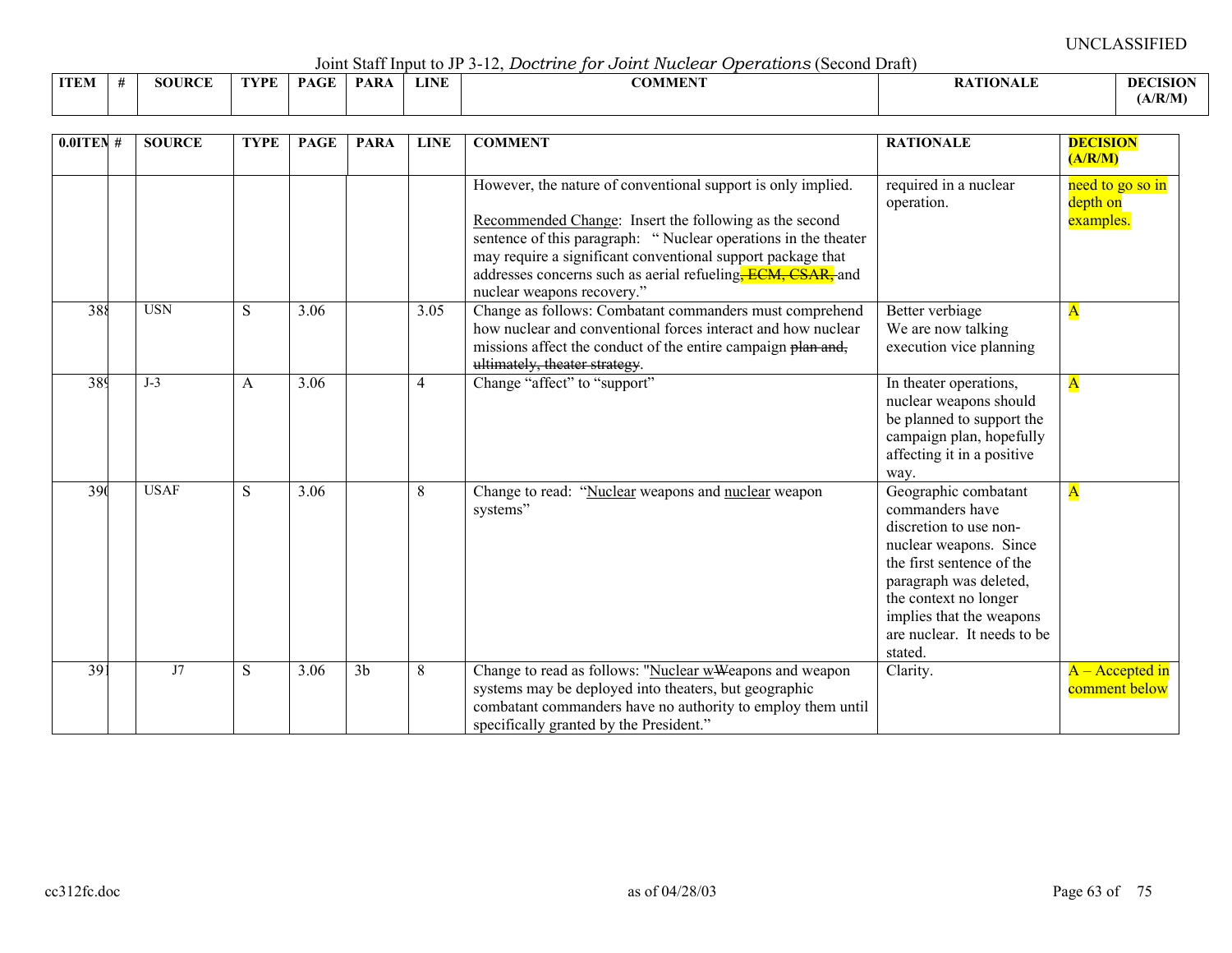UNCLASSIFIED

Joint Staff Input to JP 3-12, *Doctrine for Joint Nuclear Operations* (Second Draft)

| ITEM | # | SOURCE | TYPE | PAGE | PARA | LINE | COMMENT | RATIONALE | DECISION (A/R/M) |
|---|---|---|---|---|---|---|---|---|---|
| | | | | | | | However, the nature of conventional support is only implied.<br><br>Recommended Change: Insert the following as the second sentence of this paragraph: " Nuclear operations in the theater may require a significant conventional support package that addresses concerns such as aerial refueling~~, ECM, CSAR,~~ and nuclear weapons recovery." | required in a nuclear operation. | need to go so in depth on examples. |
| 388 | | USN | S | 3.06 | | 3.05 | Change as follows: Combatant commanders must comprehend how nuclear and conventional forces interact and how nuclear missions affect the conduct of the entire campaign ~~plan and, ultimately, theater strategy~~. | Better verbiage<br>We are now talking execution vice planning | A |
| 389 | | J-3 | A | 3.06 | | 4 | Change "affect" to "support" | In theater operations, nuclear weapons should be planned to support the campaign plan, hopefully affecting it in a positive way. | A |
| 390 | | USAF | S | 3.06 | | 8 | Change to read: "Nuclear weapons and nuclear weapon systems" | Geographic combatant commanders have discretion to use non-nuclear weapons. Since the first sentence of the paragraph was deleted, the context no longer implies that the weapons are nuclear. It needs to be stated. | A |
| 391 | | J7 | S | 3.06 | 3b | 8 | Change to read as follows: "Nuclear w~~W~~eapons and weapon systems may be deployed into theaters, but geographic combatant commanders have no authority to employ them until specifically granted by the President." | Clarity. | A – Accepted in comment below |

cc312fc.doc as of 04/28/03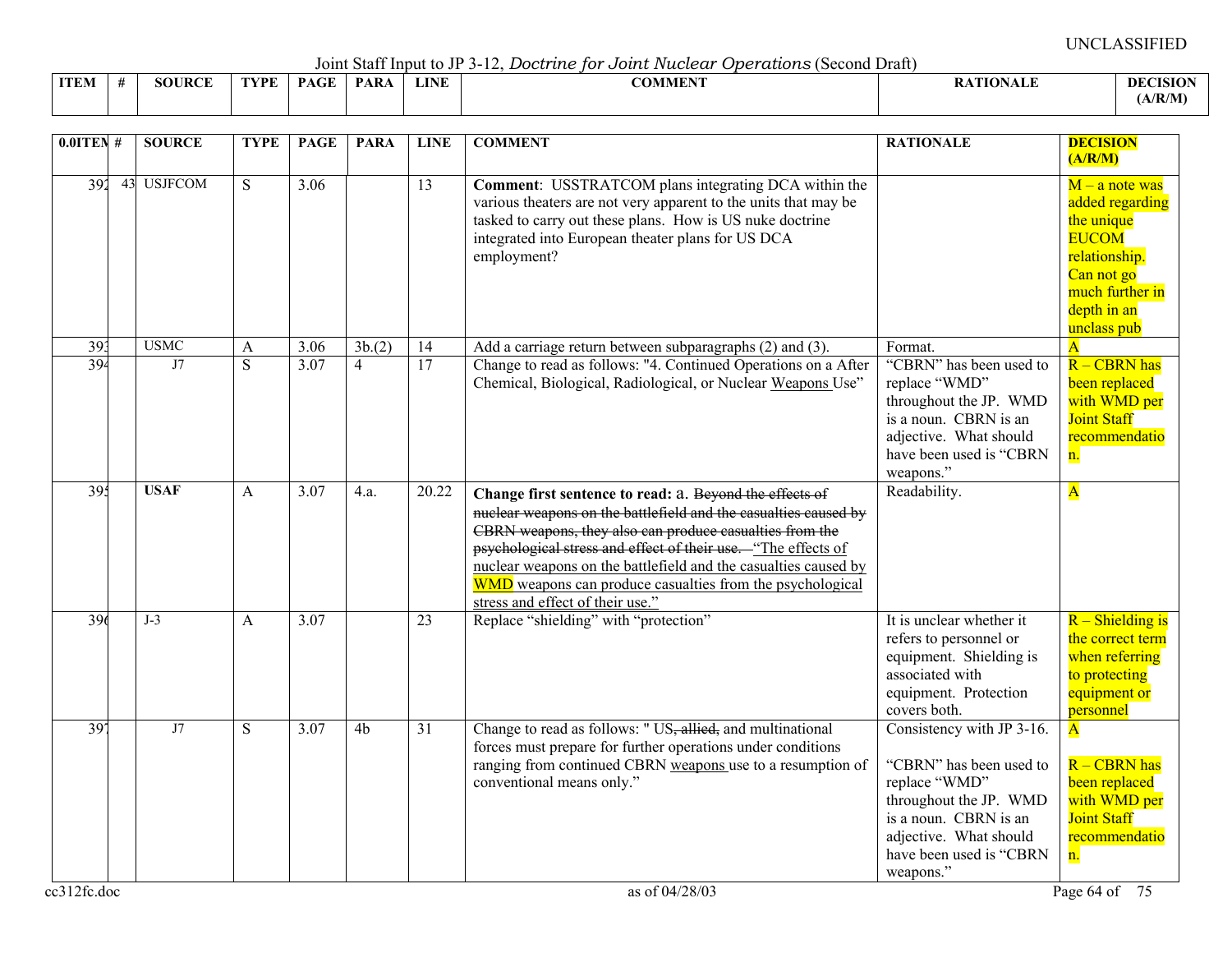UNCLASSIFIED

Joint Staff Input to JP 3-12, *Doctrine for Joint Nuclear Operations* (Second Draft)

| 0.0ITEM | # | SOURCE | TYPE | PAGE | PARA | LINE | COMMENT | RATIONALE | DECISION (A/R/M) |
|---|---|---|---|---|---|---|---|---|---|
| 392 | 43 | USJFCOM | S | 3.06 | | 13 | **Comment**: USSTRATCOM plans integrating DCA within the various theaters are not very apparent to the units that may be tasked to carry out these plans. How is US nuke doctrine integrated into European theater plans for US DCA employment? | | M – a note was added regarding the unique EUCOM relationship. Can not go much further in depth in an unclass pub |
| 393 | | USMC | A | 3.06 | 3b.(2) | 14 | Add a carriage return between subparagraphs (2) and (3). | Format. | A |
| 394 | | J7 | S | 3.07 | 4 | 17 | Change to read as follows: "4. Continued Operations on a After Chemical, Biological, Radiological, or Nuclear Weapons Use" | "CBRN" has been used to replace "WMD" throughout the JP. WMD is a noun. CBRN is an adjective. What should have been used is "CBRN weapons." | R – CBRN has been replaced with WMD per Joint Staff recommendation. |
| 395 | | **USAF** | A | 3.07 | 4.a. | 20.22 | **Change first sentence to read:** a. ~~Beyond the effects of nuclear weapons on the battlefield and the casualties caused by CBRN weapons, they also can produce casualties from the psychological stress and effect of their use.~~ "The effects of nuclear weapons on the battlefield and the casualties caused by WMD weapons can produce casualties from the psychological stress and effect of their use." | Readability. | A |
| 396 | | J-3 | A | 3.07 | | 23 | Replace "shielding" with "protection" | It is unclear whether it refers to personnel or equipment. Shielding is associated with equipment. Protection covers both. | R – Shielding is the correct term when referring to protecting equipment or personnel |
| 397 | | J7 | S | 3.07 | 4b | 31 | Change to read as follows: " US~~, allied,~~ and multinational forces must prepare for further operations under conditions ranging from continued CBRN weapons use to a resumption of conventional means only." | Consistency with JP 3-16.<br><br>"CBRN" has been used to replace "WMD" throughout the JP. WMD is a noun. CBRN is an adjective. What should have been used is "CBRN weapons." | A<br><br>R – CBRN has been replaced with WMD per Joint Staff recommendation. |

cc312fc.doc — as of 04/28/03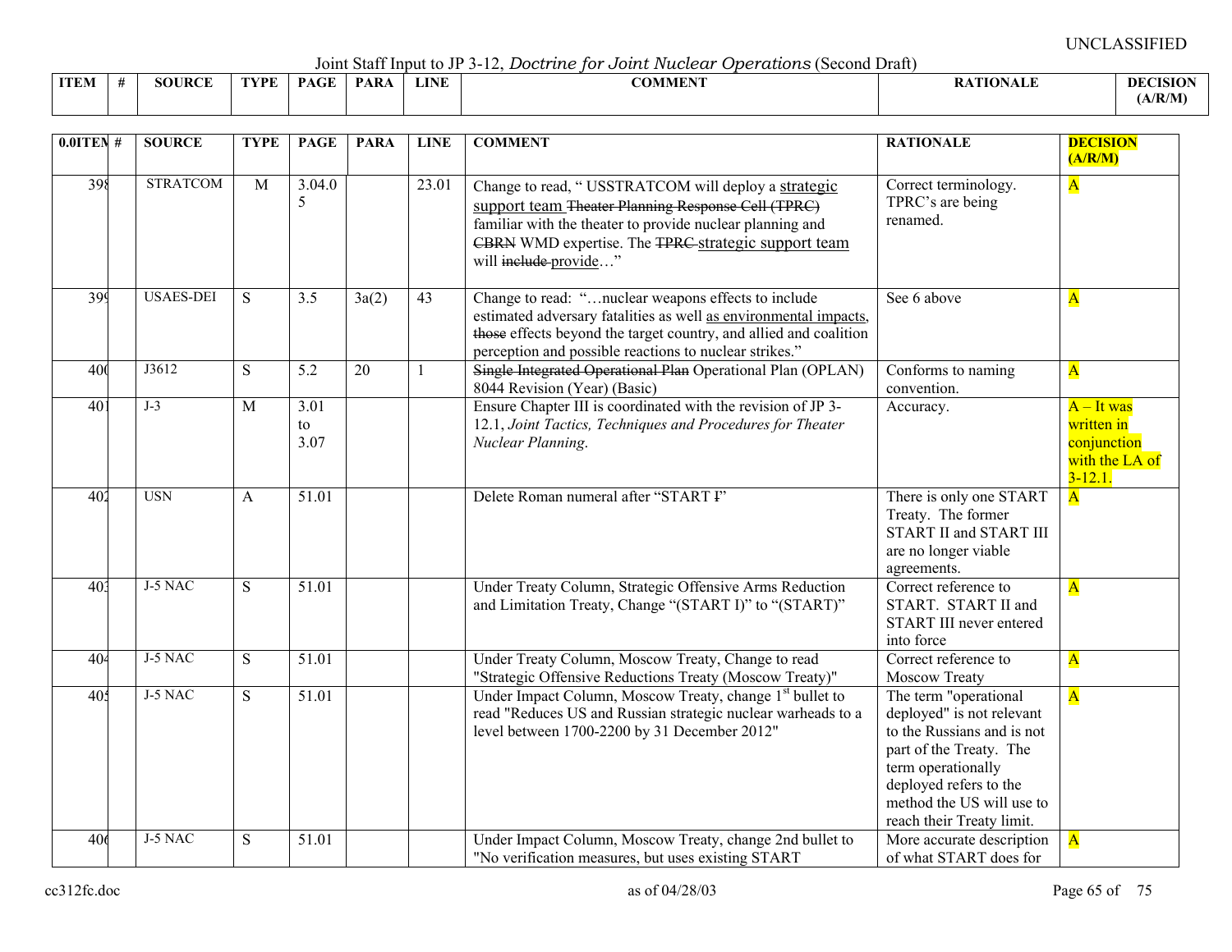UNCLASSIFIED

Joint Staff Input to JP 3-12, *Doctrine for Joint Nuclear Operations* (Second Draft)

| ITEM | # | SOURCE | TYPE | PAGE | PARA | LINE | COMMENT | RATIONALE | DECISION (A/R/M) |
|---|---|---|---|---|---|---|---|---|---|
| 0.0ITEM | # | SOURCE | TYPE | PAGE | PARA | LINE | COMMENT | RATIONALE | DECISION (A/R/M) |
| 398 | | STRATCOM | M | 3.04.05 | | 23.01 | Change to read, " USSTRATCOM will deploy a <u>strategic support team</u> ~~Theater Planning Response Cell (TPRC)~~ familiar with the theater to provide nuclear planning and ~~CBRN~~ WMD expertise. The ~~TPRC~~ <u>strategic support team</u> will ~~include~~ <u>provide</u>…" | Correct terminology. TPRC's are being renamed. | A |
| 399 | | USAES-DEI | S | 3.5 | 3a(2) | 43 | Change to read: "…nuclear weapons effects to include estimated adversary fatalities as well <u>as environmental impacts</u>, ~~those~~ effects beyond the target country, and allied and coalition perception and possible reactions to nuclear strikes." | See 6 above | A |
| 400 | | J3612 | S | 5.2 | 20 | 1 | ~~Single Integrated Operational Plan~~ Operational Plan (OPLAN) 8044 Revision (Year) (Basic) | Conforms to naming convention. | A |
| 401 | | J-3 | M | 3.01 to 3.07 | | | Ensure Chapter III is coordinated with the revision of JP 3-12.1, *Joint Tactics, Techniques and Procedures for Theater Nuclear Planning*. | Accuracy. | A – It was written in conjunction with the LA of 3-12.1. |
| 402 | | USN | A | 51.01 | | | Delete Roman numeral after "START ~~I~~" | There is only one START Treaty. The former START II and START III are no longer viable agreements. | A |
| 403 | | J-5 NAC | S | 51.01 | | | Under Treaty Column, Strategic Offensive Arms Reduction and Limitation Treaty, Change "(START I)" to "(START)" | Correct reference to START. START II and START III never entered into force | A |
| 404 | | J-5 NAC | S | 51.01 | | | Under Treaty Column, Moscow Treaty, Change to read "Strategic Offensive Reductions Treaty (Moscow Treaty)" | Correct reference to Moscow Treaty | A |
| 405 | | J-5 NAC | S | 51.01 | | | Under Impact Column, Moscow Treaty, change 1st bullet to read "Reduces US and Russian strategic nuclear warheads to a level between 1700-2200 by 31 December 2012" | The term "operational deployed" is not relevant to the Russians and is not part of the Treaty. The term operationally deployed refers to the method the US will use to reach their Treaty limit. | A |
| 406 | | J-5 NAC | S | 51.01 | | | Under Impact Column, Moscow Treaty, change 2nd bullet to "No verification measures, but uses existing START | More accurate description of what START does for | A |

cc312fc.doc as of 04/28/03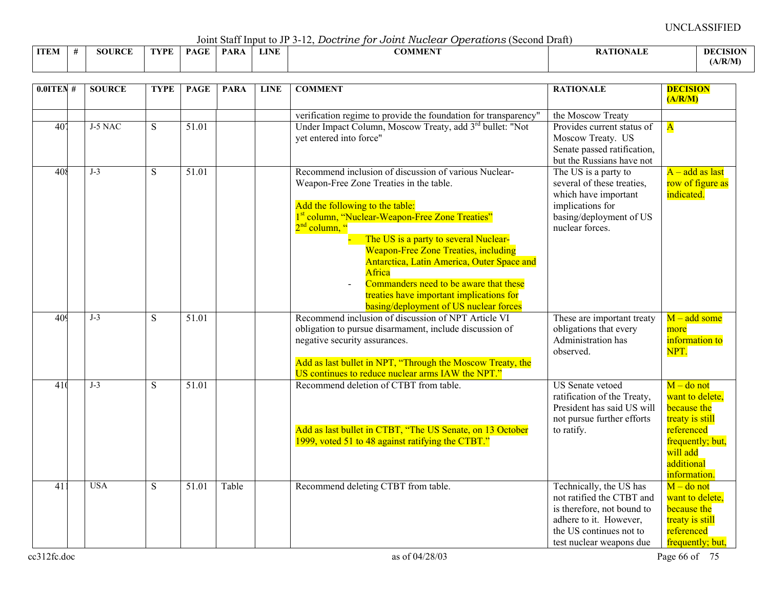UNCLASSIFIED

Joint Staff Input to JP 3-12, *Doctrine for Joint Nuclear Operations* (Second Draft)

| ITEM | # | SOURCE | TYPE | PAGE | PARA | LINE | COMMENT | RATIONALE | DECISION (A/R/M) |
|---|---|---|---|---|---|---|---|---|---|

| 0.0ITEM | # | SOURCE | TYPE | PAGE | PARA | LINE | COMMENT | RATIONALE | DECISION (A/R/M) |
|---|---|---|---|---|---|---|---|---|---|
| | | | | | | | verification regime to provide the foundation for transparency" | the Moscow Treaty | |
| 407 | | J-5 NAC | S | 51.01 | | | Under Impact Column, Moscow Treaty, add 3rd bullet: "Not yet entered into force" | Provides current status of Moscow Treaty. US Senate passed ratification, but the Russians have not | A |
| 408 | | J-3 | S | 51.01 | | | Recommend inclusion of discussion of various Nuclear-Weapon-Free Zone Treaties in the table.<br><br>Add the following to the table:<br>1st column, "Nuclear-Weapon-Free Zone Treaties"<br>2nd column, "<br>- The US is a party to several Nuclear-Weapon-Free Zone Treaties, including Antarctica, Latin America, Outer Space and Africa<br>- Commanders need to be aware that these treaties have important implications for basing/deployment of US nuclear forces | The US is a party to several of these treaties, which have important implications for basing/deployment of US nuclear forces. | A – add as last row of figure as indicated. |
| 409 | | J-3 | S | 51.01 | | | Recommend inclusion of discussion of NPT Article VI obligation to pursue disarmament, include discussion of negative security assurances.<br><br>Add as last bullet in NPT, "Through the Moscow Treaty, the US continues to reduce nuclear arms IAW the NPT." | These are important treaty obligations that every Administration has observed. | M – add some more information to NPT. |
| 410 | | J-3 | S | 51.01 | | | Recommend deletion of CTBT from table.<br><br>Add as last bullet in CTBT, "The US Senate, on 13 October 1999, voted 51 to 48 against ratifying the CTBT." | US Senate vetoed ratification of the Treaty, President has said US will not pursue further efforts to ratify. | M – do not want to delete, because the treaty is still referenced frequently; but, will add additional information. |
| 411 | | USA | S | 51.01 | Table | | Recommend deleting CTBT from table. | Technically, the US has not ratified the CTBT and is therefore, not bound to adhere to it. However, the US continues not to test nuclear weapons due | M – do not want to delete, because the treaty is still referenced frequently; but, |

cc312fc.doc as of 04/28/03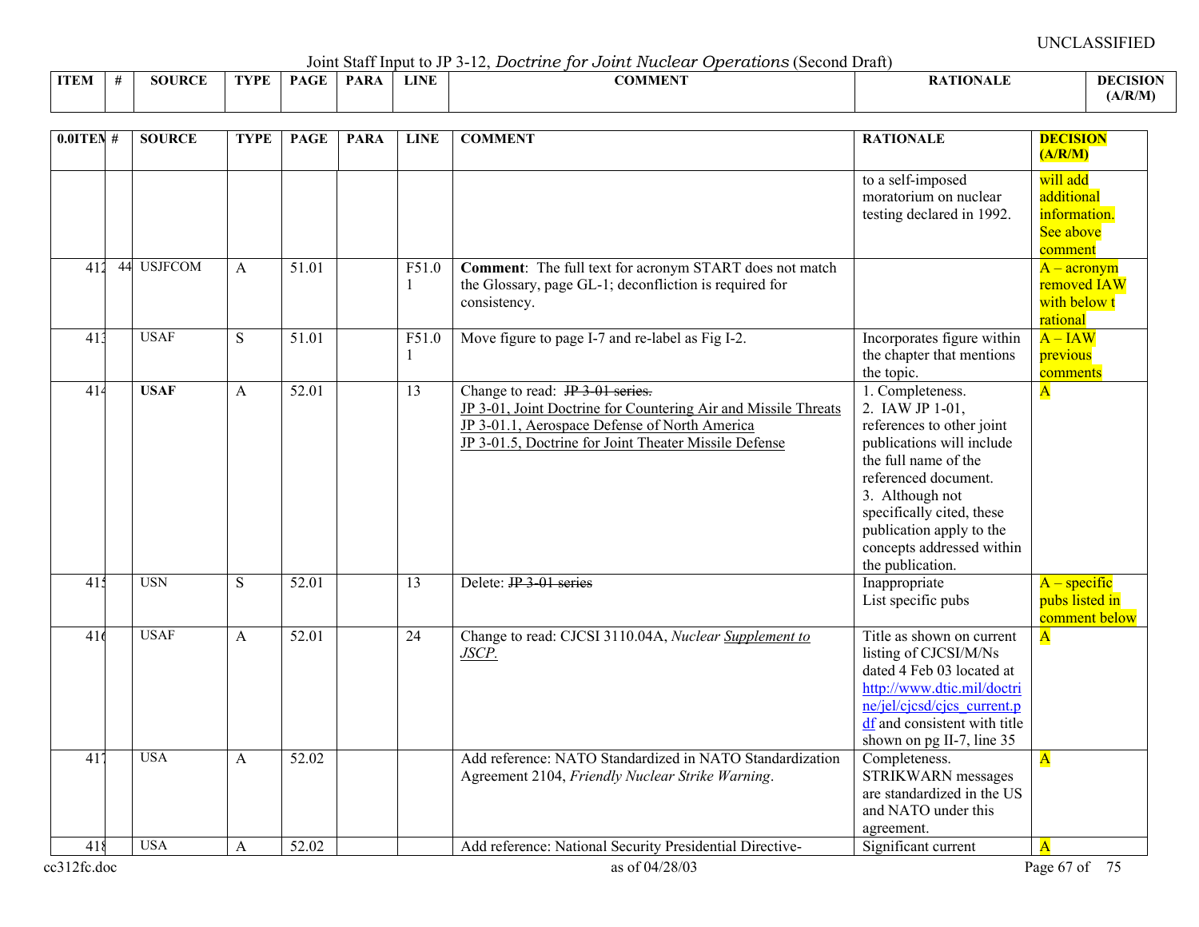UNCLASSIFIED

Joint Staff Input to JP 3-12, *Doctrine for Joint Nuclear Operations* (Second Draft)

| ITEM | # | SOURCE | TYPE | PAGE | PARA | LINE | COMMENT | RATIONALE | DECISION (A/R/M) |
|---|---|---|---|---|---|---|---|---|---|
| | | | | | | | | to a self-imposed moratorium on nuclear testing declared in 1992. | will add additional information. See above comment |
| 412 | 44 | USJFCOM | A | 51.01 | | F51.01 | **Comment**: The full text for acronym START does not match the Glossary, page GL-1; deconfliction is required for consistency. | | A – acronym removed IAW with below t rational |
| 413 | | USAF | S | 51.01 | | F51.01 | Move figure to page I-7 and re-label as Fig I-2. | Incorporates figure within the chapter that mentions the topic. | A – IAW previous comments |
| 414 | | **USAF** | A | 52.01 | | 13 | Change to read: ~~JP 3-01 series.~~ <u>JP 3-01, Joint Doctrine for Countering Air and Missile Threats</u> <u>JP 3-01.1, Aerospace Defense of North America</u> <u>JP 3-01.5, Doctrine for Joint Theater Missile Defense</u> | 1. Completeness. 2. IAW JP 1-01, references to other joint publications will include the full name of the referenced document. 3. Although not specifically cited, these publication apply to the concepts addressed within the publication. | A |
| 415 | | USN | S | 52.01 | | 13 | Delete: ~~JP 3-01 series~~ | Inappropriate List specific pubs | A – specific pubs listed in comment below |
| 416 | | USAF | A | 52.01 | | 24 | Change to read: CJCSI 3110.04A, *Nuclear <u>Supplement to JSCP.</u>* | Title as shown on current listing of CJCSI/M/Ns dated 4 Feb 03 located at http://www.dtic.mil/doctrine/jel/cjcsd/cjcs_current.pdf and consistent with title shown on pg II-7, line 35 | A |
| 417 | | USA | A | 52.02 | | | Add reference: NATO Standardized in NATO Standardization Agreement 2104, *Friendly Nuclear Strike Warning*. | Completeness. STRIKWARN messages are standardized in the US and NATO under this agreement. | A |
| 418 | | USA | A | 52.02 | | | Add reference: National Security Presidential Directive- | Significant current | A |

cc312fc.doc as of 04/28/03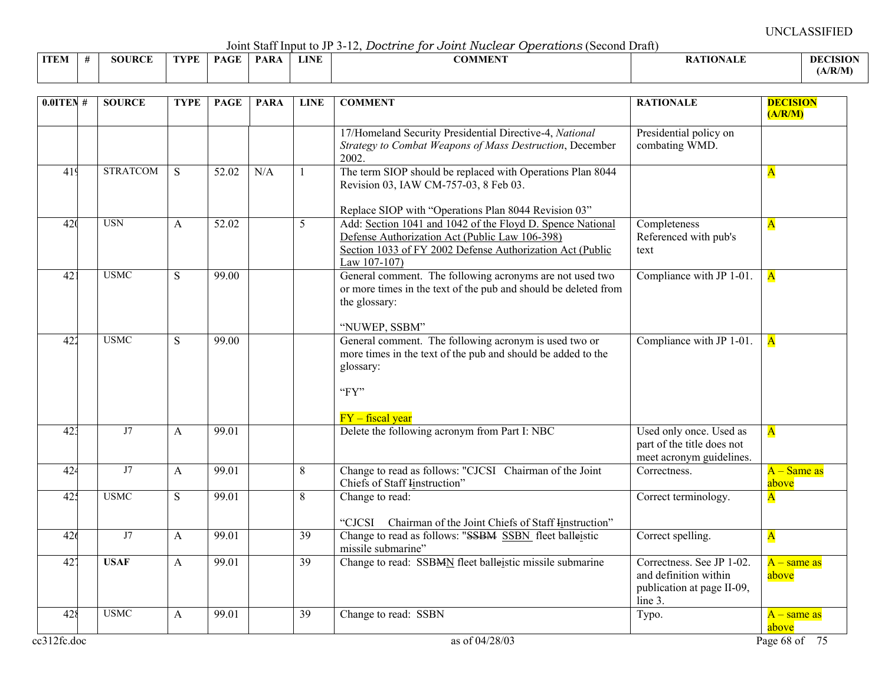UNCLASSIFIED

Joint Staff Input to JP 3-12, *Doctrine for Joint Nuclear Operations* (Second Draft)

| ITEM | # | SOURCE | TYPE | PAGE | PARA | LINE | COMMENT | RATIONALE | DECISION (A/R/M) |
|---|---|---|---|---|---|---|---|---|---|
| | | | | | | | 17/Homeland Security Presidential Directive-4, *National Strategy to Combat Weapons of Mass Destruction*, December 2002. | Presidential policy on combating WMD. | |
| 419 | | STRATCOM | S | 52.02 | N/A | 1 | The term SIOP should be replaced with Operations Plan 8044 Revision 03, IAW CM-757-03, 8 Feb 03. <br><br> Replace SIOP with "Operations Plan 8044 Revision 03" | | A |
| 420 | | USN | A | 52.02 | | 5 | Add: Section 1041 and 1042 of the Floyd D. Spence National Defense Authorization Act (Public Law 106-398) <br> Section 1033 of FY 2002 Defense Authorization Act (Public Law 107-107) | Completeness Referenced with pub's text | A |
| 421 | | USMC | S | 99.00 | | | General comment. The following acronyms are not used two or more times in the text of the pub and should be deleted from the glossary: <br><br> "NUWEP, SSBM" | Compliance with JP 1-01. | A |
| 422 | | USMC | S | 99.00 | | | General comment. The following acronym is used two or more times in the text of the pub and should be added to the glossary: <br><br> "FY" <br><br> FY – fiscal year | Compliance with JP 1-01. | A |
| 423 | | J7 | A | 99.01 | | | Delete the following acronym from Part I: NBC | Used only once. Used as part of the title does not meet acronym guidelines. | A |
| 424 | | J7 | A | 99.01 | | 8 | Change to read as follows: "CJCSI Chairman of the Joint Chiefs of Staff ~~I~~instruction" | Correctness. | A – Same as above |
| 425 | | USMC | S | 99.01 | | 8 | Change to read: <br><br> "CJCSI Chairman of the Joint Chiefs of Staff ~~I~~instruction" | Correct terminology. | A |
| 426 | | J7 | A | 99.01 | | 39 | Change to read as follows: "~~SSBM~~ SSBN fleet ball~~e~~istic missile submarine" | Correct spelling. | A |
| 427 | | **USAF** | A | 99.01 | | 39 | Change to read: SSB~~M~~N fleet ball~~e~~istic missile submarine | Correctness. See JP 1-02. and definition within publication at page II-09, line 3. | A – same as above |
| 428 | | USMC | A | 99.01 | | 39 | Change to read: SSBN | Typo. | A – same as above |

cc312fc.doc as of 04/28/03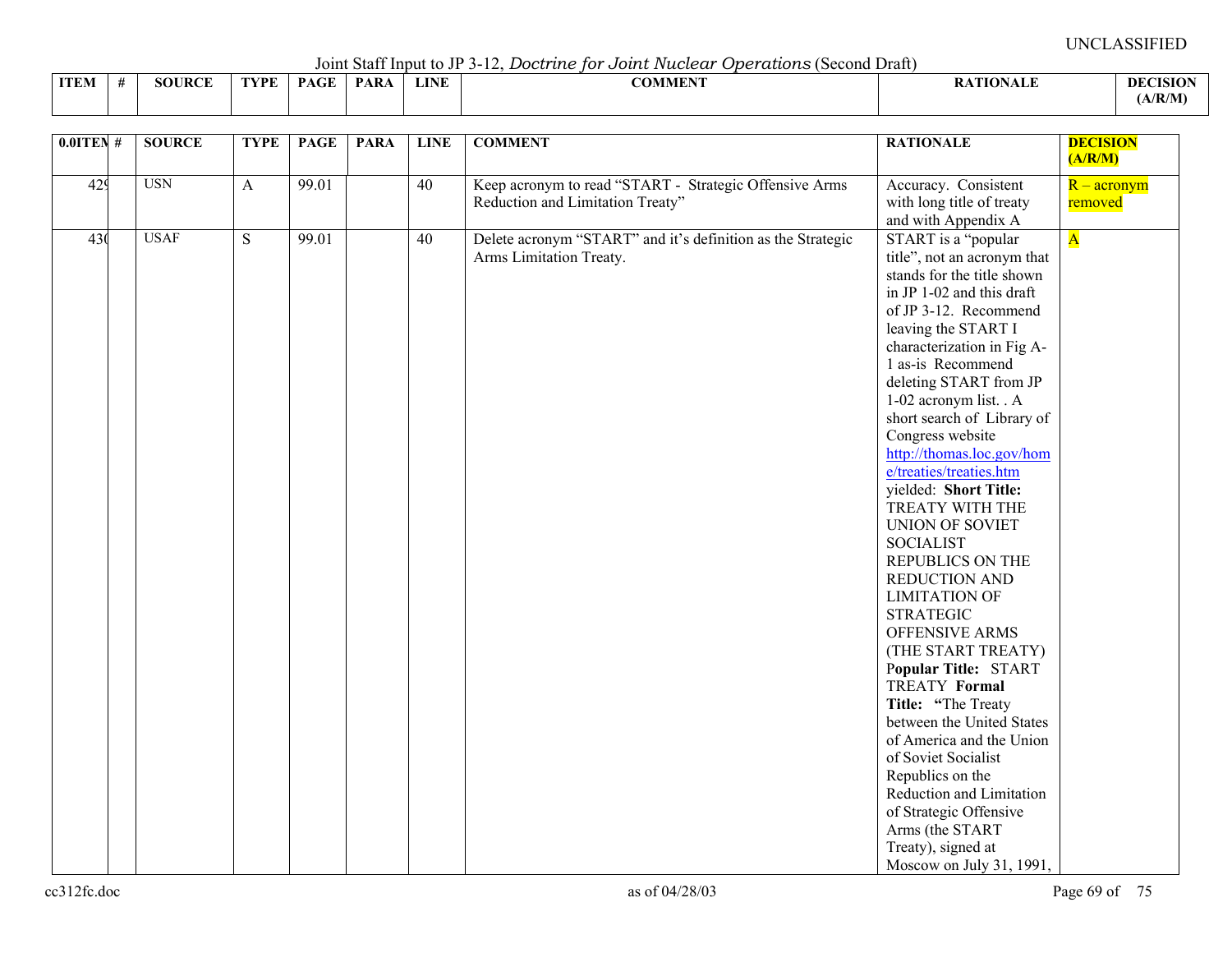UNCLASSIFIED

Joint Staff Input to JP 3-12, *Doctrine for Joint Nuclear Operations* (Second Draft)

| ITEM | # | SOURCE | TYPE | PAGE | PARA | LINE | COMMENT | RATIONALE | DECISION (A/R/M) |
|---|---|---|---|---|---|---|---|---|---|
| 0.0ITEM | # | SOURCE | TYPE | PAGE | PARA | LINE | COMMENT | RATIONALE | DECISION (A/R/M) |
| 429 | | USN | A | 99.01 | | 40 | Keep acronym to read "START - Strategic Offensive Arms Reduction and Limitation Treaty" | Accuracy. Consistent with long title of treaty and with Appendix A | R – acronym removed |
| 430 | | USAF | S | 99.01 | | 40 | Delete acronym "START" and it's definition as the Strategic Arms Limitation Treaty. | START is a "popular title", not an acronym that stands for the title shown in JP 1-02 and this draft of JP 3-12. Recommend leaving the START I characterization in Fig A-1 as-is Recommend deleting START from JP 1-02 acronym list. . A short search of Library of Congress website http://thomas.loc.gov/home/treaties/treaties.htm yielded: **Short Title:** TREATY WITH THE UNION OF SOVIET SOCIALIST REPUBLICS ON THE REDUCTION AND LIMITATION OF STRATEGIC OFFENSIVE ARMS (THE START TREATY) **Popular Title:** START TREATY **Formal Title:** **"**The Treaty between the United States of America and the Union of Soviet Socialist Republics on the Reduction and Limitation of Strategic Offensive Arms (the START Treaty), signed at Moscow on July 31, 1991, | A |

cc312fc.doc as of 04/28/03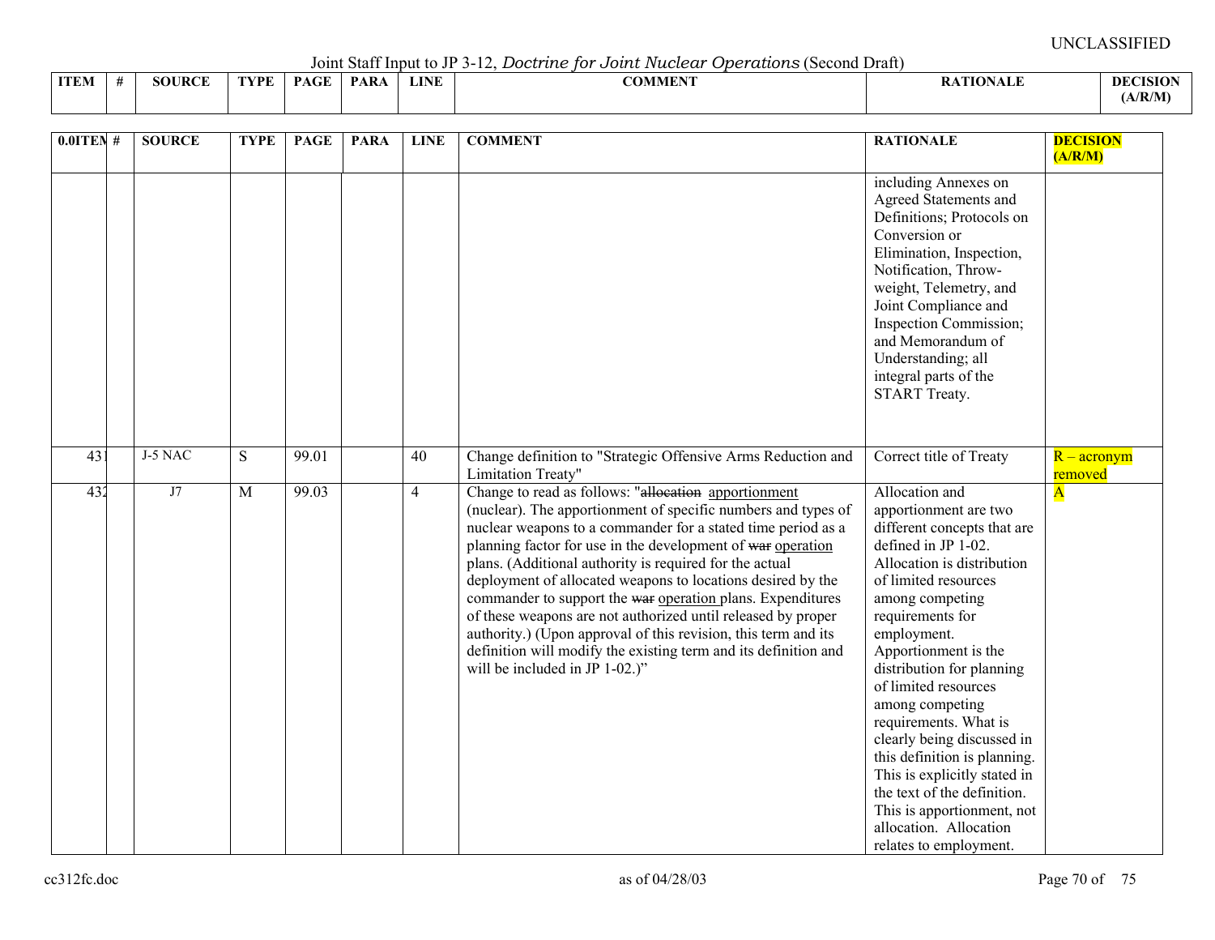UNCLASSIFIED

Joint Staff Input to JP 3-12, *Doctrine for Joint Nuclear Operations* (Second Draft)

| ITEM | # | SOURCE | TYPE | PAGE | PARA | LINE | COMMENT | RATIONALE | DECISION (A/R/M) |
|---|---|---|---|---|---|---|---|---|---|
| | | | | | | | | including Annexes on Agreed Statements and Definitions; Protocols on Conversion or Elimination, Inspection, Notification, Throw-weight, Telemetry, and Joint Compliance and Inspection Commission; and Memorandum of Understanding; all integral parts of the START Treaty. | |
| 431 | | J-5 NAC | S | 99.01 | | 40 | Change definition to "Strategic Offensive Arms Reduction and Limitation Treaty" | Correct title of Treaty | R – acronym removed |
| 432 | | J7 | M | 99.03 | | 4 | Change to read as follows: "~~allocation~~ apportionment (nuclear). The apportionment of specific numbers and types of nuclear weapons to a commander for a stated time period as a planning factor for use in the development of ~~war~~ operation plans. (Additional authority is required for the actual deployment of allocated weapons to locations desired by the commander to support the ~~war~~ operation plans. Expenditures of these weapons are not authorized until released by proper authority.) (Upon approval of this revision, this term and its definition will modify the existing term and its definition and will be included in JP 1-02.)" | Allocation and apportionment are two different concepts that are defined in JP 1-02. Allocation is distribution of limited resources among competing requirements for employment. Apportionment is the distribution for planning of limited resources among competing requirements. What is clearly being discussed in this definition is planning. This is explicitly stated in the text of the definition. This is apportionment, not allocation. Allocation relates to employment. | A |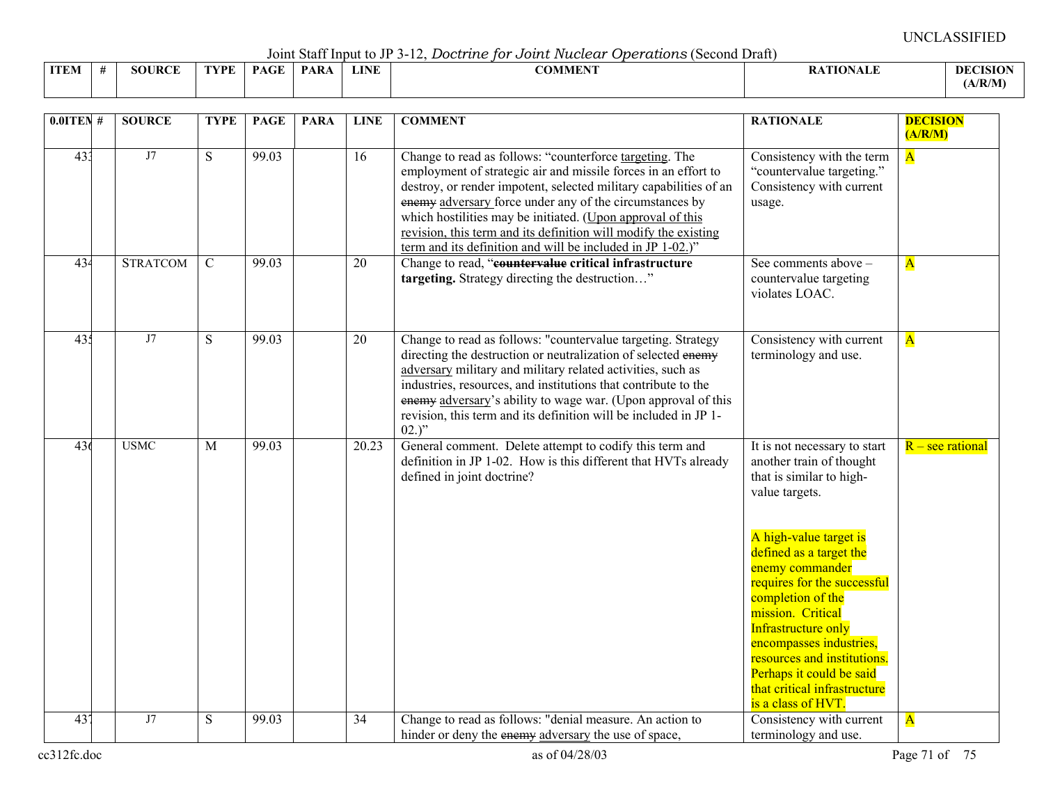UNCLASSIFIED

Joint Staff Input to JP 3-12, *Doctrine for Joint Nuclear Operations* (Second Draft)

| 0.0ITEM | # | SOURCE | TYPE | PAGE | PARA | LINE | COMMENT | RATIONALE | DECISION (A/R/M) |
|---|---|---|---|---|---|---|---|---|---|
| 433 | | J7 | S | 99.03 | | 16 | Change to read as follows: "counterforce <u>targeting</u>. The employment of strategic air and missile forces in an effort to destroy, or render impotent, selected military capabilities of an ~~enemy~~ <u>adversary</u> force under any of the circumstances by which hostilities may be initiated. (<u>Upon approval of this revision, this term and its definition will modify the existing term and its definition and will be included in JP 1-02.</u>)" | Consistency with the term "countervalue targeting." Consistency with current usage. | A |
| 434 | | STRATCOM | C | 99.03 | | 20 | Change to read, "**~~countervalue~~ critical infrastructure targeting.** Strategy directing the destruction…" | See comments above – countervalue targeting violates LOAC. | A |
| 435 | | J7 | S | 99.03 | | 20 | Change to read as follows: "countervalue targeting. Strategy directing the destruction or neutralization of selected ~~enemy~~ <u>adversary</u> military and military related activities, such as industries, resources, and institutions that contribute to the ~~enemy~~ <u>adversary</u>'s ability to wage war. (Upon approval of this revision, this term and its definition will be included in JP 1-02.)" | Consistency with current terminology and use. | A |
| 436 | | USMC | M | 99.03 | | 20.23 | General comment. Delete attempt to codify this term and definition in JP 1-02. How is this different that HVTs already defined in joint doctrine? | It is not necessary to start another train of thought that is similar to high-value targets.<br><br>A high-value target is defined as a target the enemy commander requires for the successful completion of the mission. Critical Infrastructure only encompasses industries, resources and institutions. Perhaps it could be said that critical infrastructure is a class of HVT. | R – see rational |
| 437 | | J7 | S | 99.03 | | 34 | Change to read as follows: "denial measure. An action to hinder or deny the ~~enemy~~ <u>adversary</u> the use of space, | Consistency with current terminology and use. | A |

cc312fc.doc as of 04/28/03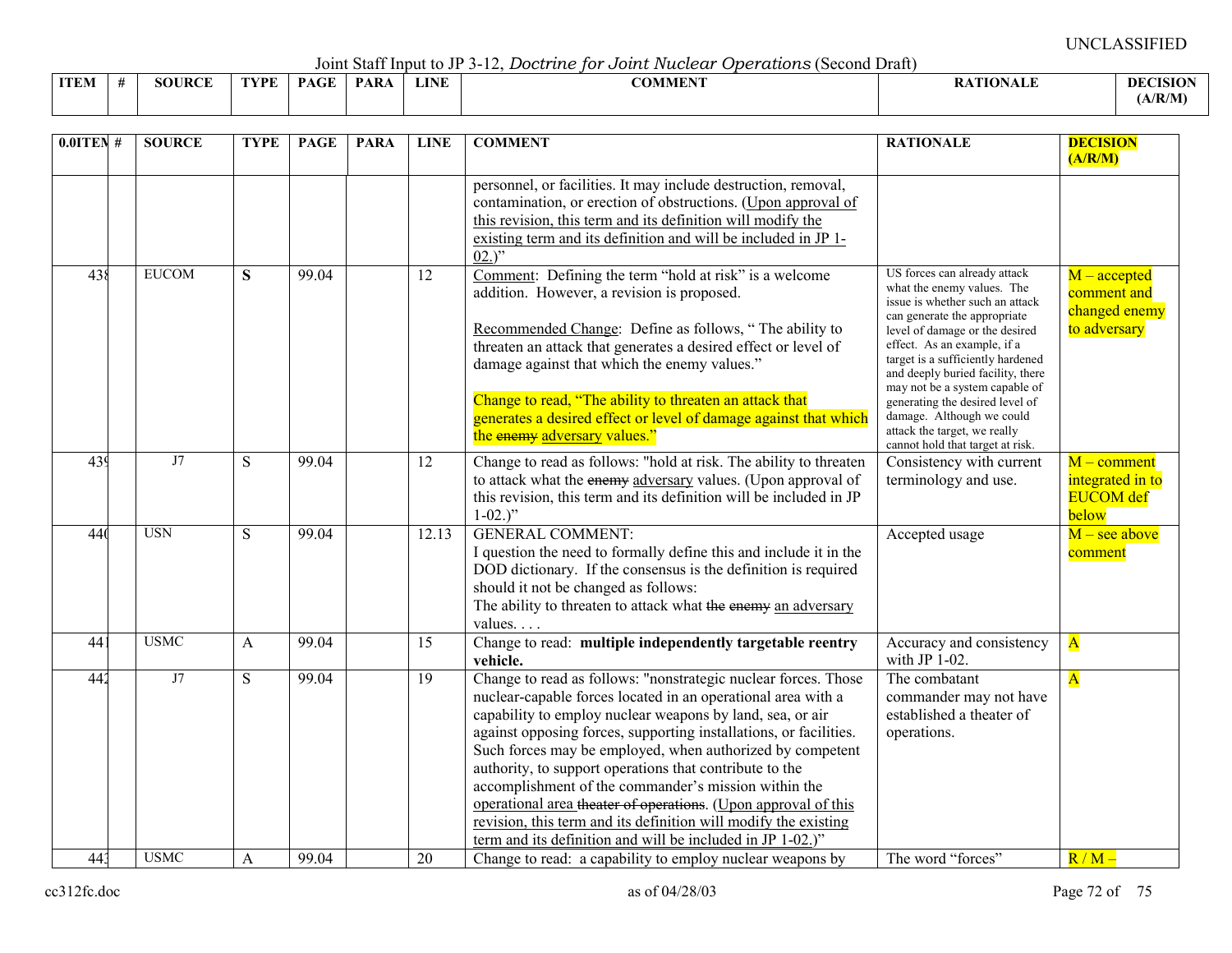UNCLASSIFIED

Joint Staff Input to JP 3-12, *Doctrine for Joint Nuclear Operations* (Second Draft)

| 0.0ITEM | # | SOURCE | TYPE | PAGE | PARA | LINE | COMMENT | RATIONALE | DECISION (A/R/M) |
|---|---|---|---|---|---|---|---|---|---|
| | | | | | | | personnel, or facilities. It may include destruction, removal, contamination, or erection of obstructions. (Upon approval of this revision, this term and its definition will modify the existing term and its definition and will be included in JP 1-02.)" | | |
| 438 | | EUCOM | **S** | 99.04 | | 12 | Comment: Defining the term "hold at risk" is a welcome addition. However, a revision is proposed.<br><br>Recommended Change: Define as follows, " The ability to threaten an attack that generates a desired effect or level of damage against that which the enemy values."<br><br>Change to read, "The ability to threaten an attack that generates a desired effect or level of damage against that which the ~~enemy~~ adversary values." | US forces can already attack what the enemy values. The issue is whether such an attack can generate the appropriate level of damage or the desired effect. As an example, if a target is a sufficiently hardened and deeply buried facility, there may not be a system capable of generating the desired level of damage. Although we could attack the target, we really cannot hold that target at risk. | M – accepted comment and changed enemy to adversary |
| 439 | | J7 | S | 99.04 | | 12 | Change to read as follows: "hold at risk. The ability to threaten to attack what the ~~enemy~~ adversary values. (Upon approval of this revision, this term and its definition will be included in JP 1-02.)" | Consistency with current terminology and use. | M – comment integrated in to EUCOM def below |
| 440 | | USN | S | 99.04 | | 12.13 | GENERAL COMMENT:<br>I question the need to formally define this and include it in the DOD dictionary. If the consensus is the definition is required should it not be changed as follows:<br>The ability to threaten to attack what ~~the enemy~~ an adversary values. . . . | Accepted usage | M – see above comment |
| 441 | | USMC | A | 99.04 | | 15 | Change to read: **multiple independently targetable reentry vehicle.** | Accuracy and consistency with JP 1-02. | A |
| 442 | | J7 | S | 99.04 | | 19 | Change to read as follows: "nonstrategic nuclear forces. Those nuclear-capable forces located in an operational area with a capability to employ nuclear weapons by land, sea, or air against opposing forces, supporting installations, or facilities. Such forces may be employed, when authorized by competent authority, to support operations that contribute to the accomplishment of the commander's mission within the operational area ~~theater of operations~~. (Upon approval of this revision, this term and its definition will modify the existing term and its definition and will be included in JP 1-02.)" | The combatant commander may not have established a theater of operations. | A |
| 443 | | USMC | A | 99.04 | | 20 | Change to read: a capability to employ nuclear weapons by | The word "forces" | R / M – |

cc312fc.doc as of 04/28/03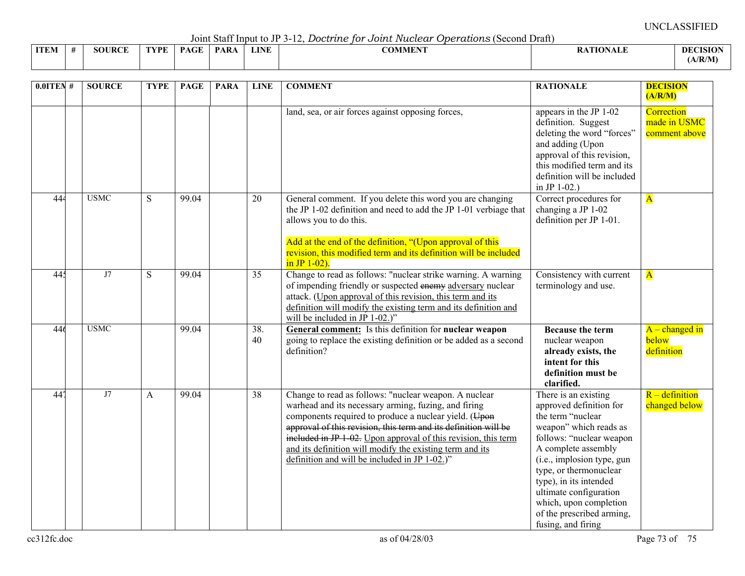UNCLASSIFIED

Joint Staff Input to JP 3-12, *Doctrine for Joint Nuclear Operations* (Second Draft)

| ITEM | # | SOURCE | TYPE | PAGE | PARA | LINE | COMMENT | RATIONALE | DECISION (A/R/M) |
|---|---|---|---|---|---|---|---|---|---|
| | | | | | | | land, sea, or air forces against opposing forces, | appears in the JP 1-02 definition. Suggest deleting the word "forces" and adding (Upon approval of this revision, this modified term and its definition will be included in JP 1-02.) | Correction made in USMC comment above |
| 444 | | USMC | S | 99.04 | | 20 | General comment. If you delete this word you are changing the JP 1-02 definition and need to add the JP 1-01 verbiage that allows you to do this.<br><br>Add at the end of the definition, "(Upon approval of this revision, this modified term and its definition will be included in JP 1-02). | Correct procedures for changing a JP 1-02 definition per JP 1-01. | A |
| 445 | | J7 | S | 99.04 | | 35 | Change to read as follows: "nuclear strike warning. A warning of impending friendly or suspected ~~enemy~~ <u>adversary</u> nuclear attack. (<u>Upon approval of this revision, this term and its definition will modify the existing term and its definition and will be included in JP 1-02.</u>)" | Consistency with current terminology and use. | A |
| 446 | | USMC | | 99.04 | | 38. 40 | **<u>General comment:</u>** Is this definition for **nuclear weapon** going to replace the existing definition or be added as a second definition? | **Because the term** nuclear weapon **already exists, the intent for this definition must be clarified.** | A – changed in below definition |
| 447 | | J7 | A | 99.04 | | 38 | Change to read as follows: "nuclear weapon. A nuclear warhead and its necessary arming, fuzing, and firing components required to produce a nuclear yield. (~~Upon approval of this revision, this term and its definition will be included in JP 1-02.~~ <u>Upon approval of this revision, this term and its definition will modify the existing term and its definition and will be included in JP 1-02.</u>)" | There is an existing approved definition for the term "nuclear weapon" which reads as follows: "nuclear weapon A complete assembly (i.e., implosion type, gun type, or thermonuclear type), in its intended ultimate configuration which, upon completion of the prescribed arming, fusing, and firing | R – definition changed below |

cc312fc.doc as of 04/28/03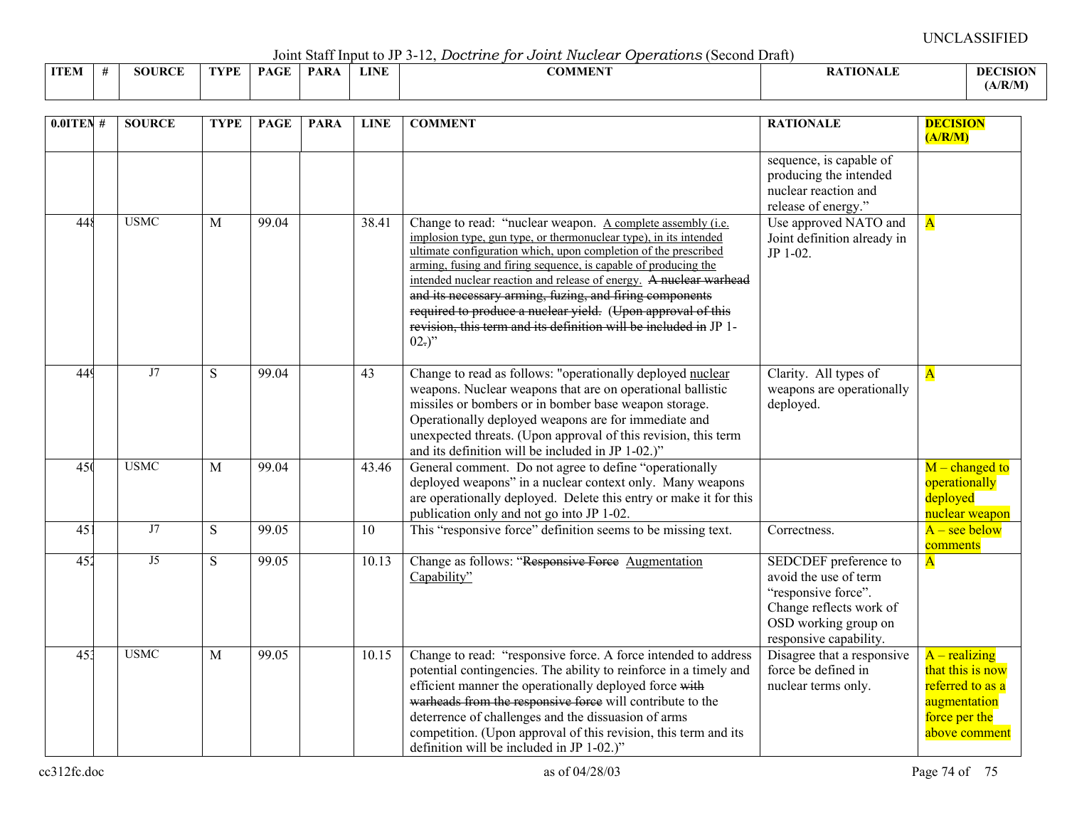Joint Staff Input to JP 3-12, *Doctrine for Joint Nuclear Operations* (Second Draft)

| 0.0ITEM | # | SOURCE | TYPE | PAGE | PARA | LINE | COMMENT | RATIONALE | DECISION (A/R/M) |
|---|---|---|---|---|---|---|---|---|---|
| | | | | | | | | sequence, is capable of producing the intended nuclear reaction and release of energy." | |
| 448 | | USMC | M | 99.04 | | 38.41 | Change to read: "nuclear weapon. <u>A complete assembly (i.e. implosion type, gun type, or thermonuclear type), in its intended ultimate configuration which, upon completion of the prescribed arming, fusing and firing sequence, is capable of producing the intended nuclear reaction and release of energy.</u> ~~A nuclear warhead and its necessary arming, fuzing, and firing components required to produce a nuclear yield.~~ (~~Upon approval of this revision, this term and its definition will be included in~~ JP 1-02~~.~~)" | Use approved NATO and Joint definition already in JP 1-02. | A |
| 449 | | J7 | S | 99.04 | | 43 | Change to read as follows: "operationally deployed <u>nuclear</u> weapons. Nuclear weapons that are on operational ballistic missiles or bombers or in bomber base weapon storage. Operationally deployed weapons are for immediate and unexpected threats. (Upon approval of this revision, this term and its definition will be included in JP 1-02.)" | Clarity. All types of weapons are operationally deployed. | A |
| 450 | | USMC | M | 99.04 | | 43.46 | General comment. Do not agree to define "operationally deployed weapons" in a nuclear context only. Many weapons are operationally deployed. Delete this entry or make it for this publication only and not go into JP 1-02. | | M – changed to operationally deployed nuclear weapon |
| 451 | | J7 | S | 99.05 | | 10 | This "responsive force" definition seems to be missing text. | Correctness. | A – see below comments |
| 452 | | J5 | S | 99.05 | | 10.13 | Change as follows: "~~Responsive Force~~ <u>Augmentation Capability</u>" | SEDCDEF preference to avoid the use of term "responsive force". Change reflects work of OSD working group on responsive capability. | A |
| 453 | | USMC | M | 99.05 | | 10.15 | Change to read: "responsive force. A force intended to address potential contingencies. The ability to reinforce in a timely and efficient manner the operationally deployed force ~~with warheads from the responsive force~~ will contribute to the deterrence of challenges and the dissuasion of arms competition. (Upon approval of this revision, this term and its definition will be included in JP 1-02.)" | Disagree that a responsive force be defined in nuclear terms only. | A – realizing that this is now referred to as a augmentation force per the above comment |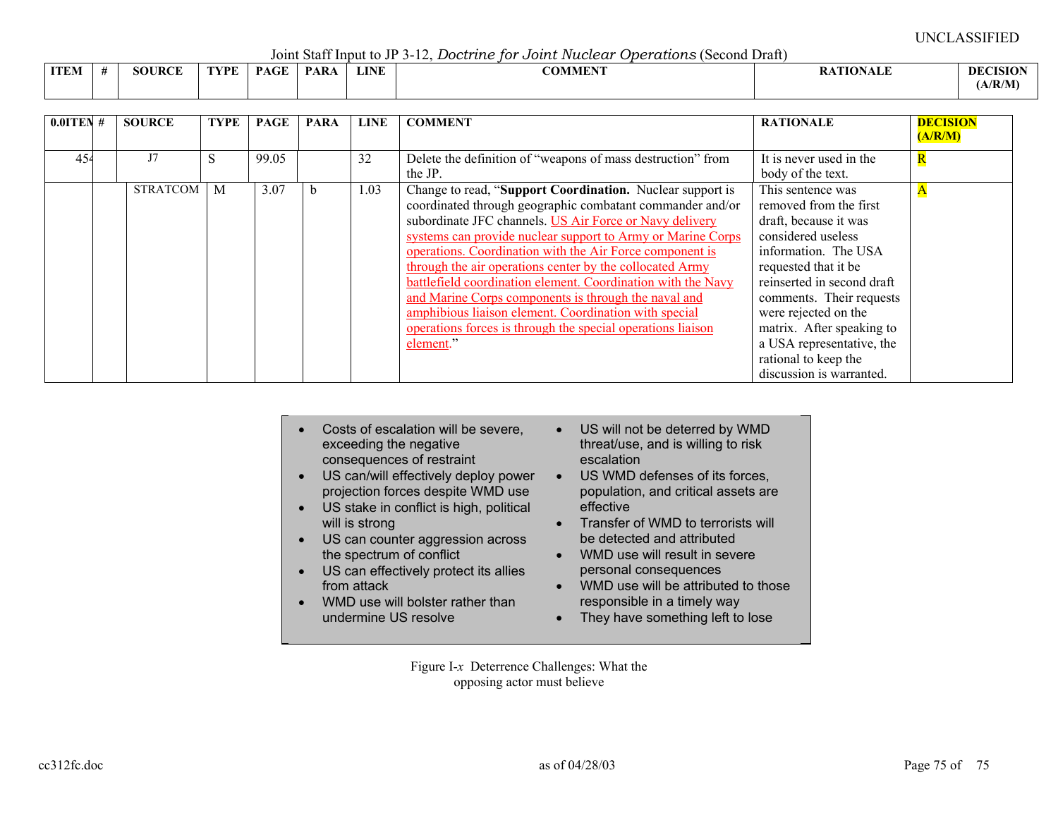UNCLASSIFIED

Joint Staff Input to JP 3-12, *Doctrine for Joint Nuclear Operations* (Second Draft)

| ITEM | # | SOURCE | TYPE | PAGE | PARA | LINE | COMMENT | RATIONALE | DECISION (A/R/M) |
|---|---|---|---|---|---|---|---|---|---|
| 454 | | J7 | S | 99.05 | | 32 | Delete the definition of "weapons of mass destruction" from the JP. | It is never used in the body of the text. | R |
| | | STRATCOM | M | 3.07 | b | 1.03 | Change to read, "**Support Coordination.** Nuclear support is coordinated through geographic combatant commander and/or subordinate JFC channels. US Air Force or Navy delivery systems can provide nuclear support to Army or Marine Corps operations. Coordination with the Air Force component is through the air operations center by the collocated Army battlefield coordination element. Coordination with the Navy and Marine Corps components is through the naval and amphibious liaison element. Coordination with special operations forces is through the special operations liaison element." | This sentence was removed from the first draft, because it was considered useless information. The USA requested that it be reinserted in second draft comments. Their requests were rejected on the matrix. After speaking to a USA representative, the rational to keep the discussion is warranted. | A |

- Costs of escalation will be severe, exceeding the negative consequences of restraint
- US can/will effectively deploy power projection forces despite WMD use
- US stake in conflict is high, political will is strong
- US can counter aggression across the spectrum of conflict
- US can effectively protect its allies from attack
- WMD use will bolster rather than undermine US resolve
- US will not be deterred by WMD threat/use, and is willing to risk escalation
- US WMD defenses of its forces, population, and critical assets are effective
- Transfer of WMD to terrorists will be detected and attributed
- WMD use will result in severe personal consequences
- WMD use will be attributed to those responsible in a timely way
- They have something left to lose

Figure I-*x* Deterrence Challenges: What the opposing actor must believe

cc312fc.doc as of 04/28/03